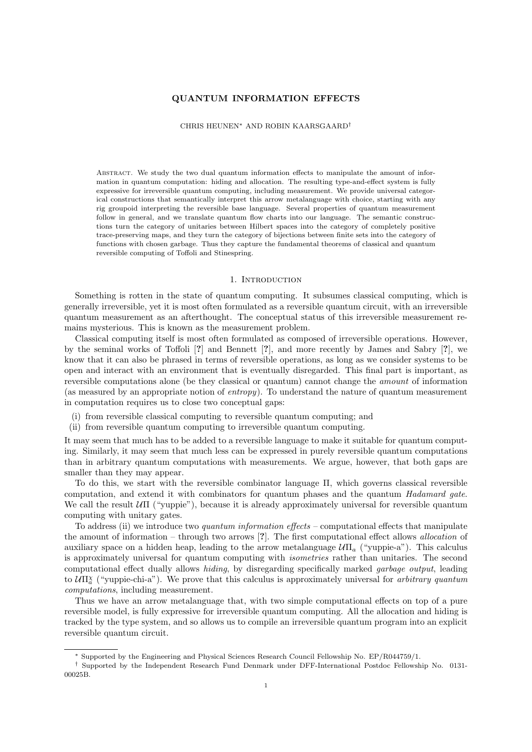# QUANTUM INFORMATION EFFECTS

CHRIS HEUNEN* AND ROBIN KAARSGAARD†

ABSTRACT. We study the two dual quantum information effects to manipulate the amount of information in quantum computation: hiding and allocation. The resulting type-and-effect system is fully expressive for irreversible quantum computing, including measurement. We provide universal categorical constructions that semantically interpret this arrow metalanguage with choice, starting with any rig groupoid interpreting the reversible base language. Several properties of quantum measurement follow in general, and we translate quantum flow charts into our language. The semantic constructions turn the category of unitaries between Hilbert spaces into the category of completely positive trace-preserving maps, and they turn the category of bijections between finite sets into the category of functions with chosen garbage. Thus they capture the fundamental theorems of classical and quantum reversible computing of Toffoli and Stinespring.

## 1. INTRODUCTION

Something is rotten in the state of quantum computing. It subsumes classical computing, which is generally irreversible, yet it is most often formulated as a reversible quantum circuit, with an irreversible quantum measurement as an afterthought. The conceptual status of this irreversible measurement remains mysterious. This is known as the measurement problem.

Classical computing itself is most often formulated as composed of irreversible operations. However, by the seminal works of Toffoli [?] and Bennett [?], and more recently by James and Sabry [?], we know that it can also be phrased in terms of reversible operations, as long as we consider systems to be open and interact with an environment that is eventually disregarded. This final part is important, as reversible computations alone (be they classical or quantum) cannot change the *amount* of information (as measured by an appropriate notion of *entropy*). To understand the nature of quantum measurement in computation requires us to close two conceptual gaps:

(i) from reversible classical computing to reversible quantum computing; and
(ii) from reversible quantum computing to irreversible quantum computing.

It may seem that much has to be added to a reversible language to make it suitable for quantum computing. Similarly, it may seem that much less can be expressed in purely reversible quantum computations than in arbitrary quantum computations with measurements. We argue, however, that both gaps are smaller than they may appear.

To do this, we start with the reversible combinator language $\Pi$, which governs classical reversible computation, and extend it with combinators for quantum phases and the quantum *Hadamard gate*. We call the result $\mathcal{U}\Pi$ ("yuppie"), because it is already approximately universal for reversible quantum computing with unitary gates.

To address (ii) we introduce two *quantum information effects* – computational effects that manipulate the amount of information – through two arrows [?]. The first computational effect allows *allocation* of auxiliary space on a hidden heap, leading to the arrow metalanguage $\mathcal{U}\Pi_a$ ("yuppie-a"). This calculus is approximately universal for quantum computing with *isometries* rather than unitaries. The second computational effect dually allows *hiding*, by disregarding specifically marked *garbage output*, leading to $\mathcal{U}\Pi_a^\chi$ ("yuppie-chi-a"). We prove that this calculus is approximately universal for *arbitrary quantum computations*, including measurement.

Thus we have an arrow metalanguage that, with two simple computational effects on top of a pure reversible model, is fully expressive for irreversible quantum computing. All the allocation and hiding is tracked by the type system, and so allows us to compile an irreversible quantum program into an explicit reversible quantum circuit.

---

* Supported by the Engineering and Physical Sciences Research Council Fellowship No. EP/R044759/1.

† Supported by the Independent Research Fund Denmark under DFF-International Postdoc Fellowship No. 0131-00025B.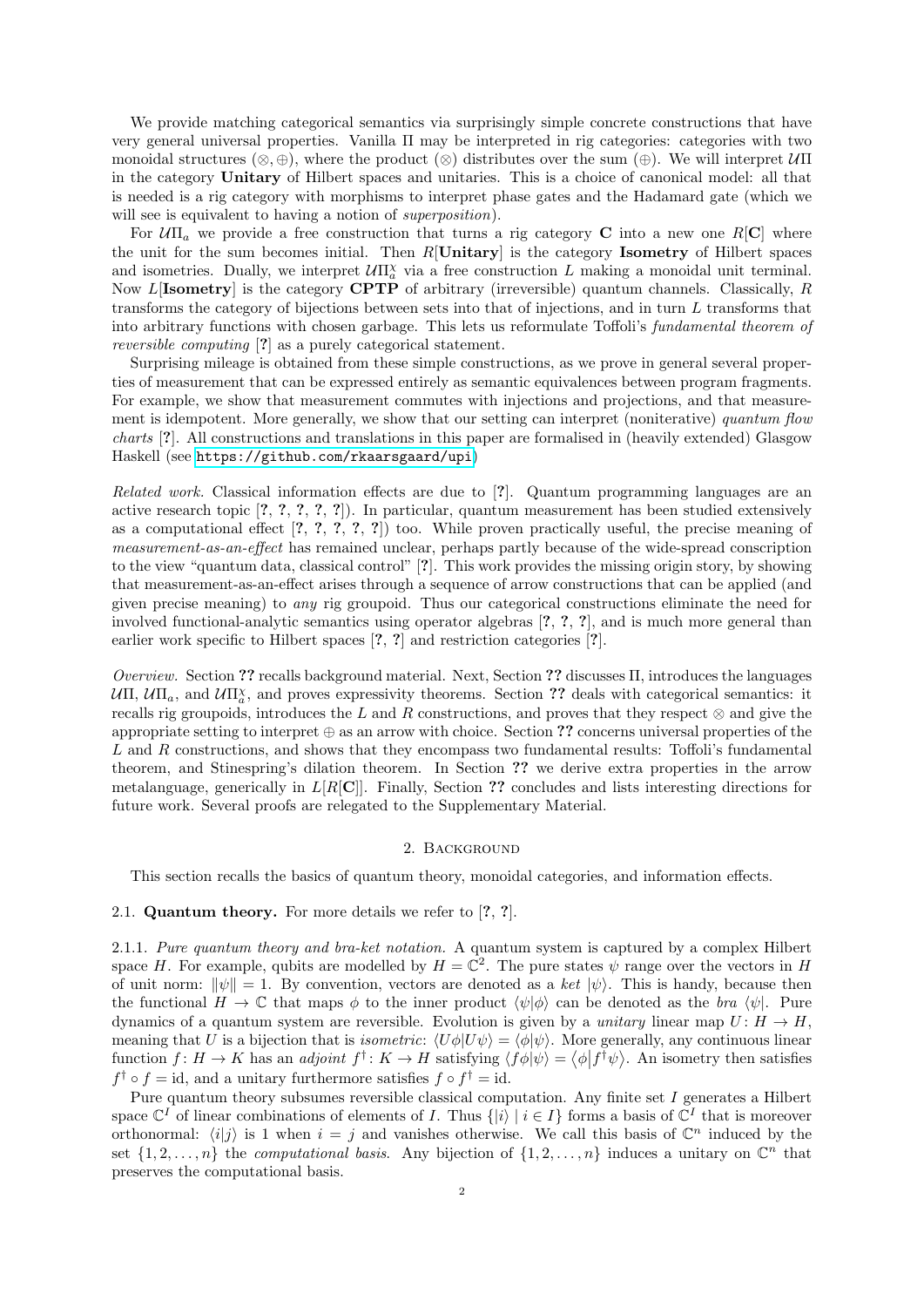We provide matching categorical semantics via surprisingly simple concrete constructions that have very general universal properties. Vanilla Π may be interpreted in rig categories: categories with two monoidal structures ($\otimes, \oplus$), where the product ($\otimes$) distributes over the sum ($\oplus$). We will interpret $\mathcal{U}\Pi$ in the category **Unitary** of Hilbert spaces and unitaries. This is a choice of canonical model: all that is needed is a rig category with morphisms to interpret phase gates and the Hadamard gate (which we will see is equivalent to having a notion of *superposition*).

For $\mathcal{U}\Pi_a$ we provide a free construction that turns a rig category $\mathbf{C}$ into a new one $R[\mathbf{C}]$ where the unit for the sum becomes initial. Then $R[\mathbf{Unitary}]$ is the category **Isometry** of Hilbert spaces and isometries. Dually, we interpret $\mathcal{U}\Pi_a^\chi$ via a free construction $L$ making a monoidal unit terminal. Now $L[\mathbf{Isometry}]$ is the category **CPTP** of arbitrary (irreversible) quantum channels. Classically, $R$ transforms the category of bijections between sets into that of injections, and in turn $L$ transforms that into arbitrary functions with chosen garbage. This lets us reformulate Toffoli's *fundamental theorem of reversible computing* [?] as a purely categorical statement.

Surprising mileage is obtained from these simple constructions, as we prove in general several properties of measurement that can be expressed entirely as semantic equivalences between program fragments. For example, we show that measurement commutes with injections and projections, and that measurement is idempotent. More generally, we show that our setting can interpret (noniterative) *quantum flow charts* [?]. All constructions and translations in this paper are formalised in (heavily extended) Glasgow Haskell (see https://github.com/rkaarsgaard/upi)

*Related work.* Classical information effects are due to [?]. Quantum programming languages are an active research topic [?, ?, ?, ?, ?]). In particular, quantum measurement has been studied extensively as a computational effect [?, ?, ?, ?, ?]) too. While proven practically useful, the precise meaning of *measurement-as-an-effect* has remained unclear, perhaps partly because of the wide-spread conscription to the view "quantum data, classical control" [?]. This work provides the missing origin story, by showing that measurement-as-an-effect arises through a sequence of arrow constructions that can be applied (and given precise meaning) to *any* rig groupoid. Thus our categorical constructions eliminate the need for involved functional-analytic semantics using operator algebras [?, ?, ?], and is much more general than earlier work specific to Hilbert spaces [?, ?] and restriction categories [?].

*Overview.* Section ?? recalls background material. Next, Section ?? discusses Π, introduces the languages $\mathcal{U}\Pi$, $\mathcal{U}\Pi_a$, and $\mathcal{U}\Pi_a^\chi$, and proves expressivity theorems. Section ?? deals with categorical semantics: it recalls rig groupoids, introduces the $L$ and $R$ constructions, and proves that they respect $\otimes$ and give the appropriate setting to interpret $\oplus$ as an arrow with choice. Section ?? concerns universal properties of the $L$ and $R$ constructions, and shows that they encompass two fundamental results: Toffoli's fundamental theorem, and Stinespring's dilation theorem. In Section ?? we derive extra properties in the arrow metalanguage, generically in $L[R[\mathbf{C}]]$. Finally, Section ?? concludes and lists interesting directions for future work. Several proofs are relegated to the Supplementary Material.

## 2. Background

This section recalls the basics of quantum theory, monoidal categories, and information effects.

### 2.1. Quantum theory.

For more details we refer to [?, ?].

#### 2.1.1. *Pure quantum theory and bra-ket notation.*

A quantum system is captured by a complex Hilbert space $H$. For example, qubits are modelled by $H = \mathbb{C}^2$. The pure states $\psi$ range over the vectors in $H$ of unit norm: $\|\psi\| = 1$. By convention, vectors are denoted as a *ket* $|\psi\rangle$. This is handy, because then the functional $H \to \mathbb{C}$ that maps $\phi$ to the inner product $\langle\psi|\phi\rangle$ can be denoted as the *bra* $\langle\psi|$. Pure dynamics of a quantum system are reversible. Evolution is given by a *unitary* linear map $U : H \to H$, meaning that $U$ is a bijection that is *isometric*: $\langle U\phi|U\psi\rangle = \langle\phi|\psi\rangle$. More generally, any continuous linear function $f : H \to K$ has an *adjoint* $f^\dagger : K \to H$ satisfying $\langle f\phi|\psi\rangle = \langle\phi|f^\dagger\psi\rangle$. An isometry then satisfies $f^\dagger \circ f = \mathrm{id}$, and a unitary furthermore satisfies $f \circ f^\dagger = \mathrm{id}$.

Pure quantum theory subsumes reversible classical computation. Any finite set $I$ generates a Hilbert space $\mathbb{C}^I$ of linear combinations of elements of $I$. Thus $\{|i\rangle \mid i \in I\}$ forms a basis of $\mathbb{C}^I$ that is moreover orthonormal: $\langle i|j\rangle$ is 1 when $i = j$ and vanishes otherwise. We call this basis of $\mathbb{C}^n$ induced by the set $\{1, 2, \ldots, n\}$ the *computational basis*. Any bijection of $\{1, 2, \ldots, n\}$ induces a unitary on $\mathbb{C}^n$ that preserves the computational basis.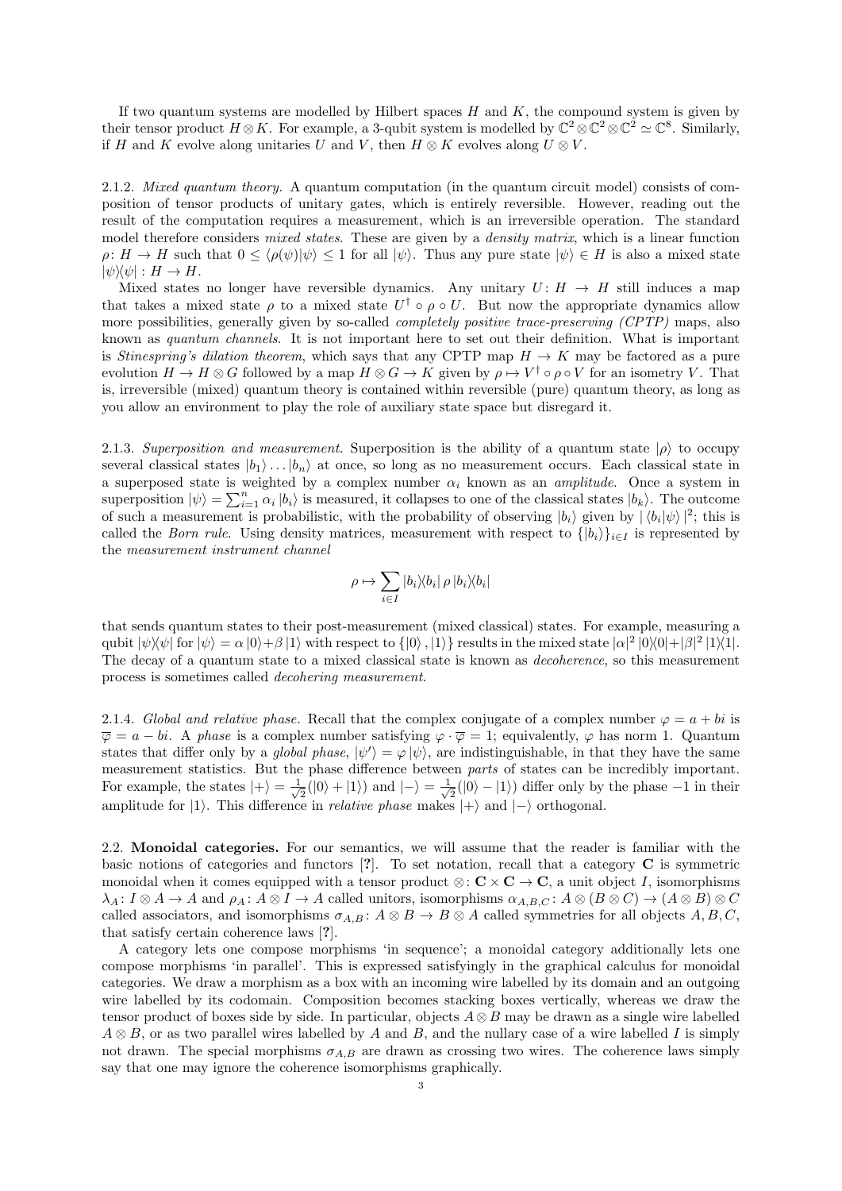If two quantum systems are modelled by Hilbert spaces $H$ and $K$, the compound system is given by their tensor product $H \otimes K$. For example, a 3-qubit system is modelled by $\mathbb{C}^2 \otimes \mathbb{C}^2 \otimes \mathbb{C}^2 \simeq \mathbb{C}^8$. Similarly, if $H$ and $K$ evolve along unitaries $U$ and $V$, then $H \otimes K$ evolves along $U \otimes V$.

2.1.2. *Mixed quantum theory.* A quantum computation (in the quantum circuit model) consists of composition of tensor products of unitary gates, which is entirely reversible. However, reading out the result of the computation requires a measurement, which is an irreversible operation. The standard model therefore considers *mixed states*. These are given by a *density matrix*, which is a linear function $\rho\colon H \to H$ such that $0 \leq \langle \rho(\psi) | \psi \rangle \leq 1$ for all $|\psi\rangle$. Thus any pure state $|\psi\rangle \in H$ is also a mixed state $|\psi\rangle\langle\psi| : H \to H$.

Mixed states no longer have reversible dynamics. Any unitary $U\colon H \to H$ still induces a map that takes a mixed state $\rho$ to a mixed state $U^\dagger \circ \rho \circ U$. But now the appropriate dynamics allow more possibilities, generally given by so-called *completely positive trace-preserving (CPTP)* maps, also known as *quantum channels*. It is not important here to set out their definition. What is important is *Stinespring's dilation theorem*, which says that any CPTP map $H \to K$ may be factored as a pure evolution $H \to H \otimes G$ followed by a map $H \otimes G \to K$ given by $\rho \mapsto V^\dagger \circ \rho \circ V$ for an isometry $V$. That is, irreversible (mixed) quantum theory is contained within reversible (pure) quantum theory, as long as you allow an environment to play the role of auxiliary state space but disregard it.

2.1.3. *Superposition and measurement.* Superposition is the ability of a quantum state $|\rho\rangle$ to occupy several classical states $|b_1\rangle \dots |b_n\rangle$ at once, so long as no measurement occurs. Each classical state in a superposed state is weighted by a complex number $\alpha_i$ known as an *amplitude*. Once a system in superposition $|\psi\rangle = \sum_{i=1}^n \alpha_i |b_i\rangle$ is measured, it collapses to one of the classical states $|b_k\rangle$. The outcome of such a measurement is probabilistic, with the probability of observing $|b_i\rangle$ given by $|\langle b_i|\psi\rangle|^2$; this is called the *Born rule*. Using density matrices, measurement with respect to $\{|b_i\rangle\}_{i\in I}$ is represented by the *measurement instrument channel*

$$\rho \mapsto \sum_{i \in I} |b_i\rangle\langle b_i| \, \rho \, |b_i\rangle\langle b_i|$$

that sends quantum states to their post-measurement (mixed classical) states. For example, measuring a qubit $|\psi\rangle\langle\psi|$ for $|\psi\rangle = \alpha|0\rangle + \beta|1\rangle$ with respect to $\{|0\rangle, |1\rangle\}$ results in the mixed state $|\alpha|^2 \, |0\rangle\langle 0| + |\beta|^2 \, |1\rangle\langle 1|$. The decay of a quantum state to a mixed classical state is known as *decoherence*, so this measurement process is sometimes called *decohering measurement*.

2.1.4. *Global and relative phase.* Recall that the complex conjugate of a complex number $\varphi = a + bi$ is $\overline{\varphi} = a - bi$. A *phase* is a complex number satisfying $\varphi \cdot \overline{\varphi} = 1$; equivalently, $\varphi$ has norm 1. Quantum states that differ only by a *global phase*, $|\psi'\rangle = \varphi|\psi\rangle$, are indistinguishable, in that they have the same measurement statistics. But the phase difference between *parts* of states can be incredibly important. For example, the states $|+\rangle = \frac{1}{\sqrt{2}}(|0\rangle + |1\rangle)$ and $|-\rangle = \frac{1}{\sqrt{2}}(|0\rangle - |1\rangle)$ differ only by the phase $-1$ in their amplitude for $|1\rangle$. This difference in *relative phase* makes $|+\rangle$ and $|-\rangle$ orthogonal.

2.2. **Monoidal categories.** For our semantics, we will assume that the reader is familiar with the basic notions of categories and functors [?]. To set notation, recall that a category $\mathbf{C}$ is symmetric monoidal when it comes equipped with a tensor product $\otimes\colon \mathbf{C} \times \mathbf{C} \to \mathbf{C}$, a unit object $I$, isomorphisms $\lambda_A\colon I \otimes A \to A$ and $\rho_A\colon A \otimes I \to A$ called unitors, isomorphisms $\alpha_{A,B,C}\colon A \otimes (B \otimes C) \to (A \otimes B) \otimes C$ called associators, and isomorphisms $\sigma_{A,B}\colon A \otimes B \to B \otimes A$ called symmetries for all objects $A, B, C$, that satisfy certain coherence laws [?].

A category lets one compose morphisms 'in sequence'; a monoidal category additionally lets one compose morphisms 'in parallel'. This is expressed satisfyingly in the graphical calculus for monoidal categories. We draw a morphism as a box with an incoming wire labelled by its domain and an outgoing wire labelled by its codomain. Composition becomes stacking boxes vertically, whereas we draw the tensor product of boxes side by side. In particular, objects $A \otimes B$ may be drawn as a single wire labelled $A \otimes B$, or as two parallel wires labelled by $A$ and $B$, and the nullary case of a wire labelled $I$ is simply not drawn. The special morphisms $\sigma_{A,B}$ are drawn as crossing two wires. The coherence laws simply say that one may ignore the coherence isomorphisms graphically.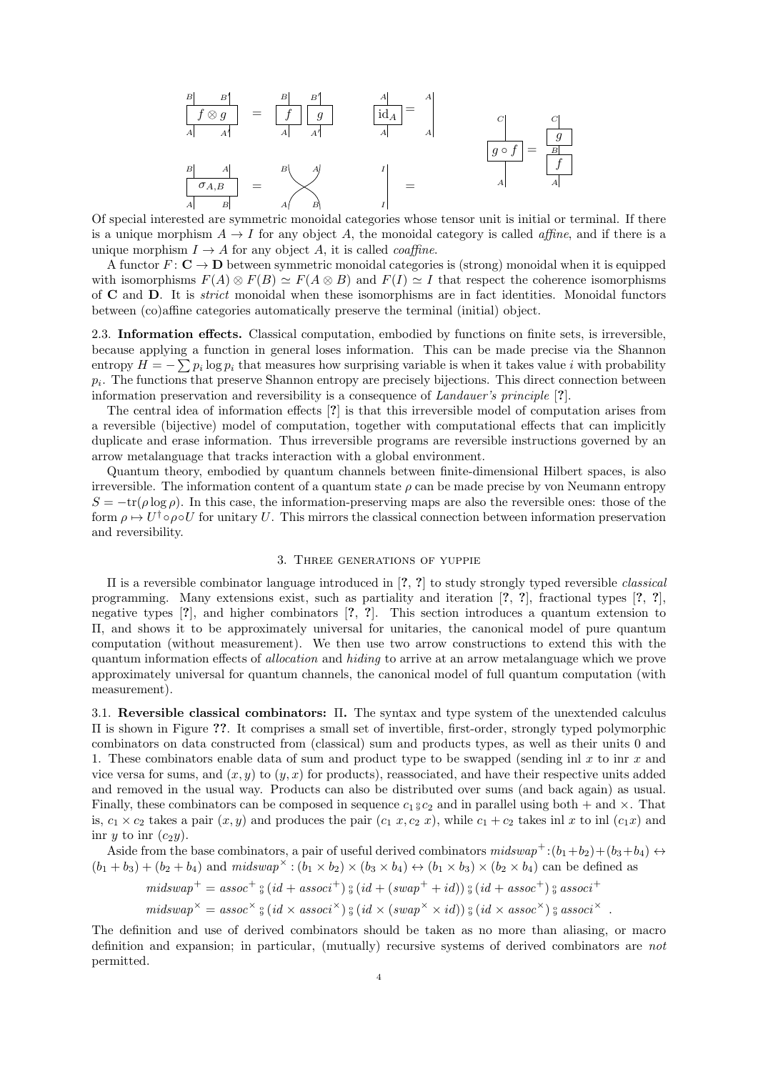Of special interested are symmetric monoidal categories whose tensor unit is initial or terminal. If there is a unique morphism $A \to I$ for any object $A$, the monoidal category is called *affine*, and if there is a unique morphism $I \to A$ for any object $A$, it is called *coaffine*.

A functor $F \colon \mathbf{C} \to \mathbf{D}$ between symmetric monoidal categories is (strong) monoidal when it is equipped with isomorphisms $F(A) \otimes F(B) \simeq F(A \otimes B)$ and $F(I) \simeq I$ that respect the coherence isomorphisms of $\mathbf{C}$ and $\mathbf{D}$. It is *strict* monoidal when these isomorphisms are in fact identities. Monoidal functors between (co)affine categories automatically preserve the terminal (initial) object.

**2.3. Information effects.** Classical computation, embodied by functions on finite sets, is irreversible, because applying a function in general loses information. This can be made precise via the Shannon entropy $H = -\sum p_i \log p_i$ that measures how surprising variable is when it takes value $i$ with probability $p_i$. The functions that preserve Shannon entropy are precisely bijections. This direct connection between information preservation and reversibility is a consequence of *Landauer's principle* [?].

The central idea of information effects [?] is that this irreversible model of computation arises from a reversible (bijective) model of computation, together with computational effects that can implicitly duplicate and erase information. Thus irreversible programs are reversible instructions governed by an arrow metalanguage that tracks interaction with a global environment.

Quantum theory, embodied by quantum channels between finite-dimensional Hilbert spaces, is also irreversible. The information content of a quantum state $\rho$ can be made precise by von Neumann entropy $S = -\mathrm{tr}(\rho \log \rho)$. In this case, the information-preserving maps are also the reversible ones: those of the form $\rho \mapsto U^\dagger \circ \rho \circ U$ for unitary $U$. This mirrors the classical connection between information preservation and reversibility.

## 3. Three generations of yuppie

$\Pi$ is a reversible combinator language introduced in [?, ?] to study strongly typed reversible *classical* programming. Many extensions exist, such as partiality and iteration [?, ?], fractional types [?, ?], negative types [?], and higher combinators [?, ?]. This section introduces a quantum extension to $\Pi$, and shows it to be approximately universal for unitaries, the canonical model of pure quantum computation (without measurement). We then use two arrow constructions to extend this with the quantum information effects of *allocation* and *hiding* to arrive at an arrow metalanguage which we prove approximately universal for quantum channels, the canonical model of full quantum computation (with measurement).

**3.1. Reversible classical combinators: $\Pi$.** The syntax and type system of the unextended calculus $\Pi$ is shown in Figure ??. It comprises a small set of invertible, first-order, strongly typed polymorphic combinators on data constructed from (classical) sum and products types, as well as their units 0 and 1. These combinators enable data of sum and product type to be swapped (sending inl $x$ to inr $x$ and vice versa for sums, and $(x, y)$ to $(y, x)$ for products), reassociated, and have their respective units added and removed in the usual way. Products can also be distributed over sums (and back again) as usual. Finally, these combinators can be composed in sequence $c_1 \fatsemi c_2$ and in parallel using both $+$ and $\times$. That is, $c_1 \times c_2$ takes a pair $(x, y)$ and produces the pair $(c_1\ x, c_2\ x)$, while $c_1 + c_2$ takes inl $x$ to inl $(c_1 x)$ and inr $y$ to inr $(c_2 y)$.

Aside from the base combinators, a pair of useful derived combinators $midswap^+ : (b_1 + b_2) + (b_3 + b_4) \leftrightarrow (b_1 + b_3) + (b_2 + b_4)$ and $midswap^\times : (b_1 \times b_2) \times (b_3 \times b_4) \leftrightarrow (b_1 \times b_3) \times (b_2 \times b_4)$ can be defined as

$$midswap^+ = assoc^+ \fatsemi (id + associ^+) \fatsemi (id + (swap^+ + id)) \fatsemi (id + assoc^+) \fatsemi associ^+$$

$$midswap^\times = assoc^\times \fatsemi (id \times associ^\times) \fatsemi (id \times (swap^\times \times id)) \fatsemi (id \times assoc^\times) \fatsemi associ^\times \ .$$

The definition and use of derived combinators should be taken as no more than aliasing, or macro definition and expansion; in particular, (mutually) recursive systems of derived combinators are *not* permitted.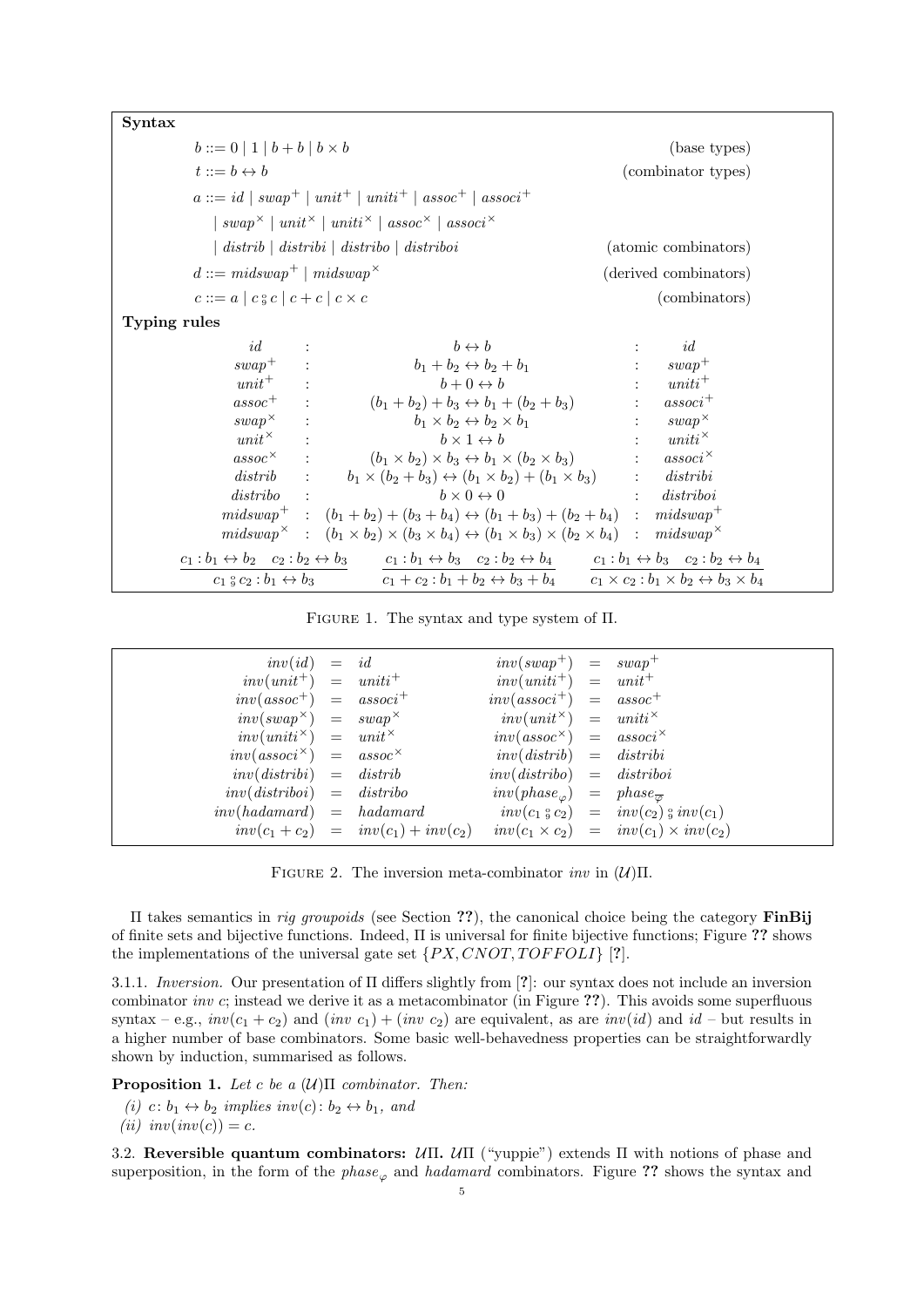**Syntax**

$$
\begin{array}{lr}
b ::= 0 \mid 1 \mid b + b \mid b \times b & \text{(base types)} \\
t ::= b \leftrightarrow b & \text{(combinator types)} \\
a ::= \mathit{id} \mid \mathit{swap}^+ \mid \mathit{unit}^+ \mid \mathit{uniti}^+ \mid \mathit{assoc}^+ \mid \mathit{associ}^+ & \\
\quad \mid \mathit{swap}^\times \mid \mathit{unit}^\times \mid \mathit{uniti}^\times \mid \mathit{assoc}^\times \mid \mathit{associ}^\times & \\
\quad \mid \mathit{distrib} \mid \mathit{distribi} \mid \mathit{distribo} \mid \mathit{distriboi} & \text{(atomic combinators)} \\
d ::= \mathit{midswap}^+ \mid \mathit{midswap}^\times & \text{(derived combinators)} \\
c ::= a \mid c \fatsemi c \mid c + c \mid c \times c & \text{(combinators)}
\end{array}
$$

**Typing rules**

$$
\begin{array}{rcccl}
\mathit{id} & : & b \leftrightarrow b & : & \mathit{id} \\
\mathit{swap}^+ & : & b_1 + b_2 \leftrightarrow b_2 + b_1 & : & \mathit{swap}^+ \\
\mathit{unit}^+ & : & b + 0 \leftrightarrow b & : & \mathit{uniti}^+ \\
\mathit{assoc}^+ & : & (b_1 + b_2) + b_3 \leftrightarrow b_1 + (b_2 + b_3) & : & \mathit{associ}^+ \\
\mathit{swap}^\times & : & b_1 \times b_2 \leftrightarrow b_2 \times b_1 & : & \mathit{swap}^\times \\
\mathit{unit}^\times & : & b \times 1 \leftrightarrow b & : & \mathit{uniti}^\times \\
\mathit{assoc}^\times & : & (b_1 \times b_2) \times b_3 \leftrightarrow b_1 \times (b_2 \times b_3) & : & \mathit{associ}^\times \\
\mathit{distrib} & : & b_1 \times (b_2 + b_3) \leftrightarrow (b_1 \times b_2) + (b_1 \times b_3) & : & \mathit{distribi} \\
\mathit{distribo} & : & b \times 0 \leftrightarrow 0 & : & \mathit{distriboi} \\
\mathit{midswap}^+ & : & (b_1 + b_2) + (b_3 + b_4) \leftrightarrow (b_1 + b_3) + (b_2 + b_4) & : & \mathit{midswap}^+ \\
\mathit{midswap}^\times & : & (b_1 \times b_2) \times (b_3 \times b_4) \leftrightarrow (b_1 \times b_3) \times (b_2 \times b_4) & : & \mathit{midswap}^\times
\end{array}
$$

$$
\frac{c_1 : b_1 \leftrightarrow b_2 \quad c_2 : b_2 \leftrightarrow b_3}{c_1 \fatsemi c_2 : b_1 \leftrightarrow b_3}
\qquad
\frac{c_1 : b_1 \leftrightarrow b_3 \quad c_2 : b_2 \leftrightarrow b_4}{c_1 + c_2 : b_1 + b_2 \leftrightarrow b_3 + b_4}
\qquad
\frac{c_1 : b_1 \leftrightarrow b_3 \quad c_2 : b_2 \leftrightarrow b_4}{c_1 \times c_2 : b_1 \times b_2 \leftrightarrow b_3 \times b_4}
$$

Figure 1. The syntax and type system of Π.

$$
\begin{array}{rclrcl}
\mathit{inv}(\mathit{id}) & = & \mathit{id} & \mathit{inv}(\mathit{swap}^+) & = & \mathit{swap}^+ \\
\mathit{inv}(\mathit{unit}^+) & = & \mathit{uniti}^+ & \mathit{inv}(\mathit{uniti}^+) & = & \mathit{unit}^+ \\
\mathit{inv}(\mathit{assoc}^+) & = & \mathit{associ}^+ & \mathit{inv}(\mathit{associ}^+) & = & \mathit{assoc}^+ \\
\mathit{inv}(\mathit{swap}^\times) & = & \mathit{swap}^\times & \mathit{inv}(\mathit{unit}^\times) & = & \mathit{uniti}^\times \\
\mathit{inv}(\mathit{uniti}^\times) & = & \mathit{unit}^\times & \mathit{inv}(\mathit{assoc}^\times) & = & \mathit{associ}^\times \\
\mathit{inv}(\mathit{associ}^\times) & = & \mathit{assoc}^\times & \mathit{inv}(\mathit{distrib}) & = & \mathit{distribi} \\
\mathit{inv}(\mathit{distribi}) & = & \mathit{distrib} & \mathit{inv}(\mathit{distribo}) & = & \mathit{distriboi} \\
\mathit{inv}(\mathit{distriboi}) & = & \mathit{distribo} & \mathit{inv}(\mathit{phase}_\varphi) & = & \mathit{phase}_{\overline{\varphi}} \\
\mathit{inv}(\mathit{hadamard}) & = & \mathit{hadamard} & \mathit{inv}(c_1 \fatsemi c_2) & = & \mathit{inv}(c_2) \fatsemi \mathit{inv}(c_1) \\
\mathit{inv}(c_1 + c_2) & = & \mathit{inv}(c_1) + \mathit{inv}(c_2) & \mathit{inv}(c_1 \times c_2) & = & \mathit{inv}(c_1) \times \mathit{inv}(c_2)
\end{array}
$$

Figure 2. The inversion meta-combinator *inv* in $(\mathcal{U})\Pi$.

Π takes semantics in *rig groupoids* (see Section **??**), the canonical choice being the category **FinBij** of finite sets and bijective functions. Indeed, Π is universal for finite bijective functions; Figure **??** shows the implementations of the universal gate set $\{PX, CNOT, TOFFOLI\}$ [**?**].

3.1.1. *Inversion.* Our presentation of Π differs slightly from [**?**]: our syntax does not include an inversion combinator *inv c*; instead we derive it as a metacombinator (in Figure **??**). This avoids some superfluous syntax – e.g., $\mathit{inv}(c_1 + c_2)$ and $(\mathit{inv}\ c_1) + (\mathit{inv}\ c_2)$ are equivalent, as are $\mathit{inv}(\mathit{id})$ and $\mathit{id}$ – but results in a higher number of base combinators. Some basic well-behavedness properties can be straightforwardly shown by induction, summarised as follows.

**Proposition 1.** *Let $c$ be a $(\mathcal{U})\Pi$ combinator. Then:*

*(i) $c\colon b_1 \leftrightarrow b_2$ implies $\mathit{inv}(c)\colon b_2 \leftrightarrow b_1$, and*
*(ii) $\mathit{inv}(\mathit{inv}(c)) = c$.*

3.2. **Reversible quantum combinators: $\mathcal{U}\Pi$.** $\mathcal{U}\Pi$ ("yuppie") extends Π with notions of phase and superposition, in the form of the $\mathit{phase}_\varphi$ and *hadamard* combinators. Figure **??** shows the syntax and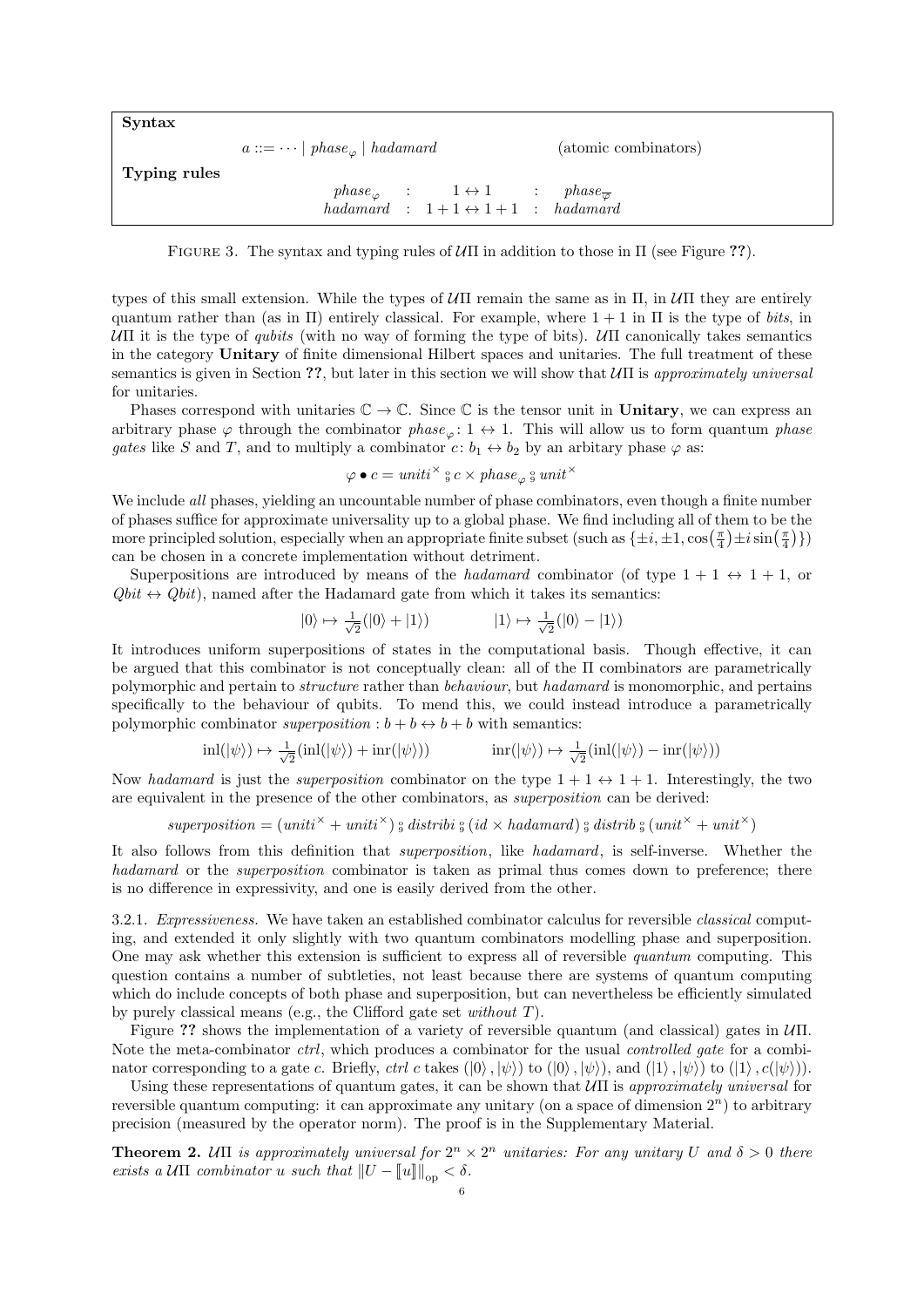**Syntax**

$$a ::= \cdots \mid \mathit{phase}_\varphi \mid \mathit{hadamard} \qquad\qquad \text{(atomic combinators)}$$

**Typing rules**

$$\begin{array}{rcccl} \mathit{phase}_\varphi & : & 1 \leftrightarrow 1 & : & \mathit{phase}_{\overline{\varphi}} \\ \mathit{hadamard} & : & 1+1 \leftrightarrow 1+1 & : & \mathit{hadamard} \end{array}$$

Figure 3. The syntax and typing rules of $\mathcal{U}\Pi$ in addition to those in $\Pi$ (see Figure ??).

types of this small extension. While the types of $\mathcal{U}\Pi$ remain the same as in $\Pi$, in $\mathcal{U}\Pi$ they are entirely quantum rather than (as in $\Pi$) entirely classical. For example, where $1+1$ in $\Pi$ is the type of *bits*, in $\mathcal{U}\Pi$ it is the type of *qubits* (with no way of forming the type of bits). $\mathcal{U}\Pi$ canonically takes semantics in the category **Unitary** of finite dimensional Hilbert spaces and unitaries. The full treatment of these semantics is given in Section ??, but later in this section we will show that $\mathcal{U}\Pi$ is *approximately universal* for unitaries.

Phases correspond with unitaries $\mathbb{C} \to \mathbb{C}$. Since $\mathbb{C}$ is the tensor unit in **Unitary**, we can express an arbitrary phase $\varphi$ through the combinator $\mathit{phase}_\varphi \colon 1 \leftrightarrow 1$. This will allow us to form quantum *phase gates* like $S$ and $T$, and to multiply a combinator $c \colon b_1 \leftrightarrow b_2$ by an arbitary phase $\varphi$ as:

$$\varphi \bullet c = \mathit{uniti}^\times \mathbin{⨾} c \times \mathit{phase}_\varphi \mathbin{⨾} \mathit{unit}^\times$$

We include *all* phases, yielding an uncountable number of phase combinators, even though a finite number of phases suffice for approximate universality up to a global phase. We find including all of them to be the more principled solution, especially when an appropriate finite subset (such as $\{\pm i, \pm 1, \cos\left(\frac{\pi}{4}\right) \pm i \sin\left(\frac{\pi}{4}\right)\}$) can be chosen in a concrete implementation without detriment.

Superpositions are introduced by means of the *hadamard* combinator (of type $1+1 \leftrightarrow 1+1$, or $\mathit{Qbit} \leftrightarrow \mathit{Qbit}$), named after the Hadamard gate from which it takes its semantics:

$$|0\rangle \mapsto \tfrac{1}{\sqrt{2}}(|0\rangle + |1\rangle) \qquad\qquad |1\rangle \mapsto \tfrac{1}{\sqrt{2}}(|0\rangle - |1\rangle)$$

It introduces uniform superpositions of states in the computational basis. Though effective, it can be argued that this combinator is not conceptually clean: all of the $\Pi$ combinators are parametrically polymorphic and pertain to *structure* rather than *behaviour*, but *hadamard* is monomorphic, and pertains specifically to the behaviour of qubits. To mend this, we could instead introduce a parametrically polymorphic combinator $\mathit{superposition} : b + b \leftrightarrow b + b$ with semantics:

$$\mathrm{inl}(|\psi\rangle) \mapsto \tfrac{1}{\sqrt{2}}(\mathrm{inl}(|\psi\rangle) + \mathrm{inr}(|\psi\rangle)) \qquad\qquad \mathrm{inr}(|\psi\rangle) \mapsto \tfrac{1}{\sqrt{2}}(\mathrm{inl}(|\psi\rangle) - \mathrm{inr}(|\psi\rangle))$$

Now *hadamard* is just the *superposition* combinator on the type $1+1 \leftrightarrow 1+1$. Interestingly, the two are equivalent in the presence of the other combinators, as *superposition* can be derived:

$$\mathit{superposition} = (\mathit{uniti}^\times + \mathit{uniti}^\times) \mathbin{⨾} \mathit{distribi} \mathbin{⨾} (\mathit{id} \times \mathit{hadamard}) \mathbin{⨾} \mathit{distrib} \mathbin{⨾} (\mathit{unit}^\times + \mathit{unit}^\times)$$

It also follows from this definition that *superposition*, like *hadamard*, is self-inverse. Whether the *hadamard* or the *superposition* combinator is taken as primal thus comes down to preference; there is no difference in expressivity, and one is easily derived from the other.

3.2.1. *Expressiveness.* We have taken an established combinator calculus for reversible *classical* computing, and extended it only slightly with two quantum combinators modelling phase and superposition. One may ask whether this extension is sufficient to express all of reversible *quantum* computing. This question contains a number of subtleties, not least because there are systems of quantum computing which do include concepts of both phase and superposition, but can nevertheless be efficiently simulated by purely classical means (e.g., the Clifford gate set *without* $T$).

Figure ?? shows the implementation of a variety of reversible quantum (and classical) gates in $\mathcal{U}\Pi$. Note the meta-combinator *ctrl*, which produces a combinator for the usual *controlled gate* for a combinator corresponding to a gate $c$. Briefly, *ctrl* $c$ takes $(|0\rangle, |\psi\rangle)$ to $(|0\rangle, |\psi\rangle)$, and $(|1\rangle, |\psi\rangle)$ to $(|1\rangle, c(|\psi\rangle))$.

Using these representations of quantum gates, it can be shown that $\mathcal{U}\Pi$ is *approximately universal* for reversible quantum computing: it can approximate any unitary (on a space of dimension $2^n$) to arbitrary precision (measured by the operator norm). The proof is in the Supplementary Material.

**Theorem 2.** *$\mathcal{U}\Pi$ is approximately universal for $2^n \times 2^n$ unitaries: For any unitary $U$ and $\delta > 0$ there exists a $\mathcal{U}\Pi$ combinator $u$ such that $\|U - [\![u]\!]\|_{\mathrm{op}} < \delta$.*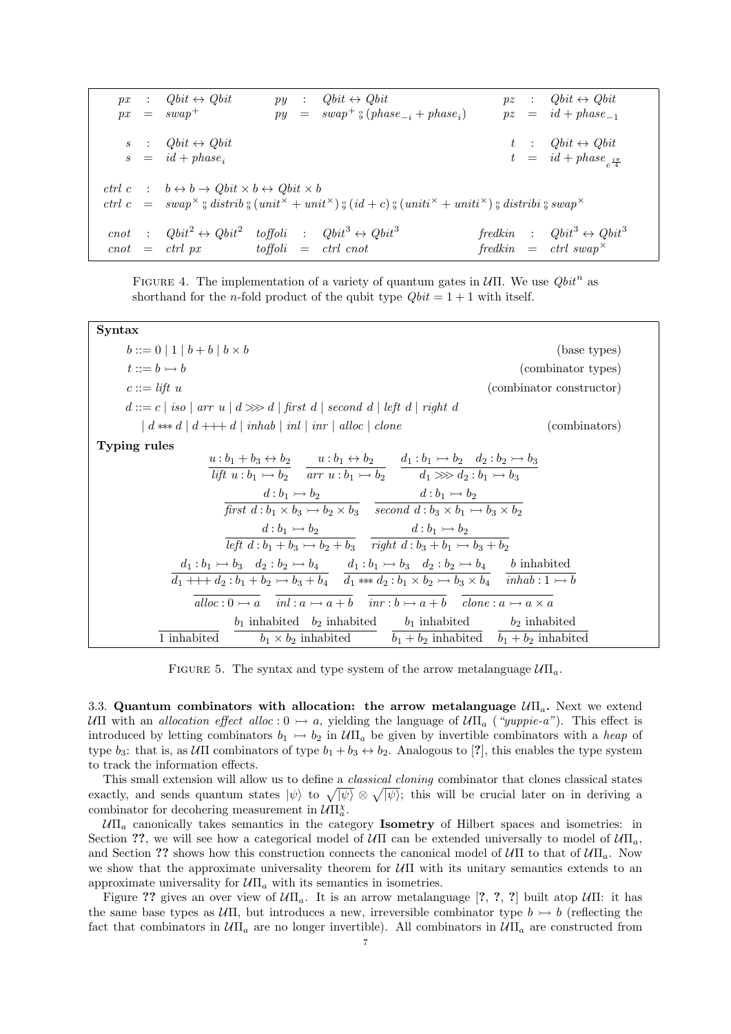$$
\begin{array}{lllllllll}
px & : & Qbit \leftrightarrow Qbit & py & : & Qbit \leftrightarrow Qbit & pz & : & Qbit \leftrightarrow Qbit \\
px & = & swap^{+} & py & = & swap^{+} \fatsemi (phase_{-i} + phase_{i}) & pz & = & id + phase_{-1}
\end{array}
$$

$$
\begin{array}{lllllll}
s & : & Qbit \leftrightarrow Qbit & \qquad & t & : & Qbit \leftrightarrow Qbit \\
s & = & id + phase_{i} & \qquad & t & = & id + phase_{e^{\frac{i\pi}{4}}}
\end{array}
$$

$$
\begin{array}{lll}
ctrl\ c & : & b \leftrightarrow b \rightarrow Qbit \times b \leftrightarrow Qbit \times b \\
ctrl\ c & = & swap^{\times} \fatsemi distrib \fatsemi (unit^{\times} + unit^{\times}) \fatsemi (id + c) \fatsemi (uniti^{\times} + uniti^{\times}) \fatsemi distribi \fatsemi swap^{\times}
\end{array}
$$

$$
\begin{array}{lllllllll}
cnot & : & Qbit^2 \leftrightarrow Qbit^2 & toffoli & : & Qbit^3 \leftrightarrow Qbit^3 & fredkin & : & Qbit^3 \leftrightarrow Qbit^3 \\
cnot & = & ctrl\ px & toffoli & = & ctrl\ cnot & fredkin & = & ctrl\ swap^{\times}
\end{array}
$$

FIGURE 4. The implementation of a variety of quantum gates in $\mathcal{U}\Pi$. We use $Qbit^n$ as shorthand for the $n$-fold product of the qubit type $Qbit = 1 + 1$ with itself.

**Syntax**

$b ::= 0 \mid 1 \mid b + b \mid b \times b$ (base types)

$t ::= b \rightarrowtail b$ (combinator types)

$c ::= lift\ u$ (combinator constructor)

$d ::= c \mid iso \mid arr\ u \mid d \ggg d \mid first\ d \mid second\ d \mid left\ d \mid right\ d$
$\quad \mid d *** d \mid d +\!\!+\!\!+ d \mid inhab \mid inl \mid inr \mid alloc \mid clone$ (combinators)

**Typing rules**

$$
\frac{u : b_1 + b_3 \leftrightarrow b_2}{lift\ u : b_1 \rightarrowtail b_2} \qquad \frac{u : b_1 \leftrightarrow b_2}{arr\ u : b_1 \rightarrowtail b_2} \qquad \frac{d_1 : b_1 \rightarrowtail b_2 \quad d_2 : b_2 \rightarrowtail b_3}{d_1 \ggg d_2 : b_1 \rightarrowtail b_3}
$$

$$
\frac{d : b_1 \rightarrowtail b_2}{first\ d : b_1 \times b_3 \rightarrowtail b_2 \times b_3} \qquad \frac{d : b_1 \rightarrowtail b_2}{second\ d : b_3 \times b_1 \rightarrowtail b_3 \times b_2}
$$

$$
\frac{d : b_1 \rightarrowtail b_2}{left\ d : b_1 + b_3 \rightarrowtail b_2 + b_3} \qquad \frac{d : b_1 \rightarrowtail b_2}{right\ d : b_3 + b_1 \rightarrowtail b_3 + b_2}
$$

$$
\frac{d_1 : b_1 \rightarrowtail b_3 \quad d_2 : b_2 \rightarrowtail b_4}{d_1 +\!\!+\!\!+ d_2 : b_1 + b_2 \rightarrowtail b_3 + b_4} \qquad \frac{d_1 : b_1 \rightarrowtail b_3 \quad d_2 : b_2 \rightarrowtail b_4}{d_1 *** d_2 : b_1 \times b_2 \rightarrowtail b_3 \times b_4} \qquad \frac{b \text{ inhabited}}{inhab : 1 \rightarrowtail b}
$$

$$
\frac{}{alloc : 0 \rightarrowtail a} \qquad \frac{}{inl : a \rightarrowtail a + b} \qquad \frac{}{inr : b \rightarrowtail a + b} \qquad \frac{}{clone : a \rightarrowtail a \times a}
$$

$$
\frac{}{1 \text{ inhabited}} \qquad \frac{b_1 \text{ inhabited} \quad b_2 \text{ inhabited}}{b_1 \times b_2 \text{ inhabited}} \qquad \frac{b_1 \text{ inhabited}}{b_1 + b_2 \text{ inhabited}} \qquad \frac{b_2 \text{ inhabited}}{b_1 + b_2 \text{ inhabited}}
$$

FIGURE 5. The syntax and type system of the arrow metalanguage $\mathcal{U}\Pi_a$.

**3.3. Quantum combinators with allocation: the arrow metalanguage $\mathcal{U}\Pi_a$.** Next we extend $\mathcal{U}\Pi$ with an *allocation effect* $alloc : 0 \rightarrowtail a$, yielding the language of $\mathcal{U}\Pi_a$ (*"yuppie-a"*). This effect is introduced by letting combinators $b_1 \rightarrowtail b_2$ in $\mathcal{U}\Pi_a$ be given by invertible combinators with a *heap* of type $b_3$: that is, as $\mathcal{U}\Pi$ combinators of type $b_1 + b_3 \leftrightarrow b_2$. Analogous to [?], this enables the type system to track the information effects.

This small extension will allow us to define a *classical cloning* combinator that clones classical states exactly, and sends quantum states $|\psi\rangle$ to $\sqrt{|\psi\rangle} \otimes \sqrt{|\psi\rangle}$; this will be crucial later on in deriving a combinator for decohering measurement in $\mathcal{U}\Pi_a^{\chi}$.

$\mathcal{U}\Pi_a$ canonically takes semantics in the category **Isometry** of Hilbert spaces and isometries: in Section **??**, we will see how a categorical model of $\mathcal{U}\Pi$ can be extended universally to model of $\mathcal{U}\Pi_a$, and Section **??** shows how this construction connects the canonical model of $\mathcal{U}\Pi$ to that of $\mathcal{U}\Pi_a$. Now we show that the approximate universality theorem for $\mathcal{U}\Pi$ with its unitary semantics extends to an approximate universality for $\mathcal{U}\Pi_a$ with its semantics in isometries.

Figure **??** gives an over view of $\mathcal{U}\Pi_a$. It is an arrow metalanguage [**?**, **?**, **?**] built atop $\mathcal{U}\Pi$: it has the same base types as $\mathcal{U}\Pi$, but introduces a new, irreversible combinator type $b \rightarrowtail b$ (reflecting the fact that combinators in $\mathcal{U}\Pi_a$ are no longer invertible). All combinators in $\mathcal{U}\Pi_a$ are constructed from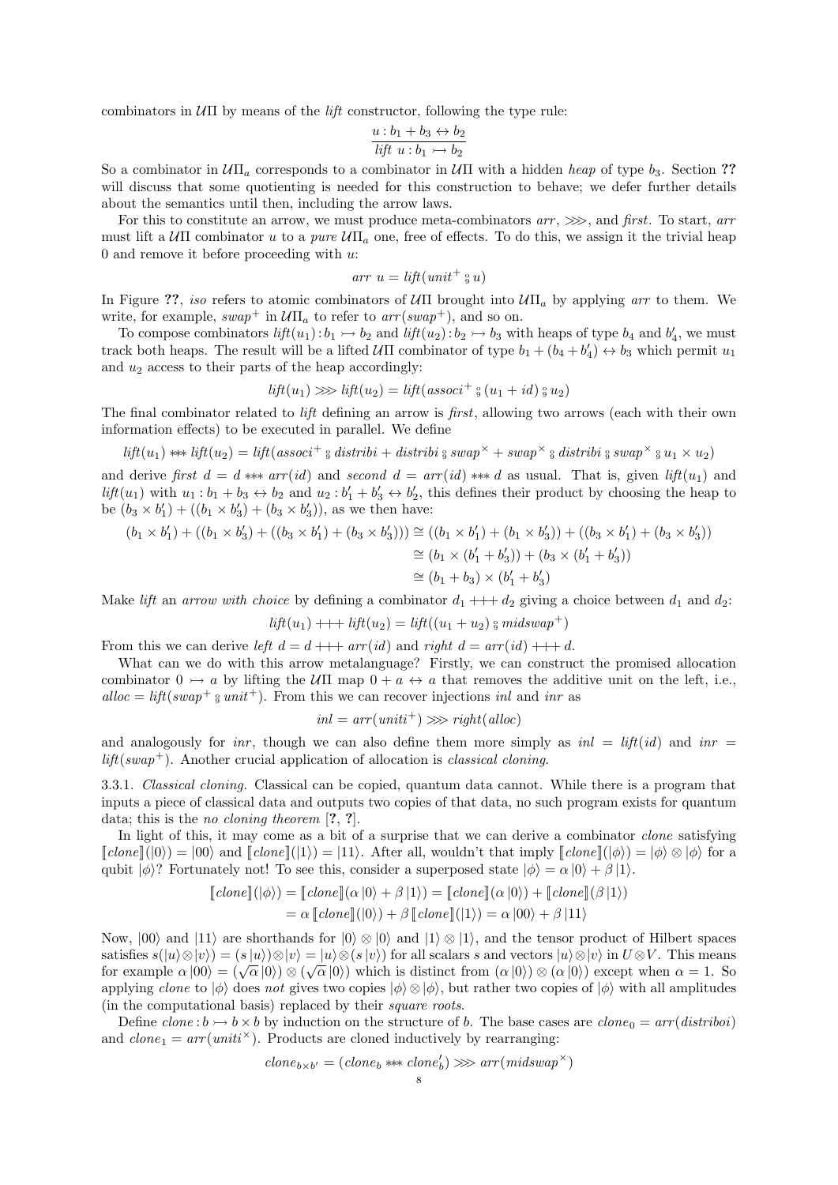combinators in $\mathcal{U}\Pi$ by means of the *lift* constructor, following the type rule:

$$\frac{u : b_1 + b_3 \leftrightarrow b_2}{\mathit{lift}\ u : b_1 \rightarrowtail b_2}$$

So a combinator in $\mathcal{U}\Pi_a$ corresponds to a combinator in $\mathcal{U}\Pi$ with a hidden *heap* of type $b_3$. Section **??** will discuss that some quotienting is needed for this construction to behave; we defer further details about the semantics until then, including the arrow laws.

For this to constitute an arrow, we must produce meta-combinators *arr*, $\ggg$, and *first*. To start, *arr* must lift a $\mathcal{U}\Pi$ combinator $u$ to a *pure* $\mathcal{U}\Pi_a$ one, free of effects. To do this, we assign it the trivial heap 0 and remove it before proceeding with $u$:

$$\mathit{arr}\ u = \mathit{lift}(\mathit{unit}^+ \fatsemi u)$$

In Figure **??**, *iso* refers to atomic combinators of $\mathcal{U}\Pi$ brought into $\mathcal{U}\Pi_a$ by applying *arr* to them. We write, for example, $\mathit{swap}^+$ in $\mathcal{U}\Pi_a$ to refer to $\mathit{arr}(\mathit{swap}^+)$, and so on.

To compose combinators $\mathit{lift}(u_1) : b_1 \rightarrowtail b_2$ and $\mathit{lift}(u_2) : b_2 \rightarrowtail b_3$ with heaps of type $b_4$ and $b_4'$, we must track both heaps. The result will be a lifted $\mathcal{U}\Pi$ combinator of type $b_1 + (b_4 + b_4') \leftrightarrow b_3$ which permit $u_1$ and $u_2$ access to their parts of the heap accordingly:

$$\mathit{lift}(u_1) \ggg \mathit{lift}(u_2) = \mathit{lift}(\mathit{associ}^+ \fatsemi (u_1 + \mathit{id}) \fatsemi u_2)$$

The final combinator related to *lift* defining an arrow is *first*, allowing two arrows (each with their own information effects) to be executed in parallel. We define

$$\mathit{lift}(u_1) *** \mathit{lift}(u_2) = \mathit{lift}(\mathit{associ}^+ \fatsemi \mathit{distribi} + \mathit{distribi} \fatsemi \mathit{swap}^\times + \mathit{swap}^\times \fatsemi \mathit{distribi} \fatsemi \mathit{swap}^\times \fatsemi u_1 \times u_2)$$

and derive *first* $d = d *** \mathit{arr}(\mathit{id})$ and *second* $d = \mathit{arr}(\mathit{id}) *** d$ as usual. That is, given $\mathit{lift}(u_1)$ and $\mathit{lift}(u_1)$ with $u_1 : b_1 + b_3 \leftrightarrow b_2$ and $u_2 : b_1' + b_3' \leftrightarrow b_2'$, this defines their product by choosing the heap to be $(b_3 \times b_1') + ((b_1 \times b_3') + (b_3 \times b_3'))$, as we then have:

$$\begin{aligned}
(b_1 \times b_1') + ((b_1 \times b_3') + ((b_3 \times b_1') + (b_3 \times b_3'))) &\cong ((b_1 \times b_1') + (b_1 \times b_3')) + ((b_3 \times b_1') + (b_3 \times b_3')) \\
&\cong (b_1 \times (b_1' + b_3')) + (b_3 \times (b_1' + b_3')) \\
&\cong (b_1 + b_3) \times (b_1' + b_3')
\end{aligned}$$

Make *lift* an *arrow with choice* by defining a combinator $d_1 +\!\!+\!\!+ d_2$ giving a choice between $d_1$ and $d_2$:

$$\mathit{lift}(u_1) +\!\!+\!\!+ \mathit{lift}(u_2) = \mathit{lift}((u_1 + u_2) \fatsemi \mathit{midswap}^+)$$

From this we can derive *left* $d = d +\!\!+\!\!+ \mathit{arr}(\mathit{id})$ and *right* $d = \mathit{arr}(\mathit{id}) +\!\!+\!\!+ d$.

What can we do with this arrow metalanguage? Firstly, we can construct the promised allocation combinator $0 \rightarrowtail a$ by lifting the $\mathcal{U}\Pi$ map $0 + a \leftrightarrow a$ that removes the additive unit on the left, i.e., $\mathit{alloc} = \mathit{lift}(\mathit{swap}^+ \fatsemi \mathit{unit}^+)$. From this we can recover injections *inl* and *inr* as

$$\mathit{inl} = \mathit{arr}(\mathit{uniti}^+) \ggg \mathit{right}(\mathit{alloc})$$

and analogously for *inr*, though we can also define them more simply as $\mathit{inl} = \mathit{lift}(\mathit{id})$ and $\mathit{inr} = \mathit{lift}(\mathit{swap}^+)$. Another crucial application of allocation is *classical cloning*.

3.3.1. *Classical cloning.* Classical can be copied, quantum data cannot. While there is a program that inputs a piece of classical data and outputs two copies of that data, no such program exists for quantum data; this is the *no cloning theorem* [**?**, **?**].

In light of this, it may come as a bit of a surprise that we can derive a combinator *clone* satisfying $[\![\mathit{clone}]\!](|0\rangle) = |00\rangle$ and $[\![\mathit{clone}]\!](|1\rangle) = |11\rangle$. After all, wouldn't that imply $[\![\mathit{clone}]\!](|\phi\rangle) = |\phi\rangle \otimes |\phi\rangle$ for a qubit $|\phi\rangle$? Fortunately not! To see this, consider a superposed state $|\phi\rangle = \alpha\,|0\rangle + \beta\,|1\rangle$.

$$\begin{aligned}
[\![\mathit{clone}]\!](|\phi\rangle) &= [\![\mathit{clone}]\!](\alpha\,|0\rangle + \beta\,|1\rangle) = [\![\mathit{clone}]\!](\alpha\,|0\rangle) + [\![\mathit{clone}]\!](\beta\,|1\rangle) \\
&= \alpha\,[\![\mathit{clone}]\!](|0\rangle) + \beta\,[\![\mathit{clone}]\!](|1\rangle) = \alpha\,|00\rangle + \beta\,|11\rangle
\end{aligned}$$

Now, $|00\rangle$ and $|11\rangle$ are shorthands for $|0\rangle \otimes |0\rangle$ and $|1\rangle \otimes |1\rangle$, and the tensor product of Hilbert spaces satisfies $s(|u\rangle \otimes |v\rangle) = (s\,|u\rangle) \otimes |v\rangle = |u\rangle \otimes (s\,|v\rangle)$ for all scalars $s$ and vectors $|u\rangle \otimes |v\rangle$ in $U \otimes V$. This means for example $\alpha\,|00\rangle = (\sqrt{\alpha}\,|0\rangle) \otimes (\sqrt{\alpha}\,|0\rangle)$ which is distinct from $(\alpha\,|0\rangle) \otimes (\alpha\,|0\rangle)$ except when $\alpha = 1$. So applying *clone* to $|\phi\rangle$ does *not* gives two copies $|\phi\rangle \otimes |\phi\rangle$, but rather two copies of $|\phi\rangle$ with all amplitudes (in the computational basis) replaced by their *square roots*.

Define $\mathit{clone} : b \rightarrowtail b \times b$ by induction on the structure of $b$. The base cases are $\mathit{clone}_0 = \mathit{arr}(\mathit{distriboi})$ and $\mathit{clone}_1 = \mathit{arr}(\mathit{uniti}^\times)$. Products are cloned inductively by rearranging:

$$\mathit{clone}_{b \times b'} = (\mathit{clone}_b *** \mathit{clone}_b') \ggg \mathit{arr}(\mathit{midswap}^\times)$$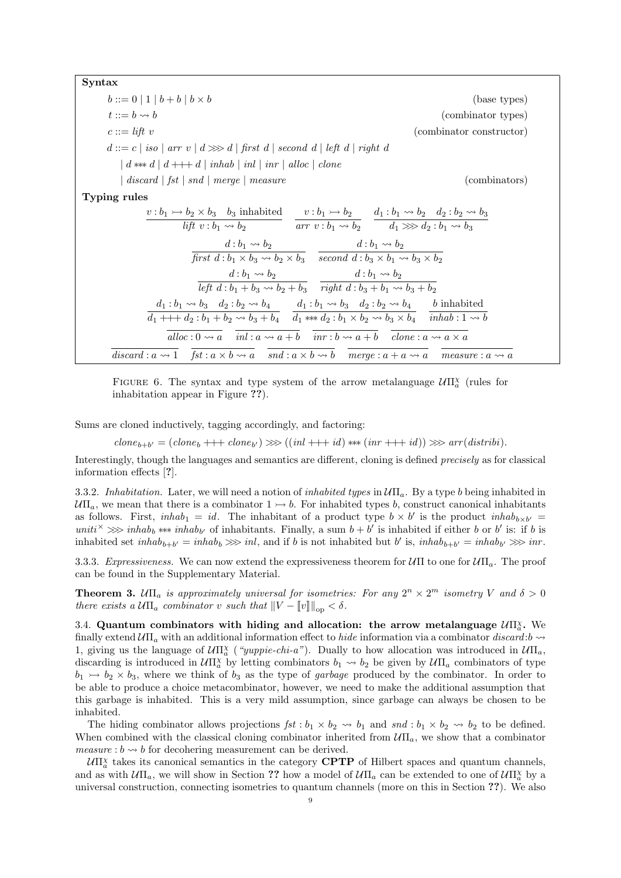**Syntax**

$$b ::= 0 \mid 1 \mid b + b \mid b \times b \qquad \text{(base types)}$$

$$t ::= b \rightsquigarrow b \qquad \text{(combinator types)}$$

$$c ::= \mathit{lift}\ v \qquad \text{(combinator constructor)}$$

$$\begin{aligned} d ::= {} & c \mid \mathit{iso} \mid \mathit{arr}\ v \mid d \ggg d \mid \mathit{first}\ d \mid \mathit{second}\ d \mid \mathit{left}\ d \mid \mathit{right}\ d \\ & \mid d *\!*\!* d \mid d +\!+\!+ d \mid \mathit{inhab} \mid \mathit{inl} \mid \mathit{inr} \mid \mathit{alloc} \mid \mathit{clone} \\ & \mid \mathit{discard} \mid \mathit{fst} \mid \mathit{snd} \mid \mathit{merge} \mid \mathit{measure} \end{aligned} \qquad \text{(combinators)}$$

**Typing rules**

$$\frac{v : b_1 \rightarrowtail b_2 \times b_3 \quad b_3 \text{ inhabited}}{\mathit{lift}\ v : b_1 \rightsquigarrow b_2} \qquad \frac{v : b_1 \rightarrowtail b_2}{\mathit{arr}\ v : b_1 \rightsquigarrow b_2} \qquad \frac{d_1 : b_1 \rightsquigarrow b_2 \quad d_2 : b_2 \rightsquigarrow b_3}{d_1 \ggg d_2 : b_1 \rightsquigarrow b_3}$$

$$\frac{d : b_1 \rightsquigarrow b_2}{\mathit{first}\ d : b_1 \times b_3 \rightsquigarrow b_2 \times b_3} \qquad \frac{d : b_1 \rightsquigarrow b_2}{\mathit{second}\ d : b_3 \times b_1 \rightsquigarrow b_3 \times b_2}$$

$$\frac{d : b_1 \rightsquigarrow b_2}{\mathit{left}\ d : b_1 + b_3 \rightsquigarrow b_2 + b_3} \qquad \frac{d : b_1 \rightsquigarrow b_2}{\mathit{right}\ d : b_3 + b_1 \rightsquigarrow b_3 + b_2}$$

$$\frac{d_1 : b_1 \rightsquigarrow b_3 \quad d_2 : b_2 \rightsquigarrow b_4}{d_1 +\!+\!+ d_2 : b_1 + b_2 \rightsquigarrow b_3 + b_4} \qquad \frac{d_1 : b_1 \rightsquigarrow b_3 \quad d_2 : b_2 \rightsquigarrow b_4}{d_1 *\!*\!* d_2 : b_1 \times b_2 \rightsquigarrow b_3 \times b_4} \qquad \frac{b \text{ inhabited}}{\mathit{inhab} : 1 \rightsquigarrow b}$$

$$\overline{\mathit{alloc} : 0 \rightsquigarrow a} \qquad \overline{\mathit{inl} : a \rightsquigarrow a + b} \qquad \overline{\mathit{inr} : b \rightsquigarrow a + b} \qquad \overline{\mathit{clone} : a \rightsquigarrow a \times a}$$

$$\overline{\mathit{discard} : a \rightsquigarrow 1} \qquad \overline{\mathit{fst} : a \times b \rightsquigarrow a} \qquad \overline{\mathit{snd} : a \times b \rightsquigarrow b} \qquad \overline{\mathit{merge} : a + a \rightsquigarrow a} \qquad \overline{\mathit{measure} : a \rightsquigarrow a}$$

FIGURE 6. The syntax and type system of the arrow metalanguage $\mathcal{U}\Pi_a^\chi$ (rules for inhabitation appear in Figure ??).

Sums are cloned inductively, tagging accordingly, and factoring:

$$\mathit{clone}_{b+b'} = (\mathit{clone}_b +\!+\!+ \mathit{clone}_{b'}) \ggg ((\mathit{inl} +\!+\!+ \mathit{id}) *\!*\!* (\mathit{inr} +\!+\!+ \mathit{id})) \ggg \mathit{arr}(\mathit{distribi}).$$

Interestingly, though the languages and semantics are different, cloning is defined *precisely* as for classical information effects [?].

3.3.2. *Inhabitation.* Later, we will need a notion of *inhabited types* in $\mathcal{U}\Pi_a$. By a type $b$ being inhabited in $\mathcal{U}\Pi_a$, we mean that there is a combinator $1 \rightarrowtail b$. For inhabited types $b$, construct canonical inhabitants as follows. First, $\mathit{inhab}_1 = \mathit{id}$. The inhabitant of a product type $b \times b'$ is the product $\mathit{inhab}_{b\times b'} = \mathit{uniti}^\times \ggg \mathit{inhab}_b *\!*\!* \mathit{inhab}_{b'}$ of inhabitants. Finally, a sum $b + b'$ is inhabited if either $b$ or $b'$ is: if $b$ is inhabited set $\mathit{inhab}_{b+b'} = \mathit{inhab}_b \ggg \mathit{inl}$, and if $b$ is not inhabited but $b'$ is, $\mathit{inhab}_{b+b'} = \mathit{inhab}_{b'} \ggg \mathit{inr}$.

3.3.3. *Expressiveness.* We can now extend the expressiveness theorem for $\mathcal{U}\Pi$ to one for $\mathcal{U}\Pi_a$. The proof can be found in the Supplementary Material.

**Theorem 3.** *$\mathcal{U}\Pi_a$ is approximately universal for isometries: For any $2^n \times 2^m$ isometry $V$ and $\delta > 0$ there exists a $\mathcal{U}\Pi_a$ combinator $v$ such that $\|V - [\![v]\!]\|_{\mathrm{op}} < \delta$.*

3.4. **Quantum combinators with hiding and allocation: the arrow metalanguage $\mathcal{U}\Pi_a^\chi$.** We finally extend $\mathcal{U}\Pi_a$ with an additional information effect to *hide* information via a combinator $\mathit{discard}{:}b \rightsquigarrow 1$, giving us the language of $\mathcal{U}\Pi_a^\chi$ (*"yuppie-chi-a"*). Dually to how allocation was introduced in $\mathcal{U}\Pi_a$, discarding is introduced in $\mathcal{U}\Pi_a^\chi$ by letting combinators $b_1 \rightsquigarrow b_2$ be given by $\mathcal{U}\Pi_a$ combinators of type $b_1 \rightarrowtail b_2 \times b_3$, where we think of $b_3$ as the type of *garbage* produced by the combinator. In order to be able to produce a choice metacombinator, however, we need to make the additional assumption that this garbage is inhabited. This is a very mild assumption, since garbage can always be chosen to be inhabited.

The hiding combinator allows projections $\mathit{fst} : b_1 \times b_2 \rightsquigarrow b_1$ and $\mathit{snd} : b_1 \times b_2 \rightsquigarrow b_2$ to be defined. When combined with the classical cloning combinator inherited from $\mathcal{U}\Pi_a$, we show that a combinator $\mathit{measure} : b \rightsquigarrow b$ for decohering measurement can be derived.

$\mathcal{U}\Pi_a^\chi$ takes its canonical semantics in the category **CPTP** of Hilbert spaces and quantum channels, and as with $\mathcal{U}\Pi_a$, we will show in Section ?? how a model of $\mathcal{U}\Pi_a$ can be extended to one of $\mathcal{U}\Pi_a^\chi$ by a universal construction, connecting isometries to quantum channels (more on this in Section ??). We also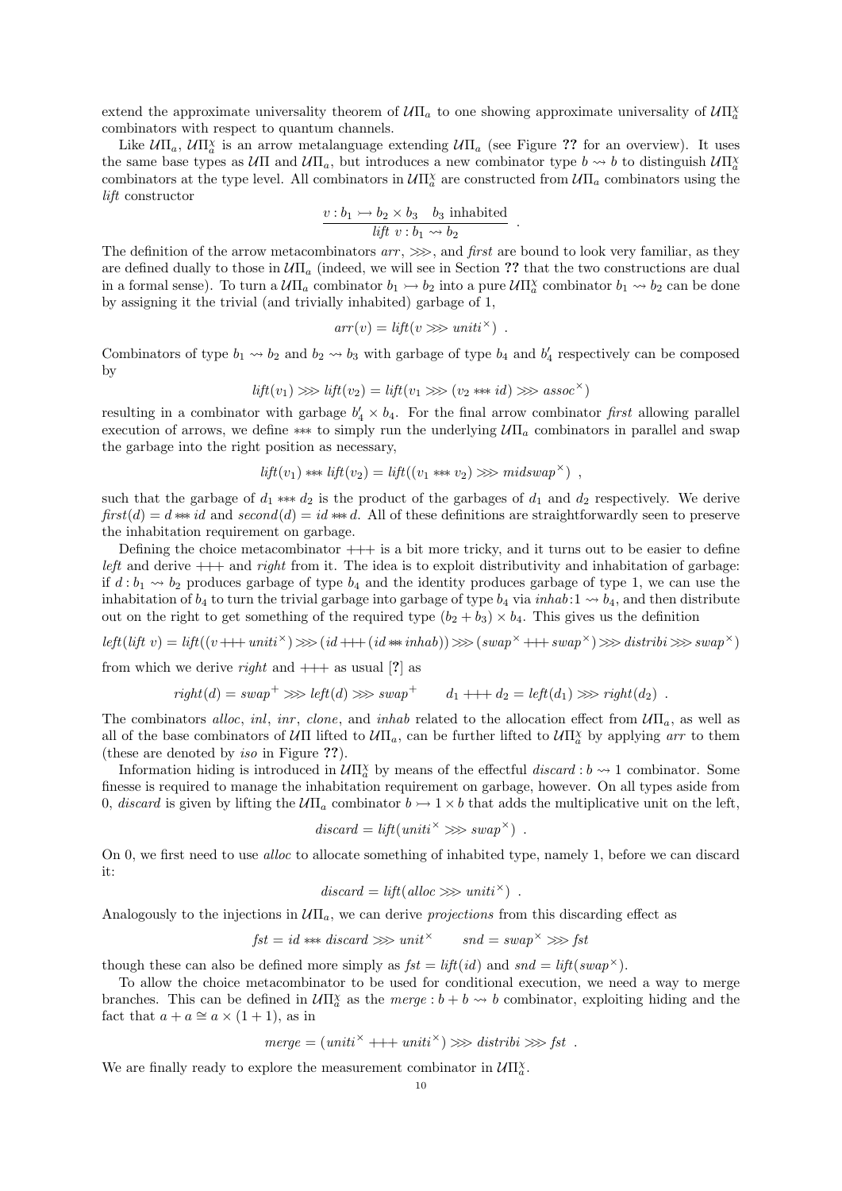extend the approximate universality theorem of $\mathcal{U}\Pi_a$ to one showing approximate universality of $\mathcal{U}\Pi_a^\chi$ combinators with respect to quantum channels.

Like $\mathcal{U}\Pi_a$, $\mathcal{U}\Pi_a^\chi$ is an arrow metalanguage extending $\mathcal{U}\Pi_a$ (see Figure **??** for an overview). It uses the same base types as $\mathcal{U}\Pi$ and $\mathcal{U}\Pi_a$, but introduces a new combinator type $b \rightsquigarrow b$ to distinguish $\mathcal{U}\Pi_a^\chi$ combinators at the type level. All combinators in $\mathcal{U}\Pi_a^\chi$ are constructed from $\mathcal{U}\Pi_a$ combinators using the *lift* constructor

$$\frac{v : b_1 \rightarrowtail b_2 \times b_3 \quad b_3 \text{ inhabited}}{\mathit{lift}\ v : b_1 \rightsquigarrow b_2} \ .$$

The definition of the arrow metacombinators *arr*, $\ggg$, and *first* are bound to look very familiar, as they are defined dually to those in $\mathcal{U}\Pi_a$ (indeed, we will see in Section **??** that the two constructions are dual in a formal sense). To turn a $\mathcal{U}\Pi_a$ combinator $b_1 \rightarrowtail b_2$ into a pure $\mathcal{U}\Pi_a^\chi$ combinator $b_1 \rightsquigarrow b_2$ can be done by assigning it the trivial (and trivially inhabited) garbage of 1,

$$\mathit{arr}(v) = \mathit{lift}(v \ggg \mathit{uniti}^\times) \ .$$

Combinators of type $b_1 \rightsquigarrow b_2$ and $b_2 \rightsquigarrow b_3$ with garbage of type $b_4$ and $b_4'$ respectively can be composed by

$$\mathit{lift}(v_1) \ggg \mathit{lift}(v_2) = \mathit{lift}(v_1 \ggg (v_2 *\!*\!* \mathit{id}) \ggg \mathit{assoc}^\times)$$

resulting in a combinator with garbage $b_4' \times b_4$. For the final arrow combinator *first* allowing parallel execution of arrows, we define $*\!*\!*$ to simply run the underlying $\mathcal{U}\Pi_a$ combinators in parallel and swap the garbage into the right position as necessary,

$$\mathit{lift}(v_1) *\!*\!* \mathit{lift}(v_2) = \mathit{lift}((v_1 *\!*\!* v_2) \ggg \mathit{midswap}^\times) \ ,$$

such that the garbage of $d_1 *\!*\!* d_2$ is the product of the garbages of $d_1$ and $d_2$ respectively. We derive $\mathit{first}(d) = d *\!*\!* \mathit{id}$ and $\mathit{second}(d) = \mathit{id} *\!*\!* d$. All of these definitions are straightforwardly seen to preserve the inhabitation requirement on garbage.

Defining the choice metacombinator $+\!\!+\!\!+$ is a bit more tricky, and it turns out to be easier to define *left* and derive $+\!\!+\!\!+$ and *right* from it. The idea is to exploit distributivity and inhabitation of garbage: if $d : b_1 \rightsquigarrow b_2$ produces garbage of type $b_4$ and the identity produces garbage of type 1, we can use the inhabitation of $b_4$ to turn the trivial garbage into garbage of type $b_4$ via $\mathit{inhab} : 1 \rightsquigarrow b_4$, and then distribute out on the right to get something of the required type $(b_2 + b_3) \times b_4$. This gives us the definition

$$\mathit{left}(\mathit{lift}\ v) = \mathit{lift}((v +\!\!+\!\!+ \mathit{uniti}^\times) \ggg (\mathit{id} +\!\!+\!\!+ (\mathit{id} *\!*\!* \mathit{inhab})) \ggg (\mathit{swap}^\times +\!\!+\!\!+ \mathit{swap}^\times) \ggg \mathit{distribi} \ggg \mathit{swap}^\times)$$

from which we derive *right* and $+\!\!+\!\!+$ as usual [?] as

$$\mathit{right}(d) = \mathit{swap}^+ \ggg \mathit{left}(d) \ggg \mathit{swap}^+ \qquad d_1 +\!\!+\!\!+ d_2 = \mathit{left}(d_1) \ggg \mathit{right}(d_2) \ .$$

The combinators *alloc*, *inl*, *inr*, *clone*, and *inhab* related to the allocation effect from $\mathcal{U}\Pi_a$, as well as all of the base combinators of $\mathcal{U}\Pi$ lifted to $\mathcal{U}\Pi_a$, can be further lifted to $\mathcal{U}\Pi_a^\chi$ by applying *arr* to them (these are denoted by *iso* in Figure **??**).

Information hiding is introduced in $\mathcal{U}\Pi_a^\chi$ by means of the effectful $\mathit{discard} : b \rightsquigarrow 1$ combinator. Some finesse is required to manage the inhabitation requirement on garbage, however. On all types aside from 0, *discard* is given by lifting the $\mathcal{U}\Pi_a$ combinator $b \rightarrowtail 1 \times b$ that adds the multiplicative unit on the left,

$$\mathit{discard} = \mathit{lift}(\mathit{uniti}^\times \ggg \mathit{swap}^\times) \ .$$

On 0, we first need to use *alloc* to allocate something of inhabited type, namely 1, before we can discard it:

$$\mathit{discard} = \mathit{lift}(\mathit{alloc} \ggg \mathit{uniti}^\times) \ .$$

Analogously to the injections in $\mathcal{U}\Pi_a$, we can derive *projections* from this discarding effect as

$$\mathit{fst} = \mathit{id} *\!*\!* \mathit{discard} \ggg \mathit{unit}^\times \qquad \mathit{snd} = \mathit{swap}^\times \ggg \mathit{fst}$$

though these can also be defined more simply as $\mathit{fst} = \mathit{lift}(\mathit{id})$ and $\mathit{snd} = \mathit{lift}(\mathit{swap}^\times)$.

To allow the choice metacombinator to be used for conditional execution, we need a way to merge branches. This can be defined in $\mathcal{U}\Pi_a^\chi$ as the $\mathit{merge} : b + b \rightsquigarrow b$ combinator, exploiting hiding and the fact that $a + a \cong a \times (1 + 1)$, as in

$$\mathit{merge} = (\mathit{uniti}^\times +\!\!+\!\!+ \mathit{uniti}^\times) \ggg \mathit{distribi} \ggg \mathit{fst} \ .$$

We are finally ready to explore the measurement combinator in $\mathcal{U}\Pi_a^\chi$.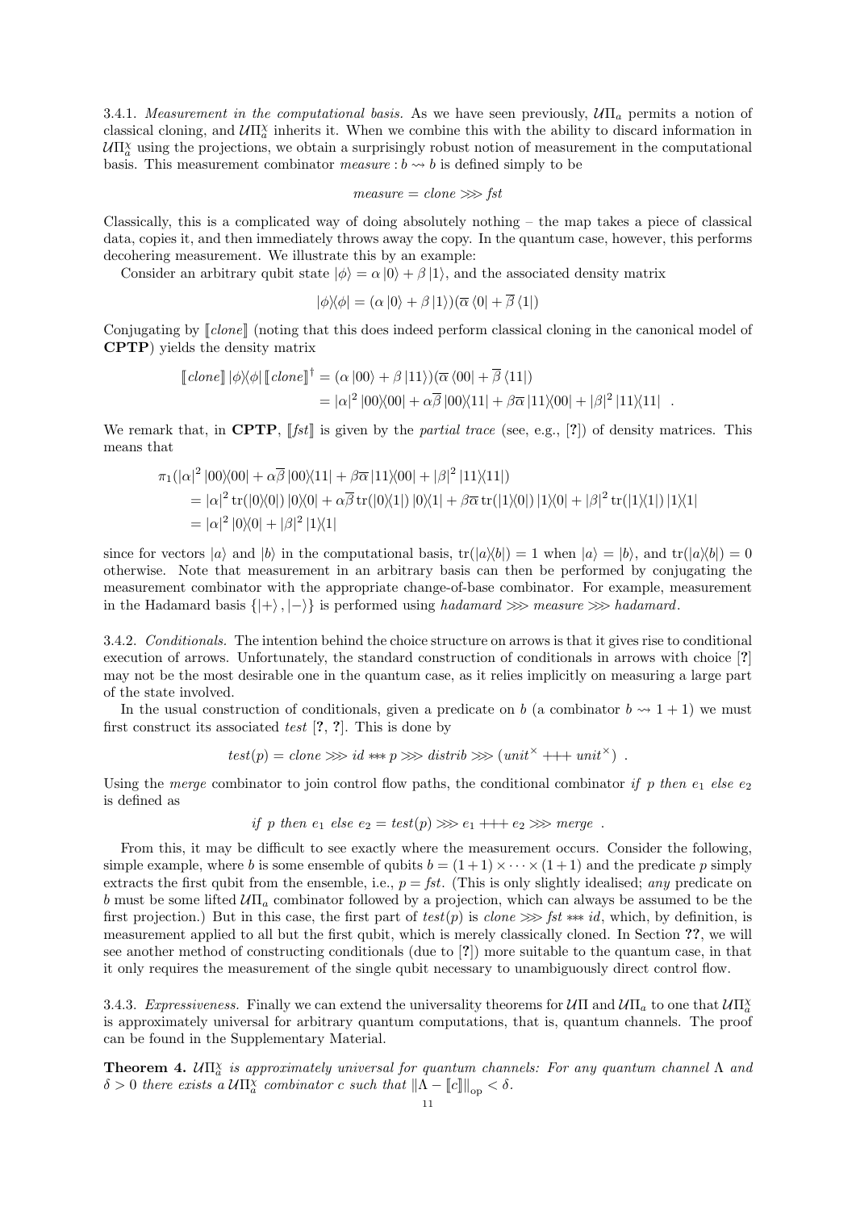3.4.1. *Measurement in the computational basis.* As we have seen previously, $\mathcal{U}\Pi_a$ permits a notion of classical cloning, and $\mathcal{U}\Pi_a^\chi$ inherits it. When we combine this with the ability to discard information in $\mathcal{U}\Pi_a^\chi$ using the projections, we obtain a surprisingly robust notion of measurement in the computational basis. This measurement combinator $\mathit{measure} : b \rightsquigarrow b$ is defined simply to be

$$\mathit{measure} = \mathit{clone} \ggg \mathit{fst}$$

Classically, this is a complicated way of doing absolutely nothing – the map takes a piece of classical data, copies it, and then immediately throws away the copy. In the quantum case, however, this performs decohering measurement. We illustrate this by an example:

Consider an arbitrary qubit state $|\phi\rangle = \alpha\,|0\rangle + \beta\,|1\rangle$, and the associated density matrix

$$|\phi\rangle\!\langle\phi| = (\alpha\,|0\rangle + \beta\,|1\rangle)(\overline{\alpha}\,\langle 0| + \overline{\beta}\,\langle 1|)$$

Conjugating by $[\![\mathit{clone}]\!]$ (noting that this does indeed perform classical cloning in the canonical model of **CPTP**) yields the density matrix

$$\begin{aligned}
[\![\mathit{clone}]\!]\,|\phi\rangle\!\langle\phi|\,[\![\mathit{clone}]\!]^\dagger &= (\alpha\,|00\rangle + \beta\,|11\rangle)(\overline{\alpha}\,\langle 00| + \overline{\beta}\,\langle 11|) \\
&= |\alpha|^2\,|00\rangle\!\langle 00| + \alpha\overline{\beta}\,|00\rangle\!\langle 11| + \beta\overline{\alpha}\,|11\rangle\!\langle 00| + |\beta|^2\,|11\rangle\!\langle 11| \quad .
\end{aligned}$$

We remark that, in **CPTP**, $[\![\mathit{fst}]\!]$ is given by the *partial trace* (see, e.g., [?]) of density matrices. This means that

$$\begin{aligned}
&\pi_1(|\alpha|^2\,|00\rangle\!\langle 00| + \alpha\overline{\beta}\,|00\rangle\!\langle 11| + \beta\overline{\alpha}\,|11\rangle\!\langle 00| + |\beta|^2\,|11\rangle\!\langle 11|) \\
&= |\alpha|^2\,\mathrm{tr}(|0\rangle\!\langle 0|)\,|0\rangle\!\langle 0| + \alpha\overline{\beta}\,\mathrm{tr}(|0\rangle\!\langle 1|)\,|0\rangle\!\langle 1| + \beta\overline{\alpha}\,\mathrm{tr}(|1\rangle\!\langle 0|)\,|1\rangle\!\langle 0| + |\beta|^2\,\mathrm{tr}(|1\rangle\!\langle 1|)\,|1\rangle\!\langle 1| \\
&= |\alpha|^2\,|0\rangle\!\langle 0| + |\beta|^2\,|1\rangle\!\langle 1|
\end{aligned}$$

since for vectors $|a\rangle$ and $|b\rangle$ in the computational basis, $\mathrm{tr}(|a\rangle\!\langle b|) = 1$ when $|a\rangle = |b\rangle$, and $\mathrm{tr}(|a\rangle\!\langle b|) = 0$ otherwise. Note that measurement in an arbitrary basis can then be performed by conjugating the measurement combinator with the appropriate change-of-base combinator. For example, measurement in the Hadamard basis $\{|+\rangle, |-\rangle\}$ is performed using $\mathit{hadamard} \ggg \mathit{measure} \ggg \mathit{hadamard}$.

3.4.2. *Conditionals.* The intention behind the choice structure on arrows is that it gives rise to conditional execution of arrows. Unfortunately, the standard construction of conditionals in arrows with choice [?] may not be the most desirable one in the quantum case, as it relies implicitly on measuring a large part of the state involved.

In the usual construction of conditionals, given a predicate on $b$ (a combinator $b \rightsquigarrow 1 + 1$) we must first construct its associated *test* [?, ?]. This is done by

$$\mathit{test}(p) = \mathit{clone} \ggg \mathit{id} \ast\!\ast\!\ast\, p \ggg \mathit{distrib} \ggg (\mathit{unit}^\times +\!\!+\!\!+\, \mathit{unit}^\times) \quad .$$

Using the *merge* combinator to join control flow paths, the conditional combinator *if $p$ then $e_1$ else $e_2$* is defined as

$$\mathit{if}\ p\ \mathit{then}\ e_1\ \mathit{else}\ e_2 = \mathit{test}(p) \ggg e_1 +\!\!+\!\!+\, e_2 \ggg \mathit{merge} \quad .$$

From this, it may be difficult to see exactly where the measurement occurs. Consider the following, simple example, where $b$ is some ensemble of qubits $b = (1+1) \times \cdots \times (1+1)$ and the predicate $p$ simply extracts the first qubit from the ensemble, i.e., $p = \mathit{fst}$. (This is only slightly idealised; *any* predicate on $b$ must be some lifted $\mathcal{U}\Pi_a$ combinator followed by a projection, which can always be assumed to be the first projection.) But in this case, the first part of $\mathit{test}(p)$ is $\mathit{clone} \ggg \mathit{fst} \ast\!\ast\!\ast\, \mathit{id}$, which, by definition, is measurement applied to all but the first qubit, which is merely classically cloned. In Section **??**, we will see another method of constructing conditionals (due to [?]) more suitable to the quantum case, in that it only requires the measurement of the single qubit necessary to unambiguously direct control flow.

3.4.3. *Expressiveness.* Finally we can extend the universality theorems for $\mathcal{U}\Pi$ and $\mathcal{U}\Pi_a$ to one that $\mathcal{U}\Pi_a^\chi$ is approximately universal for arbitrary quantum computations, that is, quantum channels. The proof can be found in the Supplementary Material.

**Theorem 4.** *$\mathcal{U}\Pi_a^\chi$ is approximately universal for quantum channels: For any quantum channel $\Lambda$ and $\delta > 0$ there exists a $\mathcal{U}\Pi_a^\chi$ combinator $c$ such that $\|\Lambda - [\![c]\!]\|_{\mathrm{op}} < \delta$.*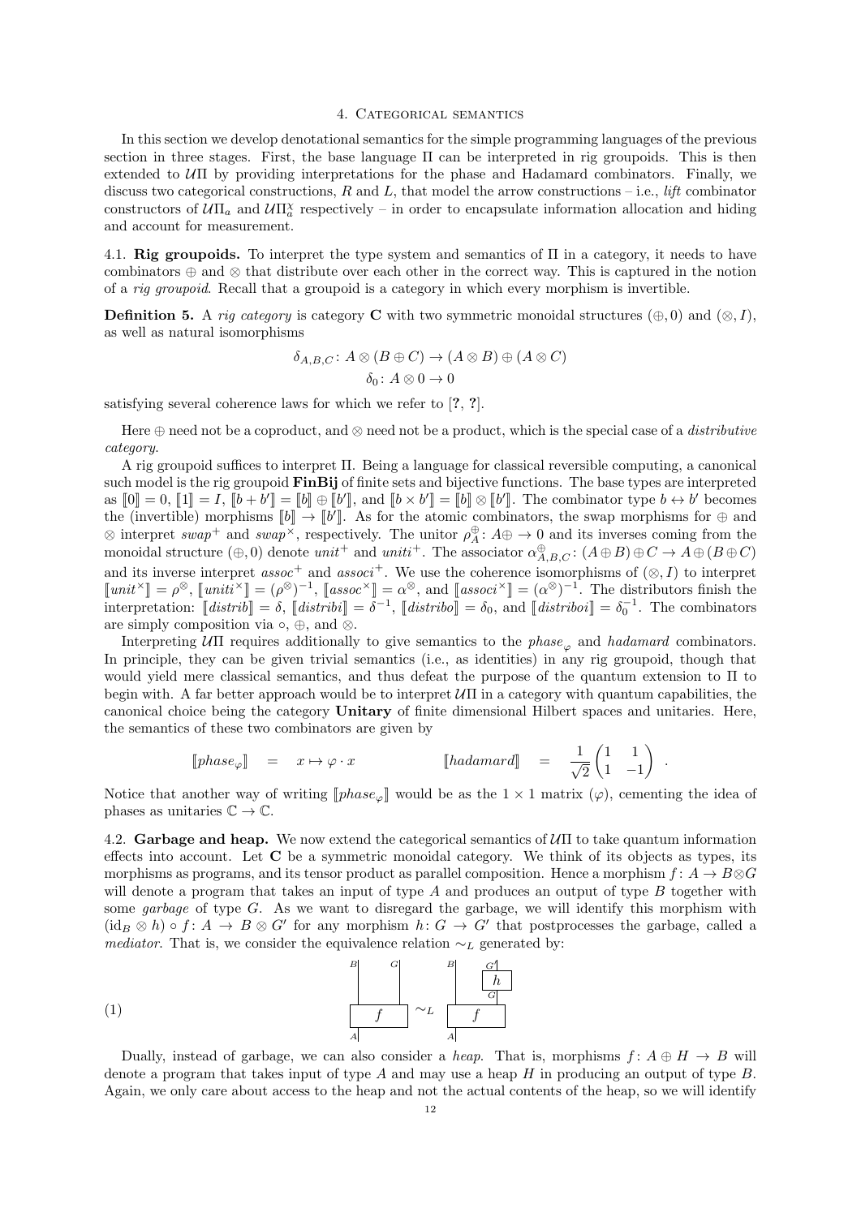## 4. Categorical semantics

In this section we develop denotational semantics for the simple programming languages of the previous section in three stages. First, the base language $\Pi$ can be interpreted in rig groupoids. This is then extended to $\mathcal{U}\Pi$ by providing interpretations for the phase and Hadamard combinators. Finally, we discuss two categorical constructions, $R$ and $L$, that model the arrow constructions – i.e., *lift* combinator constructors of $\mathcal{U}\Pi_a$ and $\mathcal{U}\Pi_a^\chi$ respectively – in order to encapsulate information allocation and hiding and account for measurement.

### 4.1. Rig groupoids.

To interpret the type system and semantics of $\Pi$ in a category, it needs to have combinators $\oplus$ and $\otimes$ that distribute over each other in the correct way. This is captured in the notion of a *rig groupoid*. Recall that a groupoid is a category in which every morphism is invertible.

**Definition 5.** A *rig category* is category $\mathbf{C}$ with two symmetric monoidal structures $(\oplus, 0)$ and $(\otimes, I)$, as well as natural isomorphisms

$$\delta_{A,B,C} \colon A \otimes (B \oplus C) \to (A \otimes B) \oplus (A \otimes C)$$
$$\delta_0 \colon A \otimes 0 \to 0$$

satisfying several coherence laws for which we refer to [?, ?].

Here $\oplus$ need not be a coproduct, and $\otimes$ need not be a product, which is the special case of a *distributive category*.

A rig groupoid suffices to interpret $\Pi$. Being a language for classical reversible computing, a canonical such model is the rig groupoid $\mathbf{FinBij}$ of finite sets and bijective functions. The base types are interpreted as $[\![0]\!] = 0$, $[\![1]\!] = I$, $[\![b + b']\!] = [\![b]\!] \oplus [\![b']\!]$, and $[\![b \times b']\!] = [\![b]\!] \otimes [\![b']\!]$. The combinator type $b \leftrightarrow b'$ becomes the (invertible) morphisms $[\![b]\!] \to [\![b']\!]$. As for the atomic combinators, the swap morphisms for $\oplus$ and $\otimes$ interpret $swap^+$ and $swap^\times$, respectively. The unitor $\rho_A^\oplus \colon A\oplus \to 0$ and its inverses coming from the monoidal structure $(\oplus, 0)$ denote $unit^+$ and $uniti^+$. The associator $\alpha_{A,B,C}^\oplus \colon (A \oplus B) \oplus C \to A \oplus (B \oplus C)$ and its inverse interpret $assoc^+$ and $associ^+$. We use the coherence isomorphisms of $(\otimes, I)$ to interpret $[\![unit^\times]\!] = \rho^\otimes$, $[\![uniti^\times]\!] = (\rho^\otimes)^{-1}$, $[\![assoc^\times]\!] = \alpha^\otimes$, and $[\![associ^\times]\!] = (\alpha^\otimes)^{-1}$. The distributors finish the interpretation: $[\![distrib]\!] = \delta$, $[\![distribi]\!] = \delta^{-1}$, $[\![distribo]\!] = \delta_0$, and $[\![distriboi]\!] = \delta_0^{-1}$. The combinators are simply composition via $\circ$, $\oplus$, and $\otimes$.

Interpreting $\mathcal{U}\Pi$ requires additionally to give semantics to the $phase_\varphi$ and $hadamard$ combinators. In principle, they can be given trivial semantics (i.e., as identities) in any rig groupoid, though that would yield mere classical semantics, and thus defeat the purpose of the quantum extension to $\Pi$ to begin with. A far better approach would be to interpret $\mathcal{U}\Pi$ in a category with quantum capabilities, the canonical choice being the category $\mathbf{Unitary}$ of finite dimensional Hilbert spaces and unitaries. Here, the semantics of these two combinators are given by

$$[\![phase_\varphi]\!] \quad = \quad x \mapsto \varphi \cdot x \qquad\qquad [\![hadamard]\!] \quad = \quad \frac{1}{\sqrt{2}}\begin{pmatrix} 1 & 1 \\ 1 & -1 \end{pmatrix} \ .$$

Notice that another way of writing $[\![phase_\varphi]\!]$ would be as the $1 \times 1$ matrix $(\varphi)$, cementing the idea of phases as unitaries $\mathbb{C} \to \mathbb{C}$.

### 4.2. Garbage and heap.

We now extend the categorical semantics of $\mathcal{U}\Pi$ to take quantum information effects into account. Let $\mathbf{C}$ be a symmetric monoidal category. We think of its objects as types, its morphisms as programs, and its tensor product as parallel composition. Hence a morphism $f \colon A \to B \otimes G$ will denote a program that takes an input of type $A$ and produces an output of type $B$ together with some *garbage* of type $G$. As we want to disregard the garbage, we will identify this morphism with $(\mathrm{id}_B \otimes h) \circ f \colon A \to B \otimes G'$ for any morphism $h \colon G \to G'$ that postprocesses the garbage, called a *mediator*. That is, we consider the equivalence relation $\sim_L$ generated by:

$$(1) \qquad f \colon A \to B \otimes G \quad \sim_L \quad (\mathrm{id}_B \otimes h) \circ f \colon A \to B \otimes G'$$

Dually, instead of garbage, we can also consider a *heap*. That is, morphisms $f \colon A \oplus H \to B$ will denote a program that takes input of type $A$ and may use a heap $H$ in producing an output of type $B$. Again, we only care about access to the heap and not the actual contents of the heap, so we will identify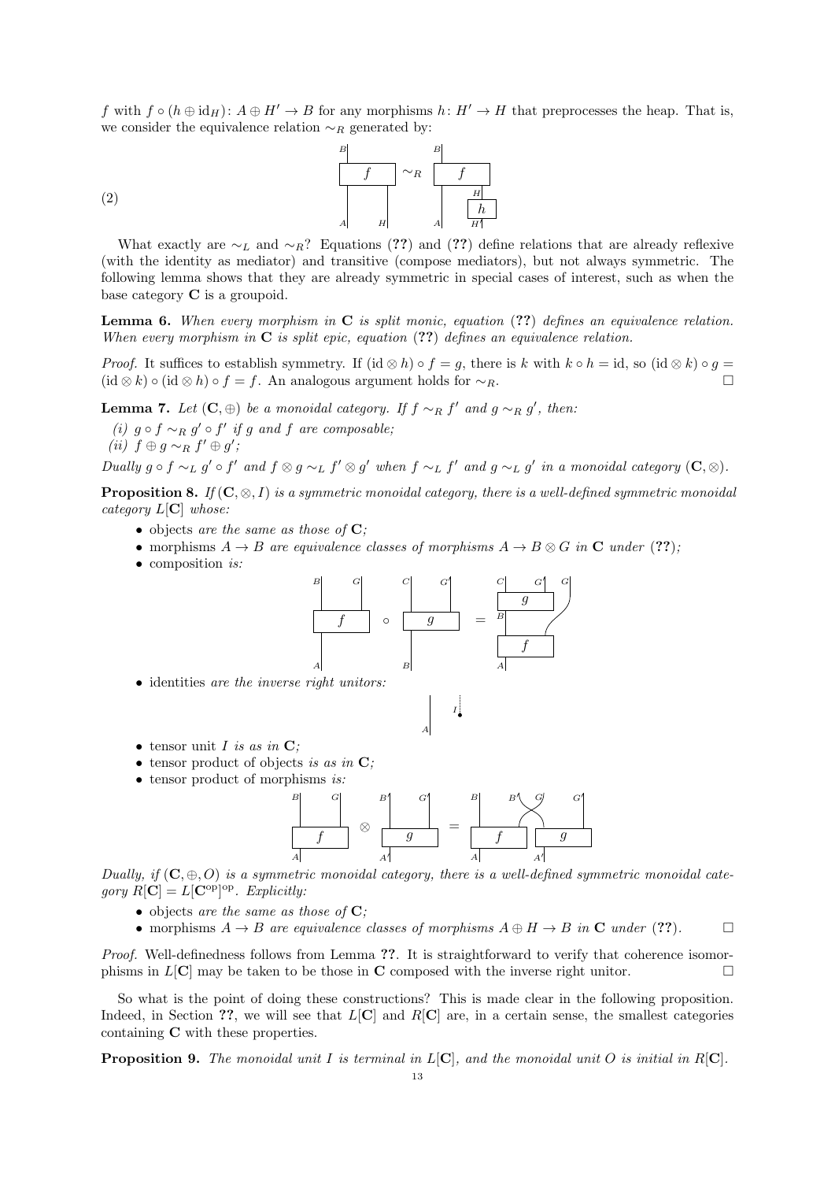$f$ with $f \circ (h \oplus \mathrm{id}_H): A \oplus H' \to B$ for any morphisms $h: H' \to H$ that preprocesses the heap. That is, we consider the equivalence relation $\sim_R$ generated by:

(2)

What exactly are $\sim_L$ and $\sim_R$? Equations (??) and (??) define relations that are already reflexive (with the identity as mediator) and transitive (compose mediators), but not always symmetric. The following lemma shows that they are already symmetric in special cases of interest, such as when the base category $\mathbf{C}$ is a groupoid.

**Lemma 6.** *When every morphism in* $\mathbf{C}$ *is split monic, equation* (??) *defines an equivalence relation. When every morphism in* $\mathbf{C}$ *is split epic, equation* (??) *defines an equivalence relation.*

*Proof.* It suffices to establish symmetry. If $(\mathrm{id} \otimes h) \circ f = g$, there is $k$ with $k \circ h = \mathrm{id}$, so $(\mathrm{id} \otimes k) \circ g = (\mathrm{id} \otimes k) \circ (\mathrm{id} \otimes h) \circ f = f$. An analogous argument holds for $\sim_R$. □

**Lemma 7.** *Let* $(\mathbf{C}, \oplus)$ *be a monoidal category. If* $f \sim_R f'$ *and* $g \sim_R g'$*, then:*

*(i)* $g \circ f \sim_R g' \circ f'$ *if* $g$ *and* $f$ *are composable;*
*(ii)* $f \oplus g \sim_R f' \oplus g'$*;*

*Dually* $g \circ f \sim_L g' \circ f'$ *and* $f \otimes g \sim_L f' \otimes g'$ *when* $f \sim_L f'$ *and* $g \sim_L g'$ *in a monoidal category* $(\mathbf{C}, \otimes)$.

**Proposition 8.** *If* $(\mathbf{C}, \otimes, I)$ *is a symmetric monoidal category, there is a well-defined symmetric monoidal category* $L[\mathbf{C}]$ *whose:*

- objects *are the same as those of* $\mathbf{C}$*;*
- morphisms $A \to B$ *are equivalence classes of morphisms* $A \to B \otimes G$ *in* $\mathbf{C}$ *under* (??)*;*
- composition *is:*
- identities *are the inverse right unitors:*
- tensor unit $I$ *is as in* $\mathbf{C}$*;*
- tensor product of objects *is as in* $\mathbf{C}$*;*
- tensor product of morphisms *is:*

*Dually, if* $(\mathbf{C}, \oplus, O)$ *is a symmetric monoidal category, there is a well-defined symmetric monoidal category* $R[\mathbf{C}] = L[\mathbf{C}^{\mathrm{op}}]^{\mathrm{op}}$*. Explicitly:*

- objects *are the same as those of* $\mathbf{C}$*;*
- morphisms $A \to B$ *are equivalence classes of morphisms* $A \oplus H \to B$ *in* $\mathbf{C}$ *under* (??). □

*Proof.* Well-definedness follows from Lemma ??. It is straightforward to verify that coherence isomorphisms in $L[\mathbf{C}]$ may be taken to be those in $\mathbf{C}$ composed with the inverse right unitor. □

So what is the point of doing these constructions? This is made clear in the following proposition. Indeed, in Section ??, we will see that $L[\mathbf{C}]$ and $R[\mathbf{C}]$ are, in a certain sense, the smallest categories containing $\mathbf{C}$ with these properties.

**Proposition 9.** *The monoidal unit* $I$ *is terminal in* $L[\mathbf{C}]$*, and the monoidal unit* $O$ *is initial in* $R[\mathbf{C}]$*.*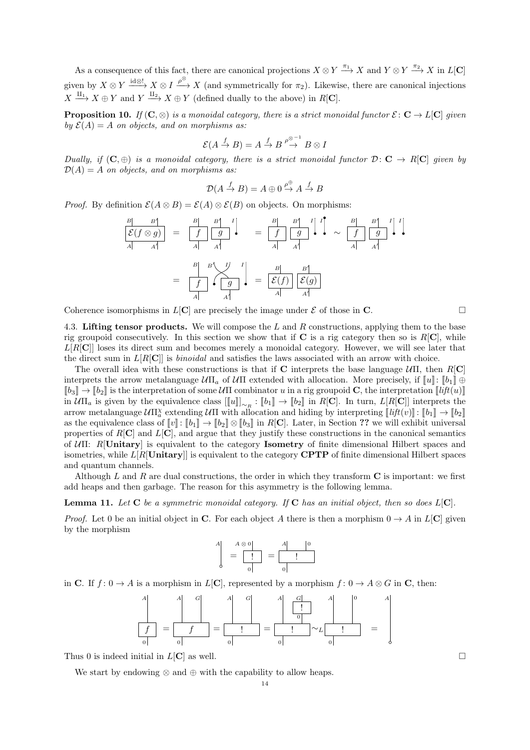As a consequence of this fact, there are canonical projections $X \otimes Y \xrightarrow{\pi_1} X$ and $Y \otimes Y \xrightarrow{\pi_2} X$ in $L[\mathbf{C}]$ given by $X \otimes Y \xrightarrow{\mathrm{id} \otimes !} X \otimes I \xrightarrow{\rho^{\otimes}} X$ (and symmetrically for $\pi_2$). Likewise, there are canonical injections $X \xrightarrow{\amalg_1} X \oplus Y$ and $Y \xrightarrow{\amalg_2} X \oplus Y$ (defined dually to the above) in $R[\mathbf{C}]$.

**Proposition 10.** *If $(\mathbf{C}, \otimes)$ is a monoidal category, there is a strict monoidal functor $\mathcal{E} \colon \mathbf{C} \to L[\mathbf{C}]$ given by $\mathcal{E}(A) = A$ on objects, and on morphisms as:*

$$\mathcal{E}(A \xrightarrow{f} B) = A \xrightarrow{f} B \xrightarrow{\rho^{\otimes^{-1}}} B \otimes I$$

*Dually, if $(\mathbf{C}, \oplus)$ is a monoidal category, there is a strict monoidal functor $\mathcal{D} \colon \mathbf{C} \to R[\mathbf{C}]$ given by $\mathcal{D}(A) = A$ on objects, and on morphisms as:*

$$\mathcal{D}(A \xrightarrow{f} B) = A \oplus 0 \xrightarrow{\rho^{\oplus}} A \xrightarrow{f} B$$

*Proof.* By definition $\mathcal{E}(A \otimes B) = \mathcal{E}(A) \otimes \mathcal{E}(B)$ on objects. On morphisms:

[String diagram: $\mathcal{E}(f \otimes g)$ = $f$, $g$ with unit $I$ = $f$, $g$ with $I$, $I$ units $\sim$ $f$, $g$ with $I$, $I$ = $f$ with crossed $g$ and units = $\mathcal{E}(f)\ \mathcal{E}(g)$]

Coherence isomorphisms in $L[\mathbf{C}]$ are precisely the image under $\mathcal{E}$ of those in $\mathbf{C}$. $\square$

4.3. **Lifting tensor products.** We will compose the $L$ and $R$ constructions, applying them to the base rig groupoid consecutively. In this section we show that if $\mathbf{C}$ is a rig category then so is $R[\mathbf{C}]$, while $L[R[\mathbf{C}]]$ loses its direct sum and becomes merely a monoidal category. However, we will see later that the direct sum in $L[R[\mathbf{C}]]$ is *binoidal* and satisfies the laws associated with an arrow with choice.

The overall idea with these constructions is that if $\mathbf{C}$ interprets the base language $\mathcal{U}\Pi$, then $R[\mathbf{C}]$ interprets the arrow metalanguage $\mathcal{U}\Pi_a$ of $\mathcal{U}\Pi$ extended with allocation. More precisely, if $[\![u]\!] \colon [\![b_1]\!] \oplus [\![b_3]\!] \to [\![b_2]\!]$ is the interpretation of some $\mathcal{U}\Pi$ combinator $u$ in a rig groupoid $\mathbf{C}$, the interpretation $[\![\mathit{lift}(u)]\!]$ in $\mathcal{U}\Pi_a$ is given by the equivalence class $[[\![u]\!]]_{\sim_R} \colon [\![b_1]\!] \to [\![b_2]\!]$ in $R[\mathbf{C}]$. In turn, $L[R[\mathbf{C}]]$ interprets the arrow metalanguage $\mathcal{U}\Pi_a^\chi$ extending $\mathcal{U}\Pi$ with allocation and hiding by interpreting $[\![\mathit{lift}(v)]\!] \colon [\![b_1]\!] \to [\![b_2]\!]$ as the equivalence class of $[\![v]\!] \colon [\![b_1]\!] \to [\![b_2]\!] \otimes [\![b_3]\!]$ in $R[\mathbf{C}]$. Later, in Section **??** we will exhibit universal properties of $R[\mathbf{C}]$ and $L[\mathbf{C}]$, and argue that they justify these constructions in the canonical semantics of $\mathcal{U}\Pi$: $R[\mathbf{Unitary}]$ is equivalent to the category $\mathbf{Isometry}$ of finite dimensional Hilbert spaces and isometries, while $L[R[\mathbf{Unitary}]]$ is equivalent to the category $\mathbf{CPTP}$ of finite dimensional Hilbert spaces and quantum channels.

Although $L$ and $R$ are dual constructions, the order in which they transform $\mathbf{C}$ is important: we first add heaps and then garbage. The reason for this asymmetry is the following lemma.

**Lemma 11.** *Let $\mathbf{C}$ be a symmetric monoidal category. If $\mathbf{C}$ has an initial object, then so does $L[\mathbf{C}]$.*

*Proof.* Let 0 be an initial object in $\mathbf{C}$. For each object $A$ there is then a morphism $0 \to A$ in $L[\mathbf{C}]$ given by the morphism

[String diagram: wire $A$ from discard-like point = box $!$ from $0$ to $A \otimes 0$ = box $!$ from $0$ to $A$, $0$]

in $\mathbf{C}$. If $f \colon 0 \to A$ is a morphism in $L[\mathbf{C}]$, represented by a morphism $f \colon 0 \to A \otimes G$ in $\mathbf{C}$, then:

[String diagram: $f$ from $0$ to $A$ = $f$ from $0$ to $A$, $G$ = $!$ from $0$ to $A$, $G$ = $!$ from $0$ to $A$, $0$ followed by $!$ from $0$ to $G$ $\sim_L$ $!$ from $0$ to $A$, $0$ = wire $A$ from point]

Thus 0 is indeed initial in $L[\mathbf{C}]$ as well. $\square$

We start by endowing $\otimes$ and $\oplus$ with the capability to allow heaps.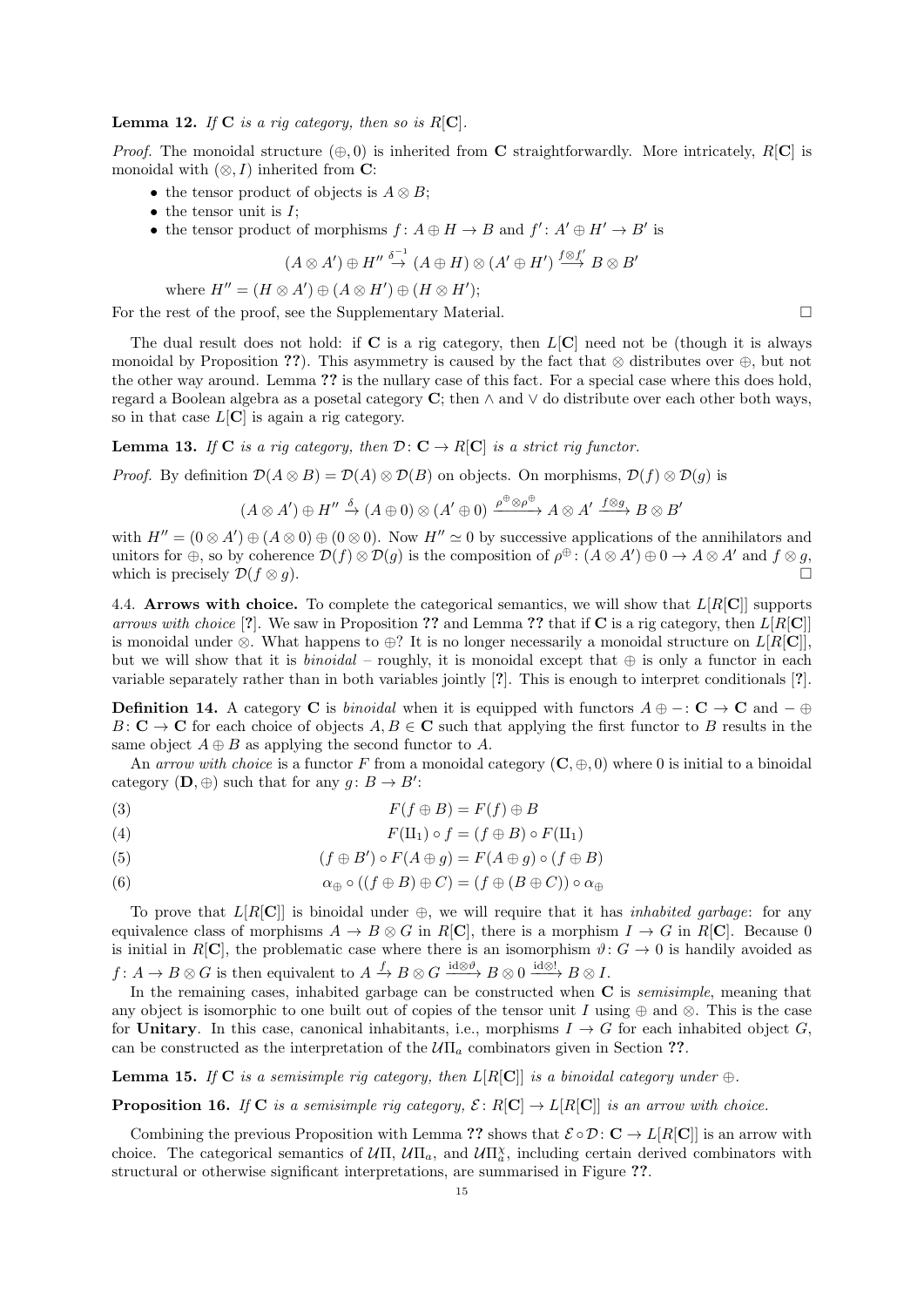**Lemma 12.** *If* $\mathbf{C}$ *is a rig category, then so is* $R[\mathbf{C}]$.

*Proof.* The monoidal structure $(\oplus, 0)$ is inherited from $\mathbf{C}$ straightforwardly. More intricately, $R[\mathbf{C}]$ is monoidal with $(\otimes, I)$ inherited from $\mathbf{C}$:

- the tensor product of objects is $A \otimes B$;
- the tensor unit is $I$;
- the tensor product of morphisms $f\colon A \oplus H \to B$ and $f'\colon A' \oplus H' \to B'$ is

$$(A \otimes A') \oplus H'' \xrightarrow{\delta^{-1}} (A \oplus H) \otimes (A' \oplus H') \xrightarrow{f \otimes f'} B \otimes B'$$

where $H'' = (H \otimes A') \oplus (A \otimes H') \oplus (H \otimes H')$;

For the rest of the proof, see the Supplementary Material. □

The dual result does not hold: if $\mathbf{C}$ is a rig category, then $L[\mathbf{C}]$ need not be (though it is always monoidal by Proposition **??**). This asymmetry is caused by the fact that $\otimes$ distributes over $\oplus$, but not the other way around. Lemma **??** is the nullary case of this fact. For a special case where this does hold, regard a Boolean algebra as a posetal category $\mathbf{C}$; then $\wedge$ and $\vee$ do distribute over each other both ways, so in that case $L[\mathbf{C}]$ is again a rig category.

**Lemma 13.** *If* $\mathbf{C}$ *is a rig category, then* $\mathcal{D}\colon \mathbf{C} \to R[\mathbf{C}]$ *is a strict rig functor.*

*Proof.* By definition $\mathcal{D}(A \otimes B) = \mathcal{D}(A) \otimes \mathcal{D}(B)$ on objects. On morphisms, $\mathcal{D}(f) \otimes \mathcal{D}(g)$ is

$$(A \otimes A') \oplus H'' \xrightarrow{\delta} (A \oplus 0) \otimes (A' \oplus 0) \xrightarrow{\rho^{\oplus} \otimes \rho^{\oplus}} A \otimes A' \xrightarrow{f \otimes g} B \otimes B'$$

with $H'' = (0 \otimes A') \oplus (A \otimes 0) \oplus (0 \otimes 0)$. Now $H'' \simeq 0$ by successive applications of the annihilators and unitors for $\oplus$, so by coherence $\mathcal{D}(f) \otimes \mathcal{D}(g)$ is the composition of $\rho^{\oplus}\colon (A \otimes A') \oplus 0 \to A \otimes A'$ and $f \otimes g$, which is precisely $\mathcal{D}(f \otimes g)$. □

4.4. **Arrows with choice.** To complete the categorical semantics, we will show that $L[R[\mathbf{C}]]$ supports *arrows with choice* [**?**]. We saw in Proposition **??** and Lemma **??** that if $\mathbf{C}$ is a rig category, then $L[R[\mathbf{C}]]$ is monoidal under $\otimes$. What happens to $\oplus$? It is no longer necessarily a monoidal structure on $L[R[\mathbf{C}]]$, but we will show that it is *binoidal* – roughly, it is monoidal except that $\oplus$ is only a functor in each variable separately rather than in both variables jointly [**?**]. This is enough to interpret conditionals [**?**].

**Definition 14.** A category $\mathbf{C}$ is *binoidal* when it is equipped with functors $A \oplus -\colon \mathbf{C} \to \mathbf{C}$ and $- \oplus B\colon \mathbf{C} \to \mathbf{C}$ for each choice of objects $A, B \in \mathbf{C}$ such that applying the first functor to $B$ results in the same object $A \oplus B$ as applying the second functor to $A$.

An *arrow with choice* is a functor $F$ from a monoidal category $(\mathbf{C}, \oplus, 0)$ where 0 is initial to a binoidal category $(\mathbf{D}, \oplus)$ such that for any $g\colon B \to B'$:

$$F(f \oplus B) = F(f) \oplus B \tag{3}$$

$$F(\amalg_1) \circ f = (f \oplus B) \circ F(\amalg_1) \tag{4}$$

$$(f \oplus B') \circ F(A \oplus g) = F(A \oplus g) \circ (f \oplus B) \tag{5}$$

$$\alpha_{\oplus} \circ ((f \oplus B) \oplus C) = (f \oplus (B \oplus C)) \circ \alpha_{\oplus} \tag{6}$$

To prove that $L[R[\mathbf{C}]]$ is binoidal under $\oplus$, we will require that it has *inhabited garbage*: for any equivalence class of morphisms $A \to B \otimes G$ in $R[\mathbf{C}]$, there is a morphism $I \to G$ in $R[\mathbf{C}]$. Because 0 is initial in $R[\mathbf{C}]$, the problematic case where there is an isomorphism $\vartheta\colon G \to 0$ is handily avoided as $f\colon A \to B \otimes G$ is then equivalent to $A \xrightarrow{f} B \otimes G \xrightarrow{\mathrm{id} \otimes \vartheta} B \otimes 0 \xrightarrow{\mathrm{id} \otimes !} B \otimes I$.

In the remaining cases, inhabited garbage can be constructed when $\mathbf{C}$ is *semisimple*, meaning that any object is isomorphic to one built out of copies of the tensor unit $I$ using $\oplus$ and $\otimes$. This is the case for **Unitary**. In this case, canonical inhabitants, i.e., morphisms $I \to G$ for each inhabited object $G$, can be constructed as the interpretation of the $\mathcal{U}\Pi_a$ combinators given in Section **??**.

**Lemma 15.** *If* $\mathbf{C}$ *is a semisimple rig category, then* $L[R[\mathbf{C}]]$ *is a binoidal category under* $\oplus$.

**Proposition 16.** *If* $\mathbf{C}$ *is a semisimple rig category,* $\mathcal{E}\colon R[\mathbf{C}] \to L[R[\mathbf{C}]]$ *is an arrow with choice.*

Combining the previous Proposition with Lemma **??** shows that $\mathcal{E} \circ \mathcal{D}\colon \mathbf{C} \to L[R[\mathbf{C}]]$ is an arrow with choice. The categorical semantics of $\mathcal{U}\Pi$, $\mathcal{U}\Pi_a$, and $\mathcal{U}\Pi_a^{\chi}$, including certain derived combinators with structural or otherwise significant interpretations, are summarised in Figure **??**.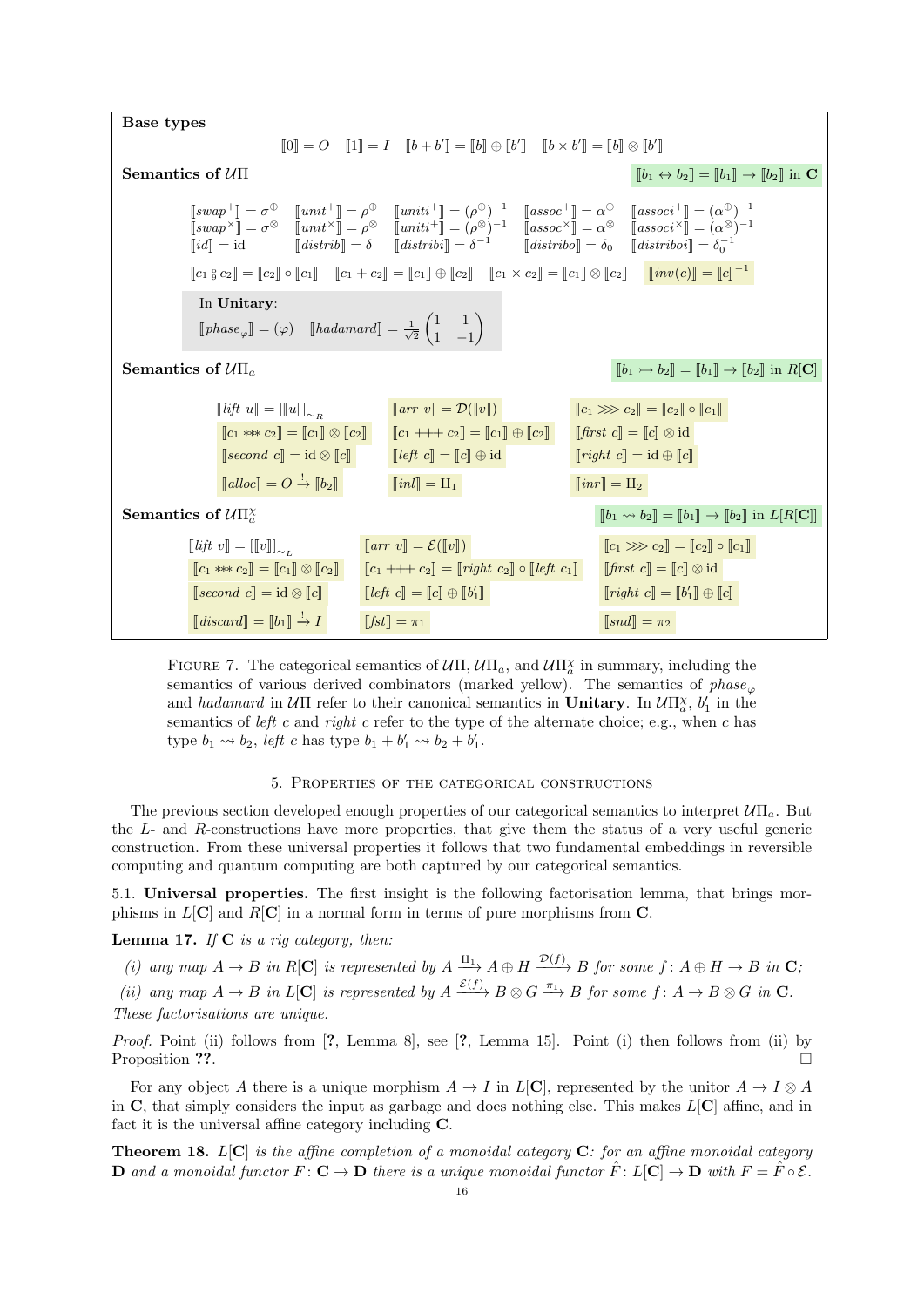**Base types**

$$[\![0]\!] = O \quad [\![1]\!] = I \quad [\![b + b']\!] = [\![b]\!] \oplus [\![b']\!] \quad [\![b \times b']\!] = [\![b]\!] \otimes [\![b']\!]$$

**Semantics of $\mathcal{U}\Pi$** $\qquad [\![b_1 \leftrightarrow b_2]\!] = [\![b_1]\!] \to [\![b_2]\!]$ in $\mathbf{C}$

$$[\![swap^+]\!] = \sigma^\oplus \quad [\![unit^+]\!] = \rho^\oplus \quad [\![uniti^+]\!] = (\rho^\oplus)^{-1} \quad [\![assoc^+]\!] = \alpha^\oplus \quad [\![associ^+]\!] = (\alpha^\oplus)^{-1}$$

$$[\![swap^\times]\!] = \sigma^\otimes \quad [\![unit^\times]\!] = \rho^\otimes \quad [\![uniti^+]\!] = (\rho^\otimes)^{-1} \quad [\![assoc^\times]\!] = \alpha^\otimes \quad [\![associ^\times]\!] = (\alpha^\otimes)^{-1}$$

$$[\![id]\!] = \mathrm{id} \quad [\![distrib]\!] = \delta \quad [\![distribi]\!] = \delta^{-1} \quad [\![distribo]\!] = \delta_0 \quad [\![distriboi]\!] = \delta_0^{-1}$$

$$[\![c_1 \mathbin{⨾} c_2]\!] = [\![c_2]\!] \circ [\![c_1]\!] \quad [\![c_1 + c_2]\!] = [\![c_1]\!] \oplus [\![c_2]\!] \quad [\![c_1 \times c_2]\!] = [\![c_1]\!] \otimes [\![c_2]\!] \quad [\![inv(c)]\!] = [\![c]\!]^{-1}$$

In **Unitary**:

$$[\![phase_\varphi]\!] = (\varphi) \quad [\![hadamard]\!] = \frac{1}{\sqrt{2}}\begin{pmatrix}1 & 1\\ 1 & -1\end{pmatrix}$$

**Semantics of $\mathcal{U}\Pi_a$** $\qquad [\![b_1 \rightarrowtail b_2]\!] = [\![b_1]\!] \to [\![b_2]\!]$ in $R[\mathbf{C}]$

$$[\![lift\ u]\!] = [[\![u]\!]]_{\sim_R} \quad [\![arr\ v]\!] = \mathcal{D}([\![v]\!]) \quad [\![c_1 \ggg c_2]\!] = [\![c_2]\!] \circ [\![c_1]\!]$$

$$[\![c_1 \ast\!\ast\!\ast c_2]\!] = [\![c_1]\!] \otimes [\![c_2]\!] \quad [\![c_1 +\!\!+\!\!+ c_2]\!] = [\![c_1]\!] \oplus [\![c_2]\!] \quad [\![first\ c]\!] = [\![c]\!] \otimes \mathrm{id}$$

$$[\![second\ c]\!] = \mathrm{id} \otimes [\![c]\!] \quad [\![left\ c]\!] = [\![c]\!] \oplus \mathrm{id} \quad [\![right\ c]\!] = \mathrm{id} \oplus [\![c]\!]$$

$$[\![alloc]\!] = O \xrightarrow{!} [\![b_2]\!] \quad [\![inl]\!] = \amalg_1 \quad [\![inr]\!] = \amalg_2$$

**Semantics of $\mathcal{U}\Pi_a^\chi$** $\qquad [\![b_1 \rightsquigarrow b_2]\!] = [\![b_1]\!] \to [\![b_2]\!]$ in $L[R[\mathbf{C}]]$

$$[\![lift\ v]\!] = [[\![v]\!]]_{\sim_L} \quad [\![arr\ v]\!] = \mathcal{E}([\![v]\!]) \quad [\![c_1 \ggg c_2]\!] = [\![c_2]\!] \circ [\![c_1]\!]$$

$$[\![c_1 \ast\!\ast\!\ast c_2]\!] = [\![c_1]\!] \otimes [\![c_2]\!] \quad [\![c_1 +\!\!+\!\!+ c_2]\!] = [\![right\ c_2]\!] \circ [\![left\ c_1]\!] \quad [\![first\ c]\!] = [\![c]\!] \otimes \mathrm{id}$$

$$[\![second\ c]\!] = \mathrm{id} \otimes [\![c]\!] \quad [\![left\ c]\!] = [\![c]\!] \oplus [\![b_1']\!] \quad [\![right\ c]\!] = [\![b_1']\!] \oplus [\![c]\!]$$

$$[\![discard]\!] = [\![b_1]\!] \xrightarrow{!} I \quad [\![fst]\!] = \pi_1 \quad [\![snd]\!] = \pi_2$$

FIGURE 7. The categorical semantics of $\mathcal{U}\Pi$, $\mathcal{U}\Pi_a$, and $\mathcal{U}\Pi_a^\chi$ in summary, including the semantics of various derived combinators (marked yellow). The semantics of $phase_\varphi$ and $hadamard$ in $\mathcal{U}\Pi$ refer to their canonical semantics in **Unitary**. In $\mathcal{U}\Pi_a^\chi$, $b_1'$ in the semantics of $left\ c$ and $right\ c$ refer to the type of the alternate choice; e.g., when $c$ has type $b_1 \rightsquigarrow b_2$, $left\ c$ has type $b_1 + b_1' \rightsquigarrow b_2 + b_1'$.

## 5. Properties of the categorical constructions

The previous section developed enough properties of our categorical semantics to interpret $\mathcal{U}\Pi_a$. But the $L$- and $R$-constructions have more properties, that give them the status of a very useful generic construction. From these universal properties it follows that two fundamental embeddings in reversible computing and quantum computing are both captured by our categorical semantics.

### 5.1. Universal properties.

The first insight is the following factorisation lemma, that brings morphisms in $L[\mathbf{C}]$ and $R[\mathbf{C}]$ in a normal form in terms of pure morphisms from $\mathbf{C}$.

**Lemma 17.** *If $\mathbf{C}$ is a rig category, then:*

*(i) any map $A \to B$ in $R[\mathbf{C}]$ is represented by $A \xrightarrow{\amalg_1} A \oplus H \xrightarrow{\mathcal{D}(f)} B$ for some $f \colon A \oplus H \to B$ in $\mathbf{C}$;*

*(ii) any map $A \to B$ in $L[\mathbf{C}]$ is represented by $A \xrightarrow{\mathcal{E}(f)} B \otimes G \xrightarrow{\pi_1} B$ for some $f \colon A \to B \otimes G$ in $\mathbf{C}$.*

*These factorisations are unique.*

*Proof.* Point (ii) follows from [?, Lemma 8], see [?, Lemma 15]. Point (i) then follows from (ii) by Proposition ??. □

For any object $A$ there is a unique morphism $A \to I$ in $L[\mathbf{C}]$, represented by the unitor $A \to I \otimes A$ in $\mathbf{C}$, that simply considers the input as garbage and does nothing else. This makes $L[\mathbf{C}]$ affine, and in fact it is the universal affine category including $\mathbf{C}$.

**Theorem 18.** *$L[\mathbf{C}]$ is the affine completion of a monoidal category $\mathbf{C}$: for an affine monoidal category $\mathbf{D}$ and a monoidal functor $F \colon \mathbf{C} \to \mathbf{D}$ there is a unique monoidal functor $\hat{F} \colon L[\mathbf{C}] \to \mathbf{D}$ with $F = \hat{F} \circ \mathcal{E}$.*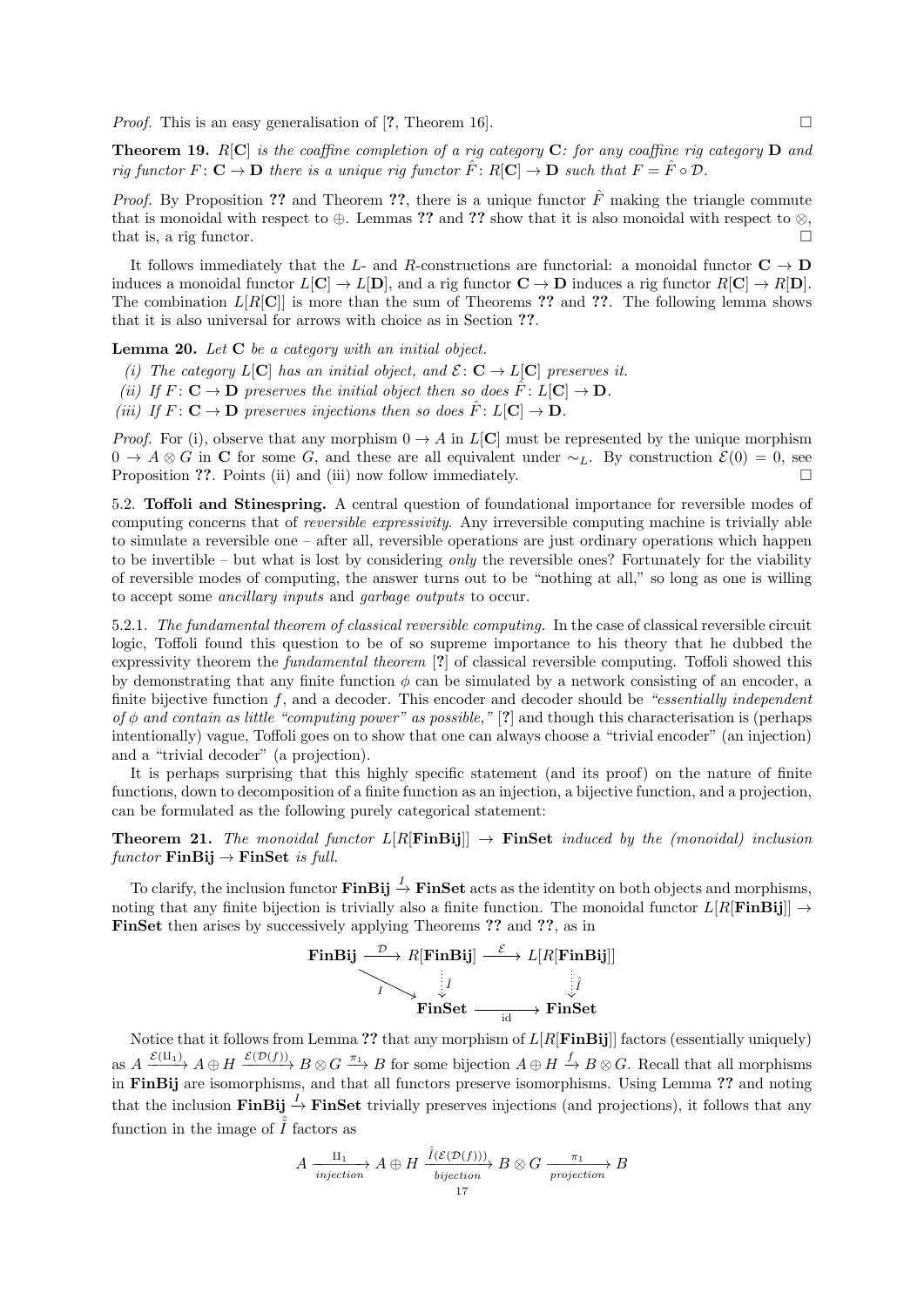*Proof.* This is an easy generalisation of [?, Theorem 16]. □

**Theorem 19.** *$R[\mathbf{C}]$ is the coaffine completion of a rig category $\mathbf{C}$: for any coaffine rig category $\mathbf{D}$ and rig functor $F\colon \mathbf{C} \to \mathbf{D}$ there is a unique rig functor $\hat{F}\colon R[\mathbf{C}] \to \mathbf{D}$ such that $F = \hat{F} \circ \mathcal{D}$.*

*Proof.* By Proposition ?? and Theorem ??, there is a unique functor $\hat{F}$ making the triangle commute that is monoidal with respect to $\oplus$. Lemmas ?? and ?? show that it is also monoidal with respect to $\otimes$, that is, a rig functor. □

It follows immediately that the $L$- and $R$-constructions are functorial: a monoidal functor $\mathbf{C} \to \mathbf{D}$ induces a monoidal functor $L[\mathbf{C}] \to L[\mathbf{D}]$, and a rig functor $\mathbf{C} \to \mathbf{D}$ induces a rig functor $R[\mathbf{C}] \to R[\mathbf{D}]$. The combination $L[R[\mathbf{C}]]$ is more than the sum of Theorems ?? and ??. The following lemma shows that it is also universal for arrows with choice as in Section ??.

**Lemma 20.** *Let $\mathbf{C}$ be a category with an initial object.*

*(i) The category $L[\mathbf{C}]$ has an initial object, and $\mathcal{E}\colon \mathbf{C} \to L[\mathbf{C}]$ preserves it.*
*(ii) If $F\colon \mathbf{C} \to \mathbf{D}$ preserves the initial object then so does $\hat{F}\colon L[\mathbf{C}] \to \mathbf{D}$.*
*(iii) If $F\colon \mathbf{C} \to \mathbf{D}$ preserves injections then so does $\hat{F}\colon L[\mathbf{C}] \to \mathbf{D}$.*

*Proof.* For (i), observe that any morphism $0 \to A$ in $L[\mathbf{C}]$ must be represented by the unique morphism $0 \to A \otimes G$ in $\mathbf{C}$ for some $G$, and these are all equivalent under $\sim_L$. By construction $\mathcal{E}(0) = 0$, see Proposition ??. Points (ii) and (iii) now follow immediately. □

5.2. **Toffoli and Stinespring.** A central question of foundational importance for reversible modes of computing concerns that of *reversible expressivity*. Any irreversible computing machine is trivially able to simulate a reversible one – after all, reversible operations are just ordinary operations which happen to be invertible – but what is lost by considering *only* the reversible ones? Fortunately for the viability of reversible modes of computing, the answer turns out to be "nothing at all," so long as one is willing to accept some *ancillary inputs* and *garbage outputs* to occur.

5.2.1. *The fundamental theorem of classical reversible computing.* In the case of classical reversible circuit logic, Toffoli found this question to be of so supreme importance to his theory that he dubbed the expressivity theorem the *fundamental theorem* [?] of classical reversible computing. Toffoli showed this by demonstrating that any finite function $\phi$ can be simulated by a network consisting of an encoder, a finite bijective function $f$, and a decoder. This encoder and decoder should be *"essentially independent of $\phi$ and contain as little "computing power" as possible,"* [?] and though this characterisation is (perhaps intentionally) vague, Toffoli goes on to show that one can always choose a "trivial encoder" (an injection) and a "trivial decoder" (a projection).

It is perhaps surprising that this highly specific statement (and its proof) on the nature of finite functions, down to decomposition of a finite function as an injection, a bijective function, and a projection, can be formulated as the following purely categorical statement:

**Theorem 21.** *The monoidal functor $L[R[\mathbf{FinBij}]] \to \mathbf{FinSet}$ induced by the (monoidal) inclusion functor $\mathbf{FinBij} \to \mathbf{FinSet}$ is full.*

To clarify, the inclusion functor $\mathbf{FinBij} \xrightarrow{I} \mathbf{FinSet}$ acts as the identity on both objects and morphisms, noting that any finite bijection is trivially also a finite function. The monoidal functor $L[R[\mathbf{FinBij}]] \to \mathbf{FinSet}$ then arises by successively applying Theorems ?? and ??, as in

$$
\begin{array}{ccccc}
\mathbf{FinBij} & \xrightarrow{\mathcal{D}} & R[\mathbf{FinBij}] & \xrightarrow{\mathcal{E}} & L[R[\mathbf{FinBij}]] \\
& \searrow^{I} & \downarrow{\scriptstyle \hat{I}} & & \downarrow{\scriptstyle \hat{\hat{I}}} \\
& & \mathbf{FinSet} & \xrightarrow[\text{id}]{} & \mathbf{FinSet}
\end{array}
$$

Notice that it follows from Lemma ?? that any morphism of $L[R[\mathbf{FinBij}]]$ factors (essentially uniquely) as $A \xrightarrow{\mathcal{E}(\amalg_1)} A \oplus H \xrightarrow{\mathcal{E}(\mathcal{D}(f))} B \otimes G \xrightarrow{\pi_1} B$ for some bijection $A \oplus H \xrightarrow{f} B \otimes G$. Recall that all morphisms in $\mathbf{FinBij}$ are isomorphisms, and that all functors preserve isomorphisms. Using Lemma ?? and noting that the inclusion $\mathbf{FinBij} \xrightarrow{I} \mathbf{FinSet}$ trivially preserves injections (and projections), it follows that any function in the image of $\hat{\hat{I}}$ factors as

$$
A \xrightarrow[\text{injection}]{\amalg_1} A \oplus H \xrightarrow[\text{bijection}]{\hat{I}(\mathcal{E}(\mathcal{D}(f)))} B \otimes G \xrightarrow[\text{projection}]{\pi_1} B
$$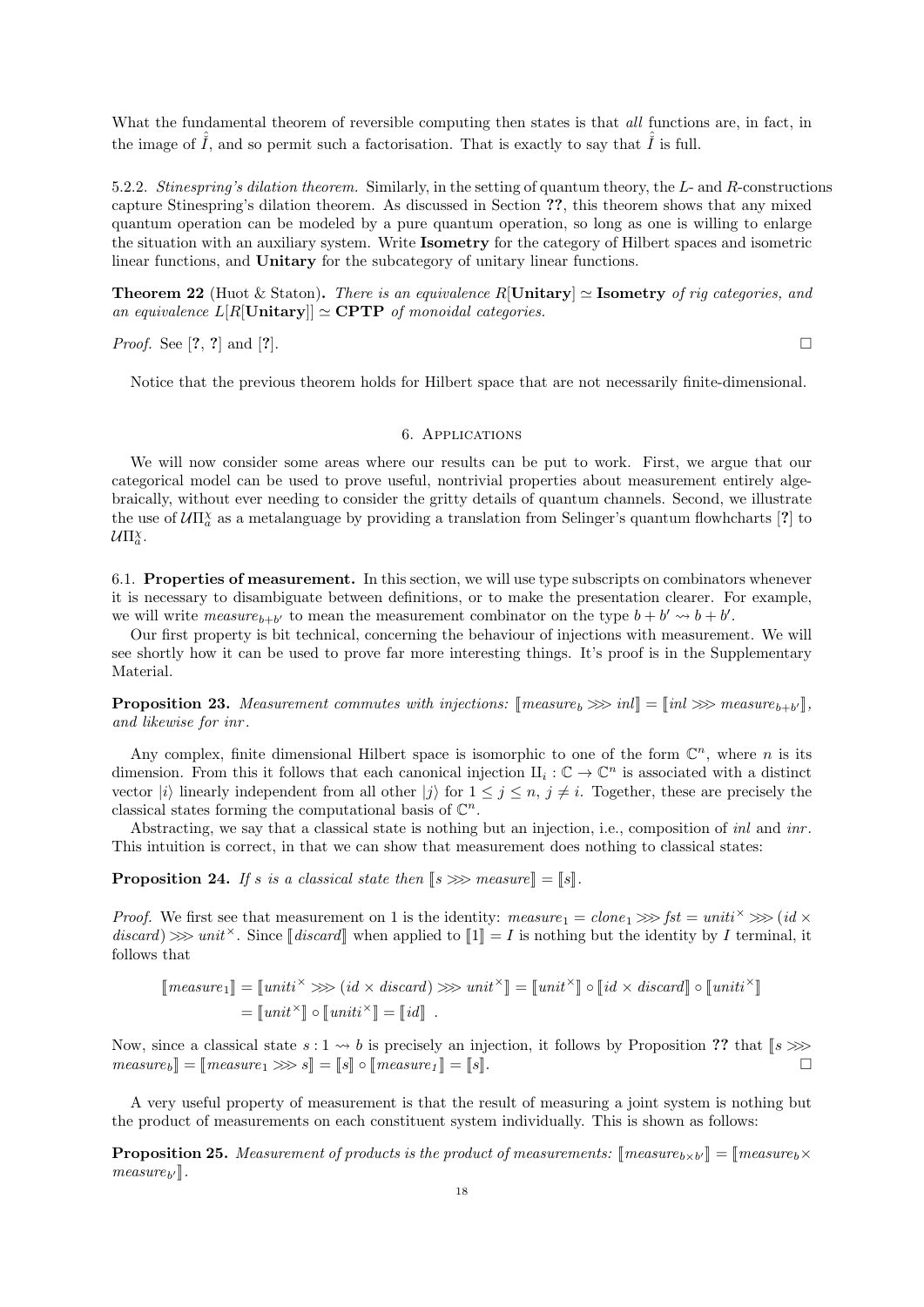What the fundamental theorem of reversible computing then states is that *all* functions are, in fact, in the image of $\hat{\hat{I}}$, and so permit such a factorisation. That is exactly to say that $\hat{\hat{I}}$ is full.

5.2.2. *Stinespring's dilation theorem.* Similarly, in the setting of quantum theory, the $L$- and $R$-constructions capture Stinespring's dilation theorem. As discussed in Section **??**, this theorem shows that any mixed quantum operation can be modeled by a pure quantum operation, so long as one is willing to enlarge the situation with an auxiliary system. Write **Isometry** for the category of Hilbert spaces and isometric linear functions, and **Unitary** for the subcategory of unitary linear functions.

**Theorem 22** (Huot & Staton)**.** *There is an equivalence $R[\mathbf{Unitary}] \simeq \mathbf{Isometry}$ of rig categories, and an equivalence $L[R[\mathbf{Unitary}]] \simeq \mathbf{CPTP}$ of monoidal categories.*

*Proof.* See [**?**, **?**] and [**?**]. □

Notice that the previous theorem holds for Hilbert space that are not necessarily finite-dimensional.

## 6. Applications

We will now consider some areas where our results can be put to work. First, we argue that our categorical model can be used to prove useful, nontrivial properties about measurement entirely algebraically, without ever needing to consider the gritty details of quantum channels. Second, we illustrate the use of $\mathcal{U}\Pi_a^\chi$ as a metalanguage by providing a translation from Selinger's quantum flowcharts [**?**] to $\mathcal{U}\Pi_a^\chi$.

6.1. **Properties of measurement.** In this section, we will use type subscripts on combinators whenever it is necessary to disambiguate between definitions, or to make the presentation clearer. For example, we will write $measure_{b+b'}$ to mean the measurement combinator on the type $b + b' \rightsquigarrow b + b'$.

Our first property is bit technical, concerning the behaviour of injections with measurement. We will see shortly how it can be used to prove far more interesting things. It's proof is in the Supplementary Material.

**Proposition 23.** *Measurement commutes with injections: $[\![measure_b \ggg inl]\!] = [\![inl \ggg measure_{b+b'}]\!]$, and likewise for $inr$.*

Any complex, finite dimensional Hilbert space is isomorphic to one of the form $\mathbb{C}^n$, where $n$ is its dimension. From this it follows that each canonical injection $\amalg_i : \mathbb{C} \to \mathbb{C}^n$ is associated with a distinct vector $|i\rangle$ linearly independent from all other $|j\rangle$ for $1 \le j \le n$, $j \ne i$. Together, these are precisely the classical states forming the computational basis of $\mathbb{C}^n$.

Abstracting, we say that a classical state is nothing but an injection, i.e., composition of $inl$ and $inr$. This intuition is correct, in that we can show that measurement does nothing to classical states:

**Proposition 24.** *If $s$ is a classical state then $[\![s \ggg measure]\!] = [\![s]\!]$.*

*Proof.* We first see that measurement on 1 is the identity: $measure_1 = clone_1 \ggg fst = uniti^\times \ggg (id \times discard) \ggg unit^\times$. Since $[\![discard]\!]$ when applied to $[\![1]\!] = I$ is nothing but the identity by $I$ terminal, it follows that

$$\begin{aligned}
[\![measure_1]\!] &= [\![uniti^\times \ggg (id \times discard) \ggg unit^\times]\!] = [\![unit^\times]\!] \circ [\![id \times discard]\!] \circ [\![uniti^\times]\!] \\
&= [\![unit^\times]\!] \circ [\![uniti^\times]\!] = [\![id]\!] \ .
\end{aligned}$$

Now, since a classical state $s : 1 \rightsquigarrow b$ is precisely an injection, it follows by Proposition **??** that $[\![s \ggg measure_b]\!] = [\![measure_1 \ggg s]\!] = [\![s]\!] \circ [\![measure_1]\!] = [\![s]\!]$. □

A very useful property of measurement is that the result of measuring a joint system is nothing but the product of measurements on each constituent system individually. This is shown as follows:

**Proposition 25.** *Measurement of products is the product of measurements: $[\![measure_{b\times b'}]\!] = [\![measure_b \times measure_{b'}]\!]$.*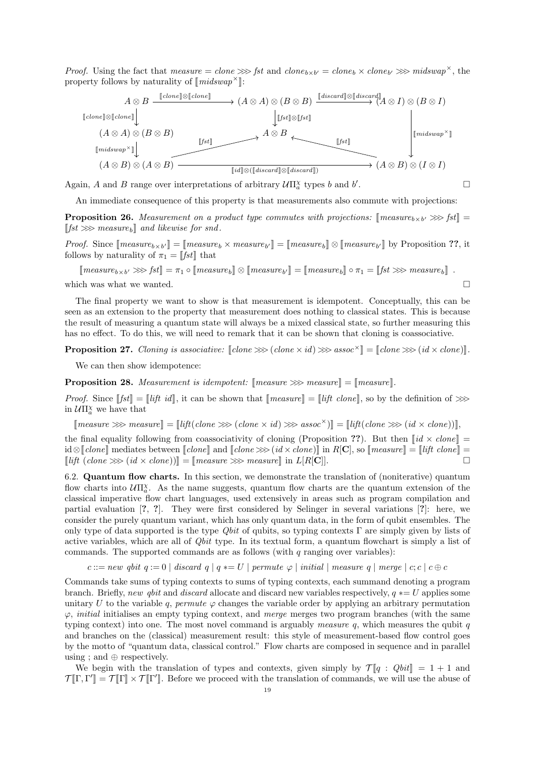*Proof.* Using the fact that $measure = clone \ggg fst$ and $clone_{b \times b'} = clone_b \times clone_{b'} \ggg midswap^\times$, the property follows by naturality of $[\![midswap^\times]\!]$:

$$
\begin{array}{ccccc}
A \otimes B & \xrightarrow{[\![clone]\!] \otimes [\![clone]\!]} & (A \otimes A) \otimes (B \otimes B) & \xrightarrow{[\![discard]\!] \otimes [\![discard]\!]} & (A \otimes I) \otimes (B \otimes I) \\
\downarrow {\scriptstyle [\![clone]\!] \otimes [\![clone]\!]} & & \downarrow {\scriptstyle [\![fst]\!] \otimes [\![fst]\!]} & & \downarrow {\scriptstyle [\![midswap^\times]\!]} \\
(A \otimes A) \otimes (B \otimes B) & \xrightarrow{[\![fst]\!]} & A \otimes B & \xleftarrow{[\![fst]\!]} & \\
\downarrow {\scriptstyle [\![midswap^\times]\!]} & & & & \\
(A \otimes B) \otimes (A \otimes B) & & \xrightarrow{[\![id]\!] \otimes ([\![discard]\!] \otimes [\![discard]\!])} & & (A \otimes B) \otimes (I \otimes I)
\end{array}
$$

Again, $A$ and $B$ range over interpretations of arbitrary $\mathcal{U}\Pi_a^\chi$ types $b$ and $b'$. □

An immediate consequence of this property is that measurements also commute with projections:

**Proposition 26.** *Measurement on a product type commutes with projections: $[\![measure_{b \times b'} \ggg fst]\!] = [\![fst \ggg measure_b]\!]$ and likewise for snd.*

*Proof.* Since $[\![measure_{b \times b'}]\!] = [\![measure_b \times measure_{b'}]\!] = [\![measure_b]\!] \otimes [\![measure_{b'}]\!]$ by Proposition **??**, it follows by naturality of $\pi_1 = [\![fst]\!]$ that

$$[\![measure_{b \times b'} \ggg fst]\!] = \pi_1 \circ [\![measure_b]\!] \otimes [\![measure_{b'}]\!] = [\![measure_b]\!] \circ \pi_1 = [\![fst \ggg measure_b]\!] \ .$$

which was what we wanted. □

The final property we want to show is that measurement is idempotent. Conceptually, this can be seen as an extension to the property that measurement does nothing to classical states. This is because the result of measuring a quantum state will always be a mixed classical state, so further measuring this has no effect. To do this, we will need to remark that it can be shown that cloning is coassociative.

**Proposition 27.** *Cloning is associative: $[\![clone \ggg (clone \times id) \ggg assoc^\times]\!] = [\![clone \ggg (id \times clone)]\!]$.*

We can then show idempotence:

**Proposition 28.** *Measurement is idempotent: $[\![measure \ggg measure]\!] = [\![measure]\!]$.*

*Proof.* Since $[\![fst]\!] = [\![lift\ id]\!]$, it can be shown that $[\![measure]\!] = [\![lift\ clone]\!]$, so by the definition of $\ggg$ in $\mathcal{U}\Pi_a^\chi$ we have that

$$[\![measure \ggg measure]\!] = [\![lift(clone \ggg (clone \times id) \ggg assoc^\times)]\!] = [\![lift(clone \ggg (id \times clone))]\!],$$

the final equality following from coassociativity of cloning (Proposition **??**). But then $[\![id \times clone]\!] = \mathrm{id} \otimes [\![clone]\!]$ mediates between $[\![clone]\!]$ and $[\![clone \ggg (id \times clone)]\!]$ in $R[\mathbf{C}]$, so $[\![measure]\!] = [\![lift\ clone]\!] = [\![lift\ (clone \ggg (id \times clone))]\!] = [\![measure \ggg measure]\!]$ in $L[R[\mathbf{C}]]$. □

**6.2. Quantum flow charts.** In this section, we demonstrate the translation of (noniterative) quantum flow charts into $\mathcal{U}\Pi_a^\chi$. As the name suggests, quantum flow charts are the quantum extension of the classical imperative flow chart languages, used extensively in areas such as program compilation and partial evaluation [**?**, **?**]. They were first considered by Selinger in several variations [**?**]: here, we consider the purely quantum variant, which has only quantum data, in the form of qubit ensembles. The only type of data supported is the type *Qbit* of qubits, so typing contexts $\Gamma$ are simply given by lists of active variables, which are all of *Qbit* type. In its textual form, a quantum flowchart is simply a list of commands. The supported commands are as follows (with $q$ ranging over variables):

$$c ::= new\ qbit\ q := 0 \mid discard\ q \mid q \mathrel{*}= U \mid permute\ \varphi \mid initial \mid measure\ q \mid merge \mid c; c \mid c \oplus c$$

Commands take sums of typing contexts to sums of typing contexts, each summand denoting a program branch. Briefly, *new qbit* and *discard* allocate and discard new variables respectively, $q \mathrel{*}= U$ applies some unitary $U$ to the variable $q$, *permute* $\varphi$ changes the variable order by applying an arbitrary permutation $\varphi$, *initial* initialises an empty typing context, and *merge* merges two program branches (with the same typing context) into one. The most novel command is arguably *measure q*, which measures the qubit $q$ and branches on the (classical) measurement result: this style of measurement-based flow control goes by the motto of "quantum data, classical control." Flow charts are composed in sequence and in parallel using ; and $\oplus$ respectively.

We begin with the translation of types and contexts, given simply by $\mathcal{T}[\![q : Qbit]\!] = 1 + 1$ and $\mathcal{T}[\![\Gamma, \Gamma']\!] = \mathcal{T}[\![\Gamma]\!] \times \mathcal{T}[\![\Gamma']\!]$. Before we proceed with the translation of commands, we will use the abuse of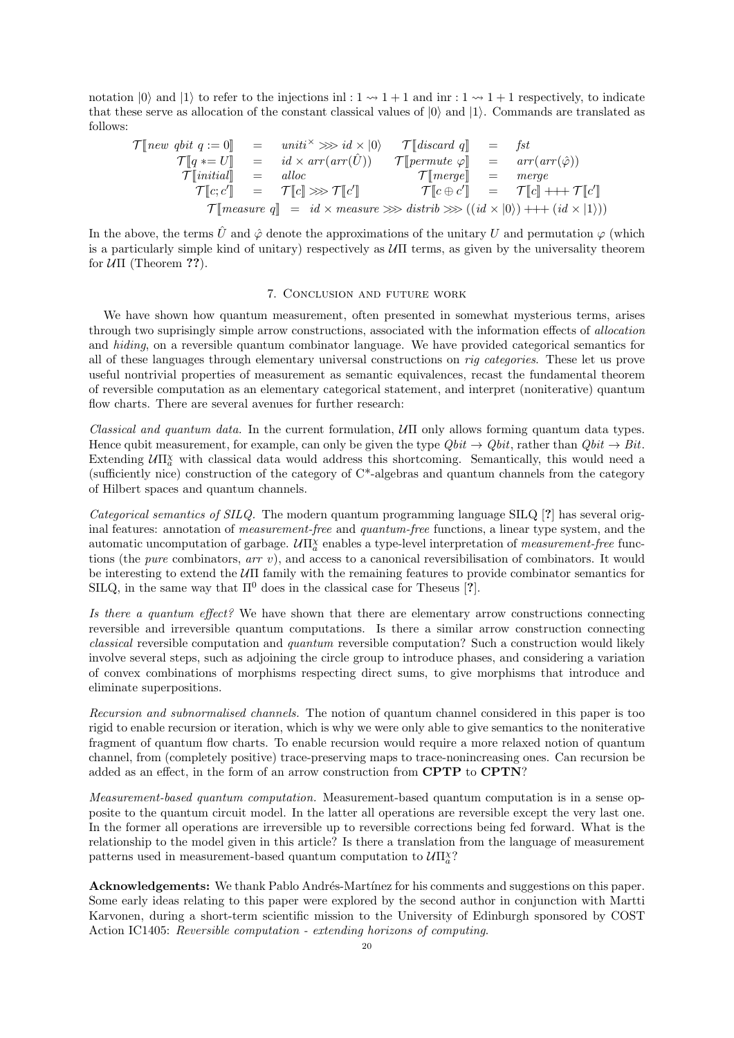notation $|0\rangle$ and $|1\rangle$ to refer to the injections $\mathrm{inl} : 1 \rightsquigarrow 1+1$ and $\mathrm{inr} : 1 \rightsquigarrow 1+1$ respectively, to indicate that these serve as allocation of the constant classical values of $|0\rangle$ and $|1\rangle$. Commands are translated as follows:

$$
\begin{array}{rclrcl}
\mathcal{T}[\![\mathit{new\ qbit}\ q := 0]\!] & = & \mathit{uniti}^{\times} \ggg \mathit{id} \times |0\rangle & \mathcal{T}[\![\mathit{discard}\ q]\!] & = & \mathit{fst} \\
\mathcal{T}[\![q \mathrel{*}= U]\!] & = & \mathit{id} \times \mathit{arr}(\mathit{arr}(\hat{U})) & \mathcal{T}[\![\mathit{permute}\ \varphi]\!] & = & \mathit{arr}(\mathit{arr}(\hat{\varphi})) \\
\mathcal{T}[\![\mathit{initial}]\!] & = & \mathit{alloc} & \mathcal{T}[\![\mathit{merge}]\!] & = & \mathit{merge} \\
\mathcal{T}[\![c; c']\!] & = & \mathcal{T}[\![c]\!] \ggg \mathcal{T}[\![c']\!] & \mathcal{T}[\![c \oplus c']\!] & = & \mathcal{T}[\![c]\!] +\!\!+\!\!+ \mathcal{T}[\![c']\!]
\end{array}
$$

$$
\mathcal{T}[\![\mathit{measure}\ q]\!] \;=\; \mathit{id} \times \mathit{measure} \ggg \mathit{distrib} \ggg ((\mathit{id} \times |0\rangle) +\!\!+\!\!+ (\mathit{id} \times |1\rangle))
$$

In the above, the terms $\hat{U}$ and $\hat{\varphi}$ denote the approximations of the unitary $U$ and permutation $\varphi$ (which is a particularly simple kind of unitary) respectively as $\mathcal{U}\Pi$ terms, as given by the universality theorem for $\mathcal{U}\Pi$ (Theorem **??**).

## 7. Conclusion and future work

We have shown how quantum measurement, often presented in somewhat mysterious terms, arises through two suprisingly simple arrow constructions, associated with the information effects of *allocation* and *hiding*, on a reversible quantum combinator language. We have provided categorical semantics for all of these languages through elementary universal constructions on *rig categories*. These let us prove useful nontrivial properties of measurement as semantic equivalences, recast the fundamental theorem of reversible computation as an elementary categorical statement, and interpret (noniterative) quantum flow charts. There are several avenues for further research:

*Classical and quantum data.* In the current formulation, $\mathcal{U}\Pi$ only allows forming quantum data types. Hence qubit measurement, for example, can only be given the type $Qbit \to Qbit$, rather than $Qbit \to Bit$. Extending $\mathcal{U}\Pi_a^\chi$ with classical data would address this shortcoming. Semantically, this would need a (sufficiently nice) construction of the category of C*-algebras and quantum channels from the category of Hilbert spaces and quantum channels.

*Categorical semantics of SILQ.* The modern quantum programming language SILQ [**?**] has several original features: annotation of *measurement-free* and *quantum-free* functions, a linear type system, and the automatic uncomputation of garbage. $\mathcal{U}\Pi_a^\chi$ enables a type-level interpretation of *measurement-free* functions (the *pure* combinators, *arr v*), and access to a canonical reversibilisation of combinators. It would be interesting to extend the $\mathcal{U}\Pi$ family with the remaining features to provide combinator semantics for SILQ, in the same way that $\Pi^0$ does in the classical case for Theseus [**?**].

*Is there a quantum effect?* We have shown that there are elementary arrow constructions connecting reversible and irreversible quantum computations. Is there a similar arrow construction connecting *classical* reversible computation and *quantum* reversible computation? Such a construction would likely involve several steps, such as adjoining the circle group to introduce phases, and considering a variation of convex combinations of morphisms respecting direct sums, to give morphisms that introduce and eliminate superpositions.

*Recursion and subnormalised channels.* The notion of quantum channel considered in this paper is too rigid to enable recursion or iteration, which is why we were only able to give semantics to the noniterative fragment of quantum flow charts. To enable recursion would require a more relaxed notion of quantum channel, from (completely positive) trace-preserving maps to trace-nonincreasing ones. Can recursion be added as an effect, in the form of an arrow construction from **CPTP** to **CPTN**?

*Measurement-based quantum computation.* Measurement-based quantum computation is in a sense opposite to the quantum circuit model. In the latter all operations are reversible except the very last one. In the former all operations are irreversible up to reversible corrections being fed forward. What is the relationship to the model given in this article? Is there a translation from the language of measurement patterns used in measurement-based quantum computation to $\mathcal{U}\Pi_a^\chi$?

**Acknowledgements:** We thank Pablo Andrés-Martínez for his comments and suggestions on this paper. Some early ideas relating to this paper were explored by the second author in conjunction with Martti Karvonen, during a short-term scientific mission to the University of Edinburgh sponsored by COST Action IC1405: *Reversible computation - extending horizons of computing*.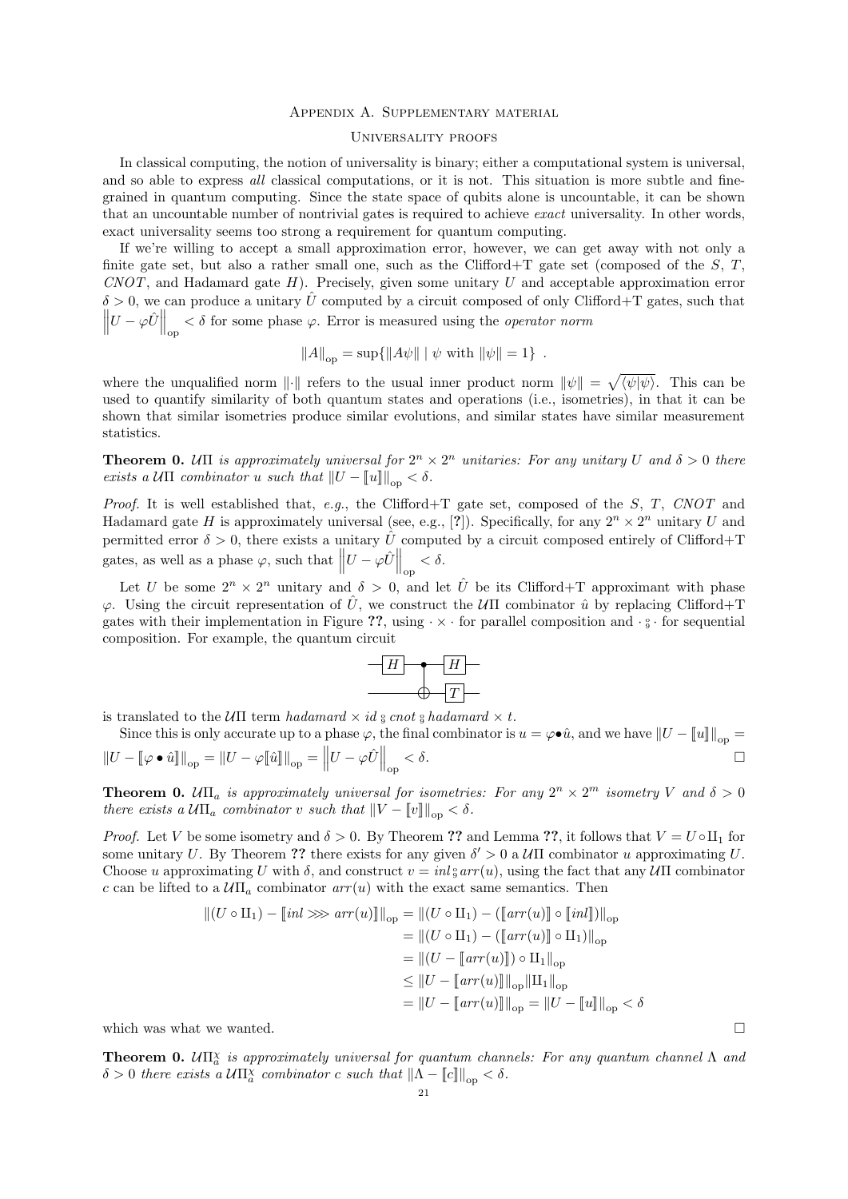## Appendix A. Supplementary material

### Universality proofs

In classical computing, the notion of universality is binary; either a computational system is universal, and so able to express *all* classical computations, or it is not. This situation is more subtle and fine-grained in quantum computing. Since the state space of qubits alone is uncountable, it can be shown that an uncountable number of nontrivial gates is required to achieve *exact* universality. In other words, exact universality seems too strong a requirement for quantum computing.

If we're willing to accept a small approximation error, however, we can get away with not only a finite gate set, but also a rather small one, such as the Clifford+T gate set (composed of the $S$, $T$, $CNOT$, and Hadamard gate $H$). Precisely, given some unitary $U$ and acceptable approximation error $\delta > 0$, we can produce a unitary $\hat{U}$ computed by a circuit composed of only Clifford+T gates, such that $\left\| U - \varphi\hat{U} \right\|_{\mathrm{op}} < \delta$ for some phase $\varphi$. Error is measured using the *operator norm*

$$\|A\|_{\mathrm{op}} = \sup\{\|A\psi\| \mid \psi \text{ with } \|\psi\| = 1\} \ .$$

where the unqualified norm $\|\cdot\|$ refers to the usual inner product norm $\|\psi\| = \sqrt{\langle \psi | \psi \rangle}$. This can be used to quantify similarity of both quantum states and operations (i.e., isometries), in that it can be shown that similar isometries produce similar evolutions, and similar states have similar measurement statistics.

**Theorem 0.** *$\mathcal{U}\Pi$ is approximately universal for $2^n \times 2^n$ unitaries: For any unitary $U$ and $\delta > 0$ there exists a $\mathcal{U}\Pi$ combinator $u$ such that $\|U - [\![u]\!]\|_{\mathrm{op}} < \delta$.*

*Proof.* It is well established that, *e.g.*, the Clifford+T gate set, composed of the $S$, $T$, $CNOT$ and Hadamard gate $H$ is approximately universal (see, e.g., [?]). Specifically, for any $2^n \times 2^n$ unitary $U$ and permitted error $\delta > 0$, there exists a unitary $\hat{U}$ computed by a circuit composed entirely of Clifford+T gates, as well as a phase $\varphi$, such that $\left\| U - \varphi\hat{U} \right\|_{\mathrm{op}} < \delta$.

Let $U$ be some $2^n \times 2^n$ unitary and $\delta > 0$, and let $\hat{U}$ be its Clifford+T approximant with phase $\varphi$. Using the circuit representation of $\hat{U}$, we construct the $\mathcal{U}\Pi$ combinator $\hat{u}$ by replacing Clifford+T gates with their implementation in Figure **??**, using $\cdot \times \cdot$ for parallel composition and $\cdot \fatsemi \cdot$ for sequential composition. For example, the quantum circuit

is translated to the $\mathcal{U}\Pi$ term $hadamard \times id \fatsemi cnot \fatsemi hadamard \times t$.

Since this is only accurate up to a phase $\varphi$, the final combinator is $u = \varphi \bullet \hat{u}$, and we have $\|U - [\![u]\!]\|_{\mathrm{op}} = \|U - [\![\varphi \bullet \hat{u}]\!]\|_{\mathrm{op}} = \|U - \varphi[\![\hat{u}]\!]\|_{\mathrm{op}} = \left\| U - \varphi\hat{U} \right\|_{\mathrm{op}} < \delta$. $\square$

**Theorem 0.** *$\mathcal{U}\Pi_a$ is approximately universal for isometries: For any $2^n \times 2^m$ isometry $V$ and $\delta > 0$ there exists a $\mathcal{U}\Pi_a$ combinator $v$ such that $\|V - [\![v]\!]\|_{\mathrm{op}} < \delta$.*

*Proof.* Let $V$ be some isometry and $\delta > 0$. By Theorem **??** and Lemma **??**, it follows that $V = U \circ \amalg_1$ for some unitary $U$. By Theorem **??** there exists for any given $\delta' > 0$ a $\mathcal{U}\Pi$ combinator $u$ approximating $U$. Choose $u$ approximating $U$ with $\delta$, and construct $v = inl \fatsemi arr(u)$, using the fact that any $\mathcal{U}\Pi$ combinator $c$ can be lifted to a $\mathcal{U}\Pi_a$ combinator $arr(u)$ with the exact same semantics. Then

$$\begin{aligned}
\|(U \circ \amalg_1) - [\![inl \ggg arr(u)]\!]\|_{\mathrm{op}} &= \|(U \circ \amalg_1) - ([\![arr(u)]\!] \circ [\![inl]\!])\|_{\mathrm{op}} \\
&= \|(U \circ \amalg_1) - ([\![arr(u)]\!] \circ \amalg_1)\|_{\mathrm{op}} \\
&= \|(U - [\![arr(u)]\!]) \circ \amalg_1\|_{\mathrm{op}} \\
&\leq \|U - [\![arr(u)]\!]\|_{\mathrm{op}} \|\amalg_1\|_{\mathrm{op}} \\
&= \|U - [\![arr(u)]\!]\|_{\mathrm{op}} = \|U - [\![u]\!]\|_{\mathrm{op}} < \delta
\end{aligned}$$

which was what we wanted. $\square$

**Theorem 0.** *$\mathcal{U}\Pi_a^\chi$ is approximately universal for quantum channels: For any quantum channel $\Lambda$ and $\delta > 0$ there exists a $\mathcal{U}\Pi_a^\chi$ combinator $c$ such that $\|\Lambda - [\![c]\!]\|_{\mathrm{op}} < \delta$.*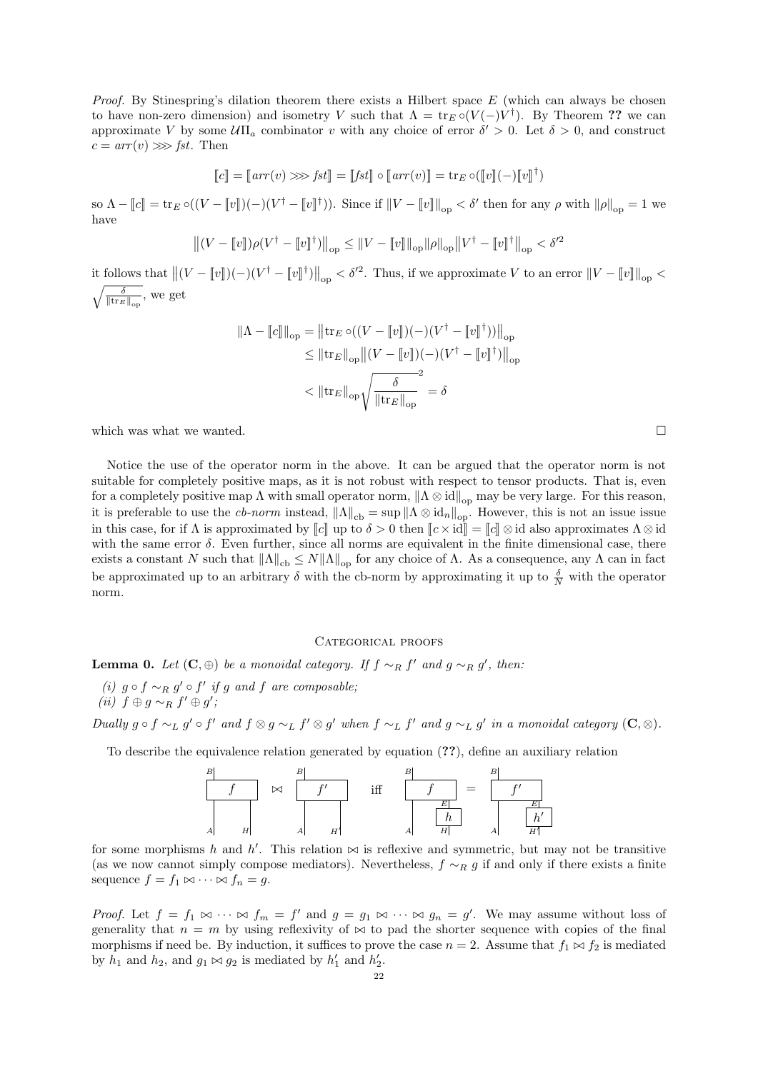*Proof.* By Stinespring's dilation theorem there exists a Hilbert space $E$ (which can always be chosen to have non-zero dimension) and isometry $V$ such that $\Lambda = \mathrm{tr}_E \circ (V(-)V^\dagger)$. By Theorem **??** we can approximate $V$ by some $\mathcal{U}\Pi_a$ combinator $v$ with any choice of error $\delta' > 0$. Let $\delta > 0$, and construct $c = arr(v) \ggg fst$. Then

$$[\![c]\!] = [\![arr(v) \ggg fst]\!] = [\![fst]\!] \circ [\![arr(v)]\!] = \mathrm{tr}_E \circ ([\![v]\!](-)[\![v]\!]^\dagger)$$

so $\Lambda - [\![c]\!] = \mathrm{tr}_E \circ ((V - [\![v]\!])(-)(V^\dagger - [\![v]\!]^\dagger))$. Since if $\|V - [\![v]\!]\|_{\mathrm{op}} < \delta'$ then for any $\rho$ with $\|\rho\|_{\mathrm{op}} = 1$ we have

$$\left\|(V - [\![v]\!])\rho(V^\dagger - [\![v]\!]^\dagger)\right\|_{\mathrm{op}} \leq \|V - [\![v]\!]\|_{\mathrm{op}} \|\rho\|_{\mathrm{op}} \left\|V^\dagger - [\![v]\!]^\dagger\right\|_{\mathrm{op}} < \delta'^2$$

it follows that $\left\|(V - [\![v]\!])(-)(V^\dagger - [\![v]\!]^\dagger)\right\|_{\mathrm{op}} < \delta'^2$. Thus, if we approximate $V$ to an error $\|V - [\![v]\!]\|_{\mathrm{op}} < \sqrt{\frac{\delta}{\|\mathrm{tr}_E\|_{\mathrm{op}}}}$, we get

$$\begin{aligned}
\|\Lambda - [\![c]\!]\|_{\mathrm{op}} &= \left\|\mathrm{tr}_E \circ ((V - [\![v]\!])(-)(V^\dagger - [\![v]\!]^\dagger))\right\|_{\mathrm{op}} \\
&\leq \|\mathrm{tr}_E\|_{\mathrm{op}} \left\|(V - [\![v]\!])(-)(V^\dagger - [\![v]\!]^\dagger)\right\|_{\mathrm{op}} \\
&< \|\mathrm{tr}_E\|_{\mathrm{op}} \sqrt{\frac{\delta}{\|\mathrm{tr}_E\|_{\mathrm{op}}}}^2 = \delta
\end{aligned}$$

which was what we wanted. □

Notice the use of the operator norm in the above. It can be argued that the operator norm is not suitable for completely positive maps, as it is not robust with respect to tensor products. That is, even for a completely positive map $\Lambda$ with small operator norm, $\|\Lambda \otimes \mathrm{id}\|_{\mathrm{op}}$ may be very large. For this reason, it is preferable to use the *cb-norm* instead, $\|\Lambda\|_{\mathrm{cb}} = \sup \|\Lambda \otimes \mathrm{id}_n\|_{\mathrm{op}}$. However, this is not an issue issue in this case, for if $\Lambda$ is approximated by $[\![c]\!]$ up to $\delta > 0$ then $[\![c \times \mathrm{id}]\!] = [\![c]\!] \otimes \mathrm{id}$ also approximates $\Lambda \otimes \mathrm{id}$ with the same error $\delta$. Even further, since all norms are equivalent in the finite dimensional case, there exists a constant $N$ such that $\|\Lambda\|_{\mathrm{cb}} \leq N \|\Lambda\|_{\mathrm{op}}$ for any choice of $\Lambda$. As a consequence, any $\Lambda$ can in fact be approximated up to an arbitrary $\delta$ with the cb-norm by approximating it up to $\frac{\delta}{N}$ with the operator norm.

## Categorical proofs

**Lemma 0.** *Let $(\mathbf{C}, \oplus)$ be a monoidal category. If $f \sim_R f'$ and $g \sim_R g'$, then:*

*(i) $g \circ f \sim_R g' \circ f'$ if $g$ and $f$ are composable;*
*(ii) $f \oplus g \sim_R f' \oplus g'$;*

*Dually $g \circ f \sim_L g' \circ f'$ and $f \otimes g \sim_L f' \otimes g'$ when $f \sim_L f'$ and $g \sim_L g'$ in a monoidal category $(\mathbf{C}, \otimes)$.*

To describe the equivalence relation generated by equation (**??**), define an auxiliary relation

[String diagram: box $f$ with input wires $A$, $H$ and output wire $B$ $\bowtie$ box $f'$ with input wires $A$, $H'$ and output wire $B$ iff box $f$ with output $B$ and wire $E$ into $h$ with input $H$ $=$ box $f'$ with output $B$ and wire $E$ into $h'$ with input $H'$]

for some morphisms $h$ and $h'$. This relation $\bowtie$ is reflexive and symmetric, but may not be transitive (as we now cannot simply compose mediators). Nevertheless, $f \sim_R g$ if and only if there exists a finite sequence $f = f_1 \bowtie \cdots \bowtie f_n = g$.

*Proof.* Let $f = f_1 \bowtie \cdots \bowtie f_m = f'$ and $g = g_1 \bowtie \cdots \bowtie g_n = g'$. We may assume without loss of generality that $n = m$ by using reflexivity of $\bowtie$ to pad the shorter sequence with copies of the final morphisms if need be. By induction, it suffices to prove the case $n = 2$. Assume that $f_1 \bowtie f_2$ is mediated by $h_1$ and $h_2$, and $g_1 \bowtie g_2$ is mediated by $h'_1$ and $h'_2$.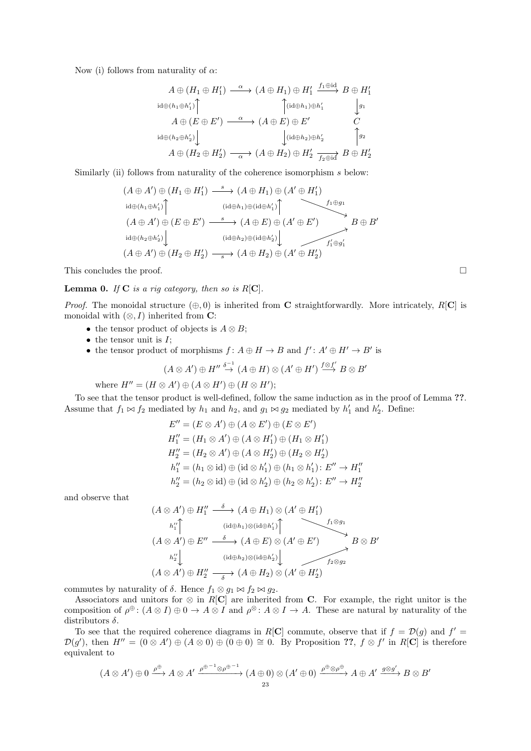Now (i) follows from naturality of $\alpha$:

$$\begin{array}{ccccc}
A \oplus (H_1 \oplus H_1') & \xrightarrow{\alpha} & (A \oplus H_1) \oplus H_1' & \xrightarrow{f_1 \oplus \mathrm{id}} & B \oplus H_1' \\
{\scriptstyle \mathrm{id} \oplus (h_1 \oplus h_1')}\uparrow & & \uparrow{\scriptstyle (\mathrm{id} \oplus h_1) \oplus h_1'} & & \downarrow{\scriptstyle g_1} \\
A \oplus (E \oplus E') & \xrightarrow{\alpha} & (A \oplus E) \oplus E' & & C \\
{\scriptstyle \mathrm{id} \oplus (h_2 \oplus h_2')}\downarrow & & \downarrow{\scriptstyle (\mathrm{id} \oplus h_2) \oplus h_2'} & & \uparrow{\scriptstyle g_2} \\
A \oplus (H_2 \oplus H_2') & \xrightarrow[\alpha]{} & (A \oplus H_2) \oplus H_2' & \xrightarrow[f_2 \oplus \mathrm{id}]{} & B \oplus H_2'
\end{array}$$

Similarly (ii) follows from naturality of the coherence isomorphism $s$ below:

$$\begin{array}{cccc}
(A \oplus A') \oplus (H_1 \oplus H_1') & \xrightarrow{s} & (A \oplus H_1) \oplus (A' \oplus H_1') & \searrow^{f_1 \oplus g_1} \\
{\scriptstyle \mathrm{id} \oplus (h_1 \oplus h_1')}\uparrow & & \uparrow{\scriptstyle (\mathrm{id} \oplus h_1) \oplus (\mathrm{id} \oplus h_1')} & \\
(A \oplus A') \oplus (E \oplus E') & \xrightarrow{s} & (A \oplus E) \oplus (A' \oplus E') & B \oplus B' \\
{\scriptstyle \mathrm{id} \oplus (h_2 \oplus h_2')}\downarrow & & \downarrow{\scriptstyle (\mathrm{id} \oplus h_2) \oplus (\mathrm{id} \oplus h_2')} & \\
(A \oplus A') \oplus (H_2 \oplus H_2') & \xrightarrow[s]{} & (A \oplus H_2) \oplus (A' \oplus H_2') & \nearrow_{f_1' \oplus g_1'}
\end{array}$$

This concludes the proof. □

**Lemma 0.** *If* $\mathbf{C}$ *is a rig category, then so is* $R[\mathbf{C}]$.

*Proof.* The monoidal structure $(\oplus, 0)$ is inherited from $\mathbf{C}$ straightforwardly. More intricately, $R[\mathbf{C}]$ is monoidal with $(\otimes, I)$ inherited from $\mathbf{C}$:

- the tensor product of objects is $A \otimes B$;
- the tensor unit is $I$;
- the tensor product of morphisms $f \colon A \oplus H \to B$ and $f' \colon A' \oplus H' \to B'$ is

$$(A \otimes A') \oplus H'' \xrightarrow{\delta^{-1}} (A \oplus H) \otimes (A' \oplus H') \xrightarrow{f \otimes f'} B \otimes B'$$

where $H'' = (H \otimes A') \oplus (A \otimes H') \oplus (H \otimes H')$;

To see that the tensor product is well-defined, follow the same induction as in the proof of Lemma **??**. Assume that $f_1 \bowtie f_2$ mediated by $h_1$ and $h_2$, and $g_1 \bowtie g_2$ mediated by $h_1'$ and $h_2'$. Define:

$$\begin{aligned}
E'' &= (E \otimes A') \oplus (A \otimes E') \oplus (E \otimes E') \\
H_1'' &= (H_1 \otimes A') \oplus (A \otimes H_1') \oplus (H_1 \otimes H_1') \\
H_2'' &= (H_2 \otimes A') \oplus (A \otimes H_2') \oplus (H_2 \otimes H_2') \\
h_1'' &= (h_1 \otimes \mathrm{id}) \oplus (\mathrm{id} \otimes h_1') \oplus (h_1 \otimes h_1') \colon E'' \to H_1'' \\
h_2'' &= (h_2 \otimes \mathrm{id}) \oplus (\mathrm{id} \otimes h_2') \oplus (h_2 \otimes h_2') \colon E'' \to H_2''
\end{aligned}$$

and observe that

$$\begin{array}{cccc}
(A \otimes A') \oplus H_1'' & \xrightarrow{\delta} & (A \oplus H_1) \otimes (A' \oplus H_1') & \searrow^{f_1 \otimes g_1} \\
{\scriptstyle h_1''}\uparrow & & \uparrow{\scriptstyle (\mathrm{id} \oplus h_1) \otimes (\mathrm{id} \oplus h_1')} & \\
(A \otimes A') \oplus E'' & \xrightarrow{\delta} & (A \oplus E) \otimes (A' \oplus E') & B \otimes B' \\
{\scriptstyle h_2''}\downarrow & & \downarrow{\scriptstyle (\mathrm{id} \oplus h_2) \otimes (\mathrm{id} \oplus h_2')} & \\
(A \otimes A') \oplus H_2'' & \xrightarrow[\delta]{} & (A \oplus H_2) \otimes (A' \oplus H_2') & \nearrow_{f_2 \otimes g_2}
\end{array}$$

commutes by naturality of $\delta$. Hence $f_1 \otimes g_1 \bowtie f_2 \bowtie g_2$.

Associators and unitors for $\otimes$ in $R[\mathbf{C}]$ are inherited from $\mathbf{C}$. For example, the right unitor is the composition of $\rho^{\oplus} \colon (A \otimes I) \oplus 0 \to A \otimes I$ and $\rho^{\otimes} \colon A \otimes I \to A$. These are natural by naturality of the distributors $\delta$.

To see that the required coherence diagrams in $R[\mathbf{C}]$ commute, observe that if $f = \mathcal{D}(g)$ and $f' = \mathcal{D}(g')$, then $H'' = (0 \otimes A') \oplus (A \otimes 0) \oplus (0 \oplus 0) \cong 0$. By Proposition **??**, $f \otimes f'$ in $R[\mathbf{C}]$ is therefore equivalent to

$$(A \otimes A') \oplus 0 \xrightarrow{\rho^{\oplus}} A \otimes A' \xrightarrow{\rho^{\oplus^{-1}} \otimes \rho^{\oplus^{-1}}} (A \oplus 0) \otimes (A' \oplus 0) \xrightarrow{\rho^{\oplus} \otimes \rho^{\oplus}} A \oplus A' \xrightarrow{g \otimes g'} B \otimes B'$$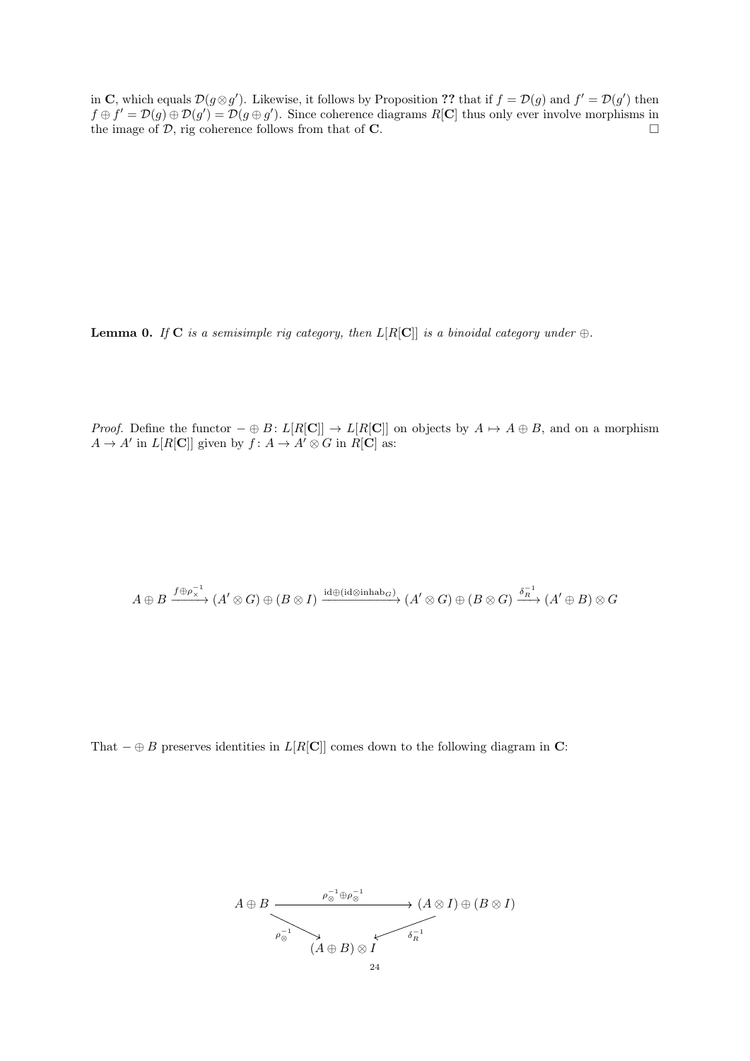in $\mathbf{C}$, which equals $\mathcal{D}(g \otimes g')$. Likewise, it follows by Proposition **??** that if $f = \mathcal{D}(g)$ and $f' = \mathcal{D}(g')$ then $f \oplus f' = \mathcal{D}(g) \oplus \mathcal{D}(g') = \mathcal{D}(g \oplus g')$. Since coherence diagrams $R[\mathbf{C}]$ thus only ever involve morphisms in the image of $\mathcal{D}$, rig coherence follows from that of $\mathbf{C}$. □

**Lemma 0.** *If $\mathbf{C}$ is a semisimple rig category, then $L[R[\mathbf{C}]]$ is a binoidal category under $\oplus$.*

*Proof.* Define the functor $- \oplus B \colon L[R[\mathbf{C}]] \to L[R[\mathbf{C}]]$ on objects by $A \mapsto A \oplus B$, and on a morphism $A \to A'$ in $L[R[\mathbf{C}]]$ given by $f \colon A \to A' \otimes G$ in $R[\mathbf{C}]$ as:

$$A \oplus B \xrightarrow{f \oplus \rho_\times^{-1}} (A' \otimes G) \oplus (B \otimes I) \xrightarrow{\mathrm{id} \oplus (\mathrm{id} \otimes \mathrm{inhab}_G)} (A' \otimes G) \oplus (B \otimes G) \xrightarrow{\delta_R^{-1}} (A' \oplus B) \otimes G$$

That $- \oplus B$ preserves identities in $L[R[\mathbf{C}]]$ comes down to the following diagram in $\mathbf{C}$:

$$\begin{array}{ccc} A \oplus B & \xrightarrow{\rho_\otimes^{-1} \oplus \rho_\otimes^{-1}} & (A \otimes I) \oplus (B \otimes I) \\ & \underset{\rho_\otimes^{-1}}{\searrow} \quad (A \oplus B) \otimes I \quad \underset{\delta_R^{-1}}{\swarrow} & \end{array}$$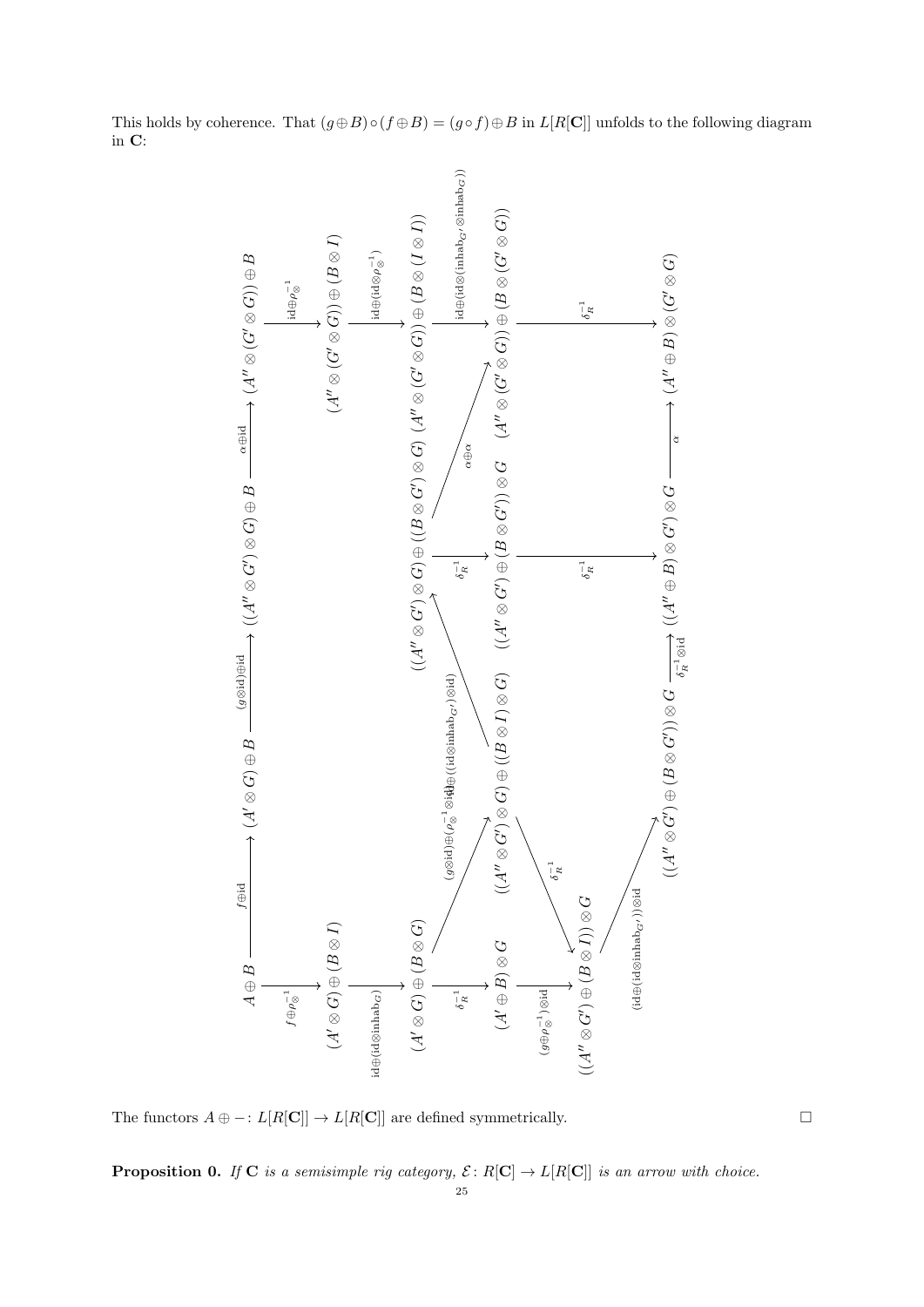This holds by coherence. That $(g \oplus B) \circ (f \oplus B) = (g \circ f) \oplus B$ in $L[R[\mathbf{C}]]$ unfolds to the following diagram in $\mathbf{C}$:

$$
\begin{array}{c}
A \oplus B \xrightarrow{f \oplus \mathrm{id}} (A' \otimes G) \oplus B \xrightarrow{(g \otimes \mathrm{id}) \oplus \mathrm{id}} ((A'' \otimes G') \otimes G) \oplus B \xrightarrow{\alpha \oplus \mathrm{id}} (A'' \otimes (G' \otimes G)) \oplus B \\
A \oplus B \xrightarrow{f \oplus \rho_\otimes^{-1}} (A' \otimes G) \oplus (B \otimes I) \xrightarrow{\mathrm{id} \oplus (\mathrm{id} \otimes \mathrm{inhab}_G)} (A' \otimes G) \oplus (B \otimes G) \\
(A' \otimes G) \oplus (B \otimes G) \xrightarrow{\delta_R^{-1}} (A' \oplus B) \otimes G \xrightarrow{(g \oplus \rho_\otimes^{-1}) \otimes \mathrm{id}} ((A'' \otimes G') \oplus (B \otimes I)) \otimes G \xrightarrow{(\mathrm{id} \oplus (\mathrm{id} \otimes \mathrm{inhab}_{G'})) \otimes \mathrm{id}} ((A'' \otimes G') \oplus (B \otimes G')) \otimes G \\
(A' \otimes G) \oplus (B \otimes G) \xrightarrow{(g \otimes \mathrm{id}) \oplus (\rho_\otimes^{-1} \otimes \mathrm{id})} ((A'' \otimes G') \otimes G) \oplus ((B \otimes I) \otimes G) \xrightarrow{\delta_R^{-1}} ((A'' \otimes G') \oplus (B \otimes I)) \otimes G \\
((A'' \otimes G') \otimes G) \oplus ((B \otimes I) \otimes G) \xrightarrow{\mathrm{id} \oplus ((\mathrm{id} \otimes \mathrm{inhab}_{G'}) \otimes \mathrm{id})} ((A'' \otimes G') \otimes G) \oplus ((B \otimes G') \otimes G) \\
((A'' \otimes G') \otimes G) \oplus ((B \otimes G') \otimes G) \xrightarrow{\delta_R^{-1}} ((A'' \otimes G') \oplus (B \otimes G')) \otimes G \xrightarrow{\delta_R^{-1}} ((A'' \oplus B) \otimes G') \otimes G \\
((A'' \otimes G') \oplus (B \otimes G')) \otimes G \xrightarrow{\delta_R^{-1} \otimes \mathrm{id}} ((A'' \oplus B) \otimes G') \otimes G \xrightarrow{\alpha} (A'' \oplus B) \otimes (G' \otimes G) \\
((A'' \otimes G') \otimes G) \oplus ((B \otimes G') \otimes G) \xrightarrow{\alpha \oplus \alpha} (A'' \otimes (G' \otimes G)) \oplus (B \otimes (G' \otimes G)) \\
(A'' \otimes (G' \otimes G)) \oplus B \xrightarrow{\mathrm{id} \oplus \rho_\otimes^{-1}} (A'' \otimes (G' \otimes G)) \oplus (B \otimes I) \xrightarrow{\mathrm{id} \oplus (\mathrm{id} \otimes \rho_\otimes^{-1})} (A'' \otimes (G' \otimes G)) \oplus (B \otimes (I \otimes I)) \\
\xrightarrow{\mathrm{id} \oplus (\mathrm{id} \otimes (\mathrm{inhab}_{G'} \otimes \mathrm{inhab}_G))} (A'' \otimes (G' \otimes G)) \oplus (B \otimes (G' \otimes G)) \xrightarrow{\delta_R^{-1}} (A'' \oplus B) \otimes (G' \otimes G)
\end{array}
$$

The functors $A \oplus -\colon L[R[\mathbf{C}]] \to L[R[\mathbf{C}]]$ are defined symmetrically. $\square$

**Proposition 0.** *If* $\mathbf{C}$ *is a semisimple rig category,* $\mathcal{E}\colon R[\mathbf{C}] \to L[R[\mathbf{C}]]$ *is an arrow with choice.*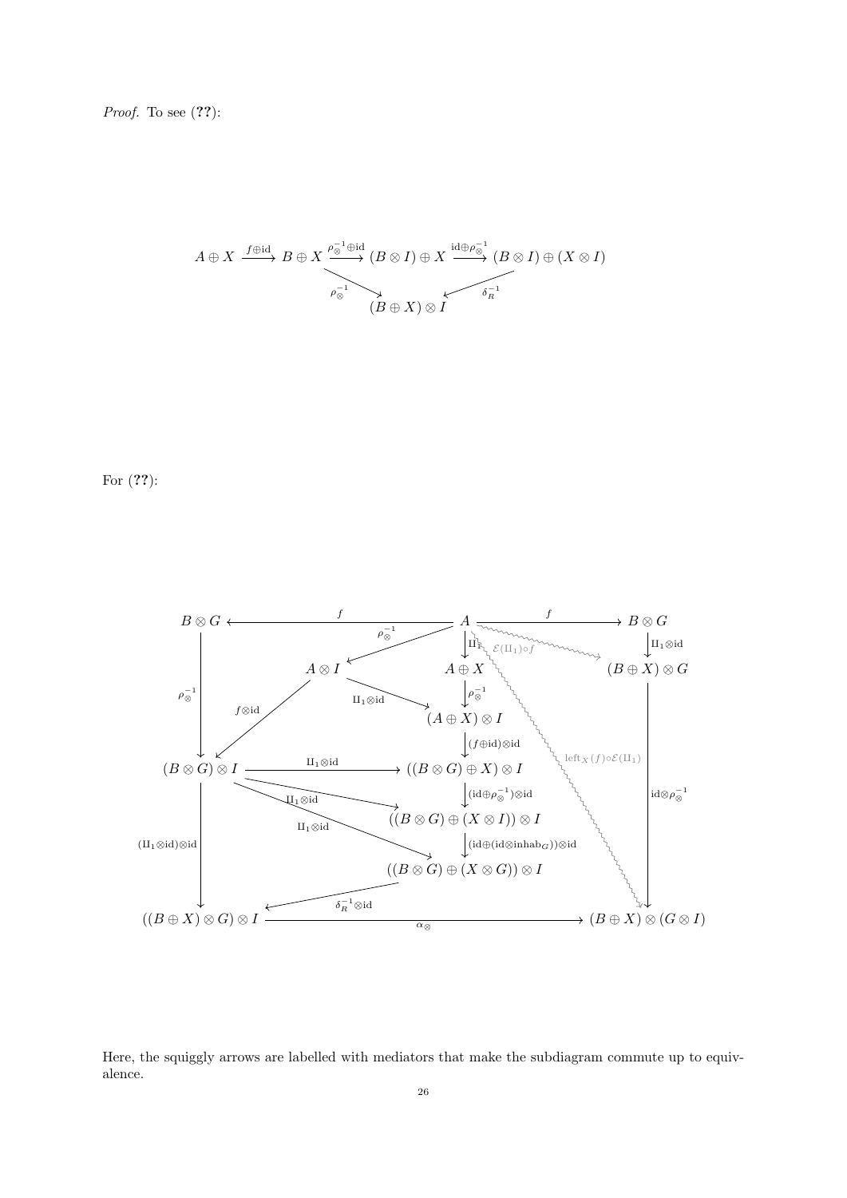*Proof.* To see (??):

$$
\begin{array}{ccccccc}
A \oplus X & \xrightarrow{f \oplus \mathrm{id}} & B \oplus X & \xrightarrow{\rho_\otimes^{-1} \oplus \mathrm{id}} & (B \otimes I) \oplus X & \xrightarrow{\mathrm{id} \oplus \rho_\otimes^{-1}} & (B \otimes I) \oplus (X \otimes I) \\
 & & & \searrow^{\rho_\otimes^{-1}} \quad (B \oplus X) \otimes I \quad {}^{\delta_R^{-1}}\swarrow & & &
\end{array}
$$

For (??):

$$
\begin{array}{l}
A \xrightarrow{f} B \otimes G \ (\text{left}), \quad A \xrightarrow{f} B \otimes G \ (\text{right}) \\
A \xrightarrow{\rho_\otimes^{-1}} A \otimes I, \quad A \xrightarrow{\amalg_1} A \oplus X, \quad A \rightsquigarrow_{\mathcal{E}(\amalg_1)\circ f} (B \oplus X) \otimes G \\
B \otimes G \xrightarrow{\amalg_1 \otimes \mathrm{id}} (B \oplus X) \otimes G \\
B \otimes G \xrightarrow{\rho_\otimes^{-1}} (B \otimes G) \otimes I, \quad A \otimes I \xrightarrow{f \otimes \mathrm{id}} (B \otimes G) \otimes I \\
A \otimes I \xrightarrow{\amalg_1 \otimes \mathrm{id}} (A \oplus X) \otimes I, \quad A \oplus X \xrightarrow{\rho_\otimes^{-1}} (A \oplus X) \otimes I \\
(A \oplus X) \otimes I \xrightarrow{(f \oplus \mathrm{id}) \otimes \mathrm{id}} ((B \otimes G) \oplus X) \otimes I \\
(B \otimes G) \otimes I \xrightarrow{\amalg_1 \otimes \mathrm{id}} ((B \otimes G) \oplus X) \otimes I \\
((B \otimes G) \oplus X) \otimes I \xrightarrow{(\mathrm{id} \oplus \rho_\otimes^{-1}) \otimes \mathrm{id}} ((B \otimes G) \oplus (X \otimes I)) \otimes I \\
(B \otimes G) \otimes I \xrightarrow{\amalg_1 \otimes \mathrm{id}} ((B \otimes G) \oplus (X \otimes I)) \otimes I \\
((B \otimes G) \oplus (X \otimes I)) \otimes I \xrightarrow{(\mathrm{id} \oplus (\mathrm{id} \otimes \mathrm{inhab}_G)) \otimes \mathrm{id}} ((B \otimes G) \oplus (X \otimes G)) \otimes I \\
(B \otimes G) \otimes I \xrightarrow{\amalg_1 \otimes \mathrm{id}} ((B \otimes G) \oplus (X \otimes G)) \otimes I \\
(B \otimes G) \otimes I \xrightarrow{(\amalg_1 \otimes \mathrm{id}) \otimes \mathrm{id}} ((B \oplus X) \otimes G) \otimes I \\
((B \otimes G) \oplus (X \otimes G)) \otimes I \xrightarrow{\delta_R^{-1} \otimes \mathrm{id}} ((B \oplus X) \otimes G) \otimes I \\
((B \oplus X) \otimes G) \otimes I \xrightarrow{\alpha_\otimes} (B \oplus X) \otimes (G \otimes I) \\
(B \oplus X) \otimes G \xrightarrow{\mathrm{id} \otimes \rho_\otimes^{-1}} (B \oplus X) \otimes (G \otimes I) \\
A \rightsquigarrow_{\mathrm{left}_X(f)\circ \mathcal{E}(\amalg_1)} (B \oplus X) \otimes (G \otimes I)
\end{array}
$$

Here, the squiggly arrows are labelled with mediators that make the subdiagram commute up to equivalence.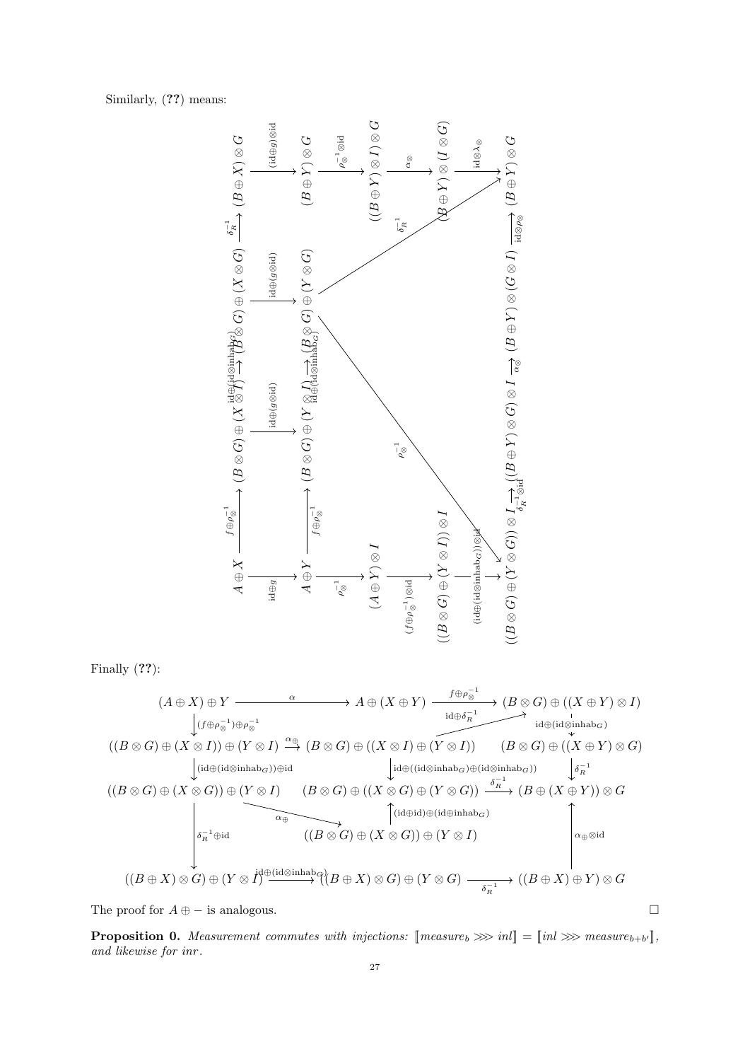Similarly, (**??**) means:

$$
\begin{array}{ccccccc}
A \oplus X & \xrightarrow{f \oplus \rho_\otimes^{-1}} & (B \otimes G) \oplus (X \otimes I) & \xrightarrow{\mathrm{id} \oplus (\mathrm{id} \otimes \mathrm{inhab}_G)} & (B \otimes G) \oplus (X \otimes G) & \xrightarrow{\delta_R^{-1}} & (B \oplus X) \otimes G \\
\downarrow{\scriptstyle \mathrm{id} \oplus g} & & \downarrow{\scriptstyle \mathrm{id} \oplus (g \otimes \mathrm{id})} & & \downarrow{\scriptstyle \mathrm{id} \oplus (g \otimes \mathrm{id})} & & \downarrow{\scriptstyle (\mathrm{id} \oplus g) \otimes \mathrm{id}} \\
A \oplus Y & \xrightarrow{f \oplus \rho_\otimes^{-1}} & (B \otimes G) \oplus (Y \otimes I) & \xrightarrow{\mathrm{id} \oplus (\mathrm{id} \otimes \mathrm{inhab}_G)} & (B \otimes G) \oplus (Y \otimes G) & & (B \oplus Y) \otimes G \\
\downarrow{\scriptstyle \rho_\otimes^{-1}} & & & & & & \downarrow{\scriptstyle \rho_\otimes^{-1} \otimes \mathrm{id}} \\
(A \oplus Y) \otimes I & & & & & & ((B \oplus Y) \otimes I) \otimes G \\
\downarrow{\scriptstyle (f \oplus \rho_\otimes^{-1}) \otimes \mathrm{id}} & & & & & & \downarrow{\scriptstyle \alpha_\otimes} \\
((B \otimes G) \oplus (Y \otimes I)) \otimes I & & & & & & (B \oplus Y) \otimes (I \otimes G) \\
\downarrow{\scriptstyle (\mathrm{id} \oplus (\mathrm{id} \otimes \mathrm{inhab}_G)) \otimes \mathrm{id}} & & & & & & \downarrow{\scriptstyle \mathrm{id} \otimes \lambda_\otimes} \\
((B \otimes G) \oplus (Y \otimes G)) \otimes I & \xrightarrow{\delta_R^{-1} \otimes \mathrm{id}} & ((B \oplus Y) \otimes G) \otimes I & \xrightarrow{\alpha_\otimes} & (B \oplus Y) \otimes (G \otimes I) & \xrightarrow{\mathrm{id} \otimes \rho_\otimes} & (B \oplus Y) \otimes G
\end{array}
$$

with diagonal arrows $(B \otimes G) \oplus (Y \otimes G) \xrightarrow{\rho_\otimes^{-1}} ((B \otimes G) \oplus (Y \otimes G)) \otimes I$ and $(B \otimes G) \oplus (Y \otimes G) \xrightarrow{\delta_R^{-1}} (B \oplus Y) \otimes G$.

Finally (**??**):

$$
\begin{array}{ccccc}
(A \oplus X) \oplus Y & \xrightarrow{\alpha} & A \oplus (X \oplus Y) & \xrightarrow{f \oplus \rho_\otimes^{-1}} & (B \otimes G) \oplus ((X \oplus Y) \otimes I) \\
\downarrow{\scriptstyle (f \oplus \rho_\otimes^{-1}) \oplus \rho_\otimes^{-1}} & & & & \downarrow{\scriptstyle \mathrm{id} \oplus (\mathrm{id} \otimes \mathrm{inhab}_G)} \\
((B \otimes G) \oplus (X \otimes I)) \oplus (Y \otimes I) & \xrightarrow{\alpha_\oplus} & (B \otimes G) \oplus ((X \otimes I) \oplus (Y \otimes I)) & & (B \otimes G) \oplus ((X \oplus Y) \otimes G) \\
\downarrow{\scriptstyle (\mathrm{id} \oplus (\mathrm{id} \otimes \mathrm{inhab}_G)) \oplus \mathrm{id}} & & \downarrow{\scriptstyle \mathrm{id} \oplus ((\mathrm{id} \otimes \mathrm{inhab}_G) \oplus (\mathrm{id} \otimes \mathrm{inhab}_G))} & & \downarrow{\scriptstyle \delta_R^{-1}} \\
((B \otimes G) \oplus (X \otimes G)) \oplus (Y \otimes I) & & (B \otimes G) \oplus ((X \otimes G) \oplus (Y \otimes G)) & \xrightarrow{\delta_R^{-1}} & (B \oplus (X \oplus Y)) \otimes G \\
 & \searrow{\scriptstyle \alpha_\oplus} & \uparrow{\scriptstyle (\mathrm{id} \oplus \mathrm{id}) \oplus (\mathrm{id} \oplus \mathrm{inhab}_G)} & & \uparrow{\scriptstyle \alpha_\oplus \otimes \mathrm{id}} \\
\downarrow{\scriptstyle \delta_R^{-1} \oplus \mathrm{id}} & & ((B \otimes G) \oplus (X \otimes G)) \oplus (Y \otimes I) & & \\
((B \oplus X) \otimes G) \oplus (Y \otimes I) & \xrightarrow{\mathrm{id} \oplus (\mathrm{id} \otimes \mathrm{inhab}_G)} & ((B \oplus X) \otimes G) \oplus (Y \otimes G) & \xrightarrow{\delta_R^{-1}} & ((B \oplus X) \oplus Y) \otimes G
\end{array}
$$

with a diagonal arrow $A \oplus (X \oplus Y) \xrightarrow{\mathrm{id} \oplus \delta_R^{-1}} (B \otimes G) \oplus ((X \oplus Y) \otimes I)$.

The proof for $A \oplus -$ is analogous. □

**Proposition 0.** *Measurement commutes with injections:* $[\![ measure_b \ggg inl ]\!] = [\![ inl \ggg measure_{b+b'} ]\!]$, *and likewise for* $inr$.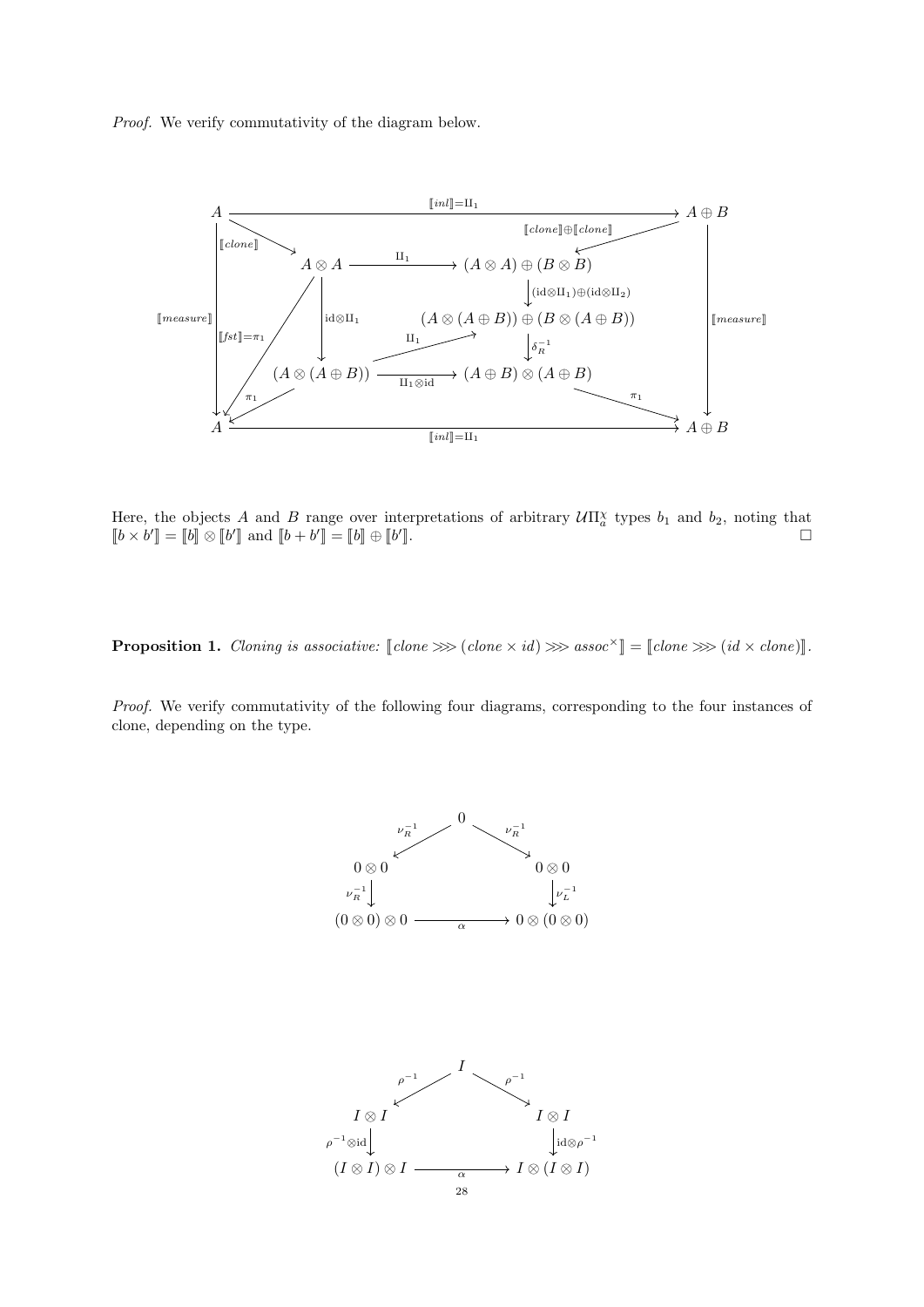*Proof.* We verify commutativity of the diagram below.

$$
\begin{array}{ccccc}
A & \xrightarrow{\llbracket inl \rrbracket = \amalg_1} & & & A \oplus B \\
\downarrow{\scriptstyle \llbracket clone \rrbracket} & \searrow & & \swarrow{\scriptstyle \llbracket clone \rrbracket \oplus \llbracket clone \rrbracket} & \\
& A \otimes A & \xrightarrow{\amalg_1} & (A \otimes A) \oplus (B \otimes B) & \\
{\scriptstyle \llbracket measure \rrbracket} & \downarrow{\scriptstyle \mathrm{id} \otimes \amalg_1} \quad {\scriptstyle \llbracket fst \rrbracket = \pi_1} & & \downarrow{\scriptstyle (\mathrm{id} \otimes \amalg_1) \oplus (\mathrm{id} \otimes \amalg_2)} & {\scriptstyle \llbracket measure \rrbracket} \\
& & \xrightarrow{\amalg_1} & (A \otimes (A \oplus B)) \oplus (B \otimes (A \oplus B)) & \\
& (A \otimes (A \oplus B)) & & \downarrow{\scriptstyle \delta_R^{-1}} & \\
& & \xrightarrow{\amalg_1 \otimes \mathrm{id}} & (A \oplus B) \otimes (A \oplus B) & \\
& \swarrow{\scriptstyle \pi_1} & & \searrow{\scriptstyle \pi_1} & \\
A & \xrightarrow{\llbracket inl \rrbracket = \amalg_1} & & & A \oplus B
\end{array}
$$

Here, the objects $A$ and $B$ range over interpretations of arbitrary $\mathcal{U}\Pi_a^\chi$ types $b_1$ and $b_2$, noting that $\llbracket b \times b' \rrbracket = \llbracket b \rrbracket \otimes \llbracket b' \rrbracket$ and $\llbracket b + b' \rrbracket = \llbracket b \rrbracket \oplus \llbracket b' \rrbracket$. $\square$

**Proposition 1.** *Cloning is associative:* $\llbracket clone \ggg (clone \times id) \ggg assoc^\times \rrbracket = \llbracket clone \ggg (id \times clone) \rrbracket$.

*Proof.* We verify commutativity of the following four diagrams, corresponding to the four instances of clone, depending on the type.

$$
\begin{array}{ccccc}
& & 0 & & \\
& \swarrow{\scriptstyle \nu_R^{-1}} & & \searrow{\scriptstyle \nu_R^{-1}} & \\
0 \otimes 0 & & & & 0 \otimes 0 \\
\downarrow{\scriptstyle \nu_R^{-1}} & & & & \downarrow{\scriptstyle \nu_L^{-1}} \\
(0 \otimes 0) \otimes 0 & & \xrightarrow{\alpha} & & 0 \otimes (0 \otimes 0)
\end{array}
$$

$$
\begin{array}{ccccc}
& & I & & \\
& \swarrow{\scriptstyle \rho^{-1}} & & \searrow{\scriptstyle \rho^{-1}} & \\
I \otimes I & & & & I \otimes I \\
\downarrow{\scriptstyle \rho^{-1} \otimes \mathrm{id}} & & & & \downarrow{\scriptstyle \mathrm{id} \otimes \rho^{-1}} \\
(I \otimes I) \otimes I & & \xrightarrow{\alpha} & & I \otimes (I \otimes I)
\end{array}
$$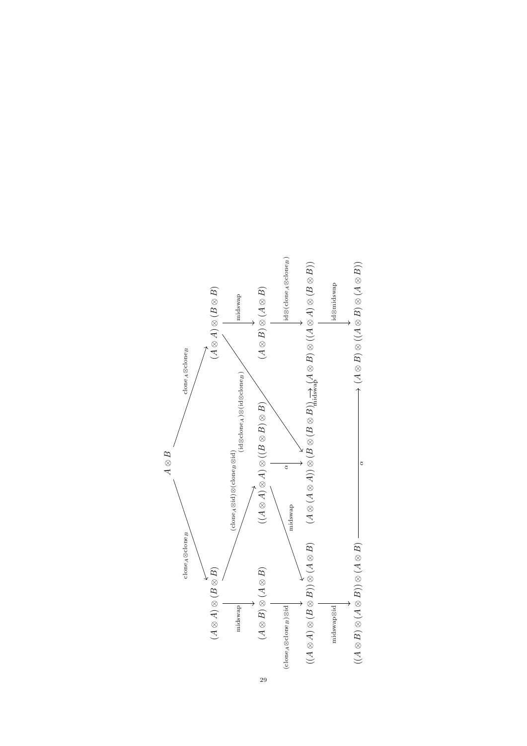$$A \otimes B \xrightarrow{\mathrm{clone}_A \otimes \mathrm{clone}_B} (A \otimes A) \otimes (B \otimes B)$$

$$A \otimes B \xrightarrow{\mathrm{clone}_A \otimes \mathrm{clone}_B} (A \otimes A) \otimes (B \otimes B)$$

$$(A \otimes A) \otimes (B \otimes B) \xrightarrow{\mathrm{midswap}} (A \otimes B) \otimes (A \otimes B) \xrightarrow{(\mathrm{clone}_A \otimes \mathrm{clone}_B) \otimes \mathrm{id}} ((A \otimes A) \otimes (B \otimes B)) \otimes (A \otimes B) \xrightarrow{\mathrm{midswap} \otimes \mathrm{id}} ((A \otimes B) \otimes (A \otimes B)) \otimes (A \otimes B)$$

$$(A \otimes A) \otimes (B \otimes B) \xrightarrow{(\mathrm{clone}_A \otimes \mathrm{id}) \otimes (\mathrm{clone}_B \otimes \mathrm{id})} ((A \otimes A) \otimes A) \otimes ((B \otimes B) \otimes B)$$

$$((A \otimes A) \otimes A) \otimes ((B \otimes B) \otimes B) \xrightarrow{\mathrm{midswap}} ((A \otimes A) \otimes (B \otimes B)) \otimes (A \otimes B)$$

$$((A \otimes A) \otimes A) \otimes ((B \otimes B) \otimes B) \xrightarrow{\alpha} (A \otimes (A \otimes A)) \otimes (B \otimes (B \otimes B)) \xrightarrow{\mathrm{midswap}} (A \otimes B) \otimes ((A \otimes A) \otimes (B \otimes B))$$

$$(A \otimes A) \otimes (B \otimes B) \xrightarrow{(\mathrm{id} \otimes \mathrm{clone}_A) \otimes (\mathrm{id} \otimes \mathrm{clone}_B)} (A \otimes (A \otimes A)) \otimes (B \otimes (B \otimes B))$$

$$(A \otimes A) \otimes (B \otimes B) \xrightarrow{\mathrm{midswap}} (A \otimes B) \otimes (A \otimes B) \xrightarrow{\mathrm{id} \otimes (\mathrm{clone}_A \otimes \mathrm{clone}_B)} (A \otimes B) \otimes ((A \otimes A) \otimes (B \otimes B)) \xrightarrow{\mathrm{id} \otimes \mathrm{midswap}} (A \otimes B) \otimes ((A \otimes B) \otimes (A \otimes B))$$

$$((A \otimes B) \otimes (A \otimes B)) \otimes (A \otimes B) \xrightarrow{\alpha} (A \otimes B) \otimes ((A \otimes B) \otimes (A \otimes B))$$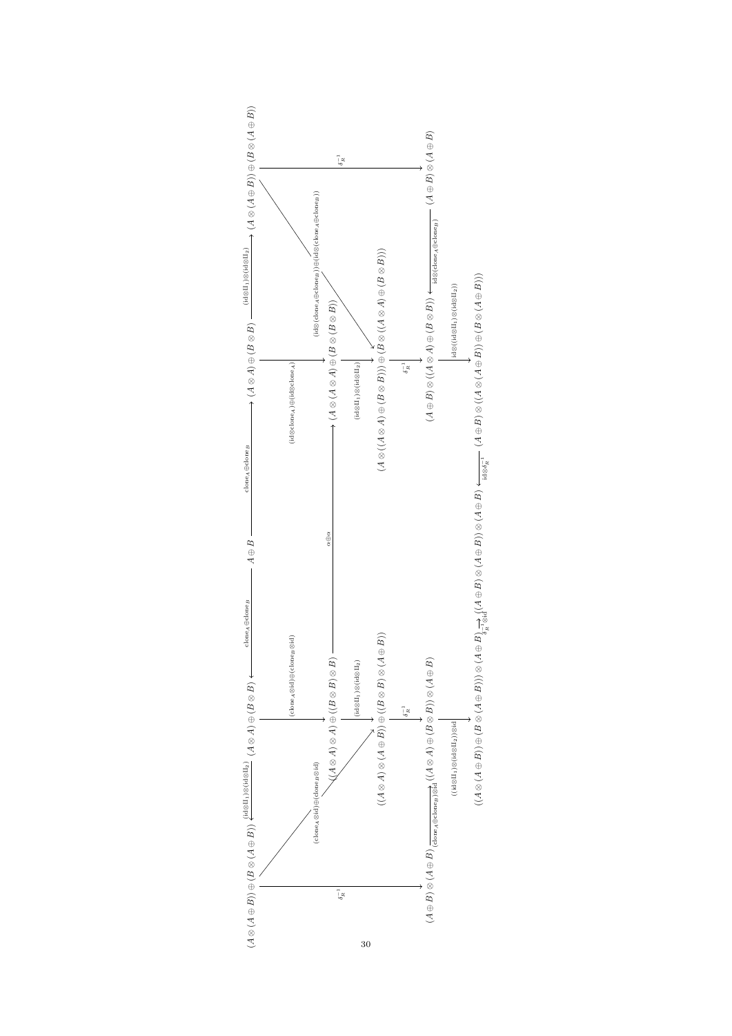$$
\begin{tikzcd}
(A\otimes(A\oplus B))\oplus(B\otimes(A\oplus B)) \arrow[dd, "\delta_R^{-1}"'] \arrow[rd, "(\mathrm{clone}_A\otimes\mathrm{id})\oplus(\mathrm{clone}_B\otimes\mathrm{id})"'] & (A\otimes A)\oplus(B\otimes B) \arrow[l, "(\mathrm{id}\otimes\amalg_1)\otimes(\mathrm{id}\otimes\amalg_2)"'] \arrow[d, "(\mathrm{clone}_A\otimes\mathrm{id})\oplus(\mathrm{clone}_B\otimes\mathrm{id})"] & A\oplus B \arrow[l, "\mathrm{clone}_A\oplus\mathrm{clone}_B"'] \arrow[r, "\mathrm{clone}_A\oplus\mathrm{clone}_B"] & (A\otimes A)\oplus(B\otimes B) \arrow[r, "(\mathrm{id}\otimes\amalg_1)\otimes(\mathrm{id}\otimes\amalg_2)"] \arrow[d, "(\mathrm{id}\otimes\mathrm{clone}_A)\oplus(\mathrm{id}\otimes\mathrm{clone}_A)"] & (A\otimes(A\oplus B))\oplus(B\otimes(A\oplus B)) \arrow[dd, "\delta_R^{-1}"] \arrow[ld, "(\mathrm{id}\otimes(\mathrm{clone}_A\oplus\mathrm{clone}_B))\oplus(\mathrm{id}\otimes(\mathrm{clone}_A\oplus\mathrm{clone}_B))"] \\
 & ((A\otimes A)\otimes A)\oplus((B\otimes B)\otimes B) \arrow[rr, "\alpha\oplus\alpha"] \arrow[d, "(\mathrm{id}\otimes\amalg_1)\otimes(\mathrm{id}\otimes\amalg_2)"] & & (A\otimes(A\otimes A))\oplus(B\otimes(B\otimes B)) \arrow[d, "(\mathrm{id}\otimes\amalg_1)\otimes(\mathrm{id}\otimes\amalg_2)"] & \\
 & ((A\otimes A)\otimes(A\oplus B))\oplus((B\otimes B)\otimes(A\oplus B)) \arrow[d, "\delta_R^{-1}"] & & (A\otimes((A\otimes A)\oplus(B\otimes B)))\oplus(B\otimes((A\otimes A)\oplus(B\otimes B))) \arrow[d, "\delta_R^{-1}"] & \\
(A\oplus B)\otimes(A\oplus B) \arrow[r, "(\mathrm{clone}_A\oplus\mathrm{clone}_B)\otimes\mathrm{id}"] & ((A\otimes A)\oplus(B\otimes B))\otimes(A\oplus B) \arrow[d, "((\mathrm{id}\otimes\amalg_1)\otimes(\mathrm{id}\otimes\amalg_2))\otimes\mathrm{id}"] & & (A\oplus B)\otimes((A\otimes A)\oplus(B\otimes B)) \arrow[d, "\mathrm{id}\otimes((\mathrm{id}\otimes\amalg_1)\otimes(\mathrm{id}\otimes\amalg_2))"] & (A\oplus B)\otimes(A\oplus B) \arrow[l, "\mathrm{id}\otimes(\mathrm{clone}_A\oplus\mathrm{clone}_B)"'] \\
 & ((A\otimes(A\oplus B))\oplus(B\otimes(A\oplus B)))\otimes(A\oplus B) \arrow[r, "\delta_R^{-1}\otimes\mathrm{id}"] & ((A\oplus B)\otimes(A\oplus B))\otimes(A\oplus B) & (A\oplus B)\otimes((A\otimes(A\oplus B))\oplus(B\otimes(A\oplus B))) \arrow[l, "\mathrm{id}\otimes\delta_R^{-1}"'] &
\end{tikzcd}
$$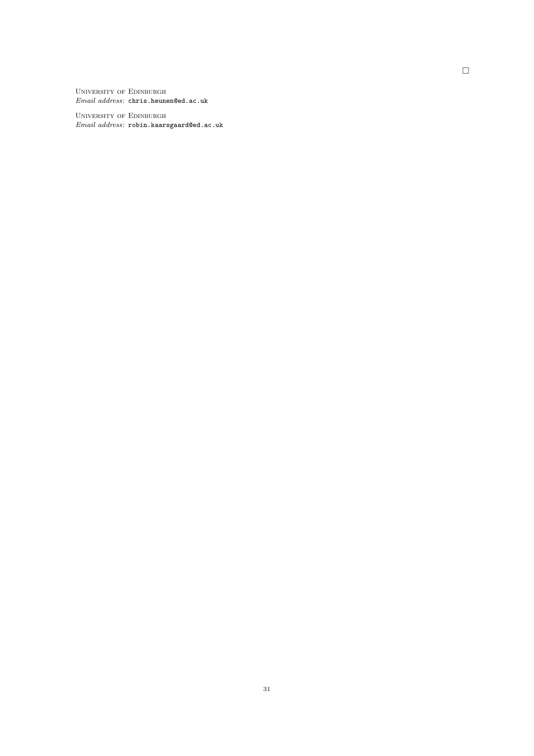$\square$

University of Edinburgh
*Email address*: chris.heunen@ed.ac.uk

University of Edinburgh
*Email address*: robin.kaarsgaard@ed.ac.uk